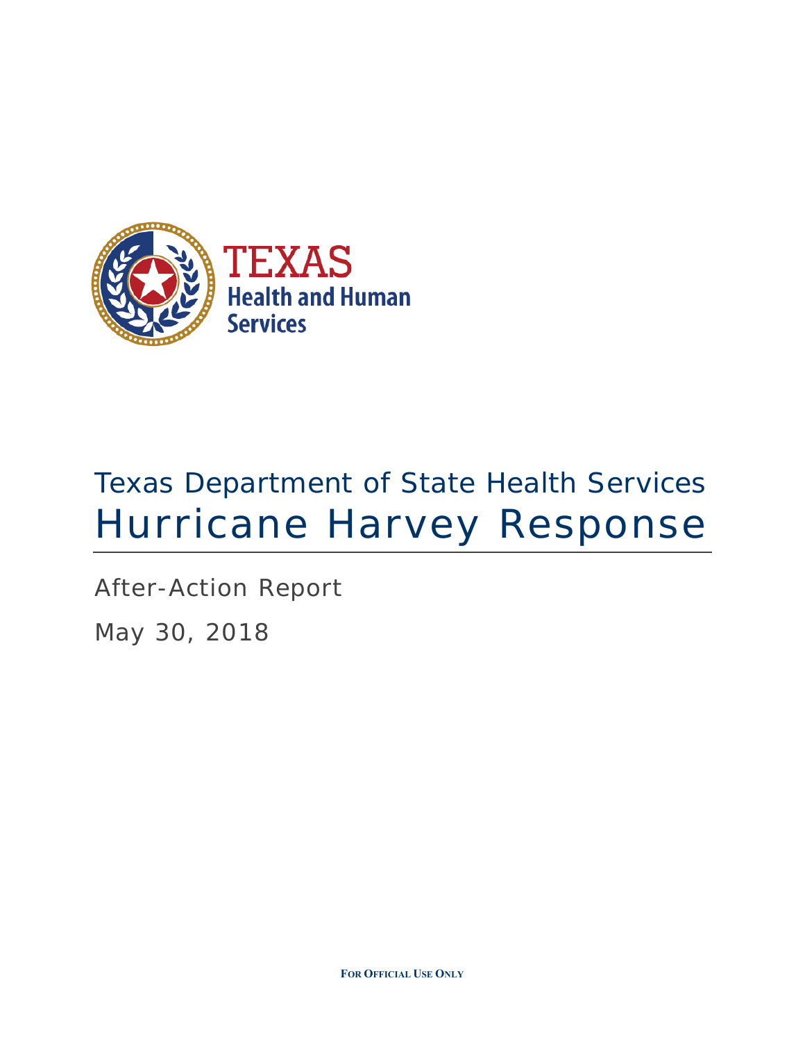TEXAS
Health and Human Services

# Texas Department of State Health Services

# Hurricane Harvey Response

After-Action Report

May 30, 2018

**FOR OFFICIAL USE ONLY**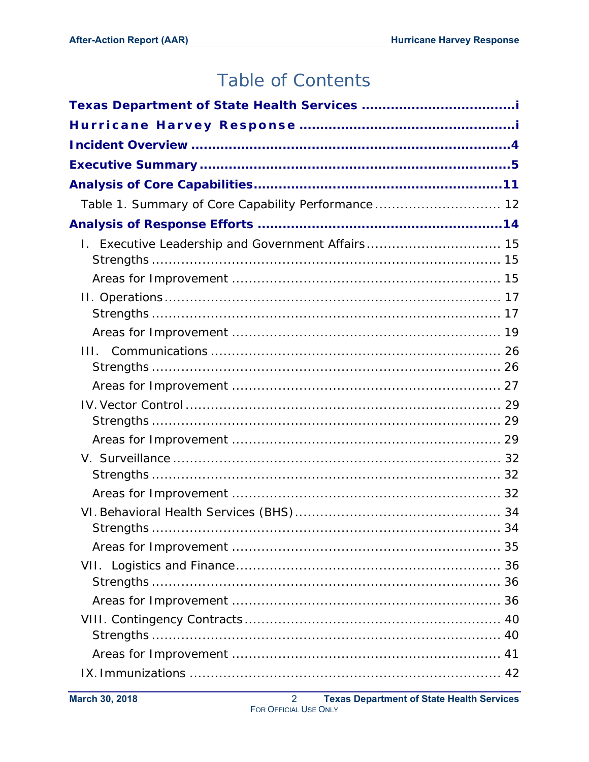# Table of Contents

**Texas Department of State Health Services ....................................i**

**Hurricane Harvey Response ....................................i**

**Incident Overview ....................................4**

**Executive Summary ....................................5**

**Analysis of Core Capabilities....................................11**

Table 1. Summary of Core Capability Performance .................................... 12

**Analysis of Response Efforts ....................................14**

I. Executive Leadership and Government Affairs .................................... 15
- Strengths .................................... 15
- Areas for Improvement .................................... 15

II. Operations .................................... 17
- Strengths .................................... 17
- Areas for Improvement .................................... 19

III. Communications .................................... 26
- Strengths .................................... 26
- Areas for Improvement .................................... 27

IV. Vector Control .................................... 29
- Strengths .................................... 29
- Areas for Improvement .................................... 29

V. Surveillance .................................... 32
- Strengths .................................... 32
- Areas for Improvement .................................... 32

VI. Behavioral Health Services (BHS) .................................... 34
- Strengths .................................... 34
- Areas for Improvement .................................... 35

VII. Logistics and Finance .................................... 36
- Strengths .................................... 36
- Areas for Improvement .................................... 36

VIII. Contingency Contracts .................................... 40
- Strengths .................................... 40
- Areas for Improvement .................................... 41

IX. Immunizations .................................... 42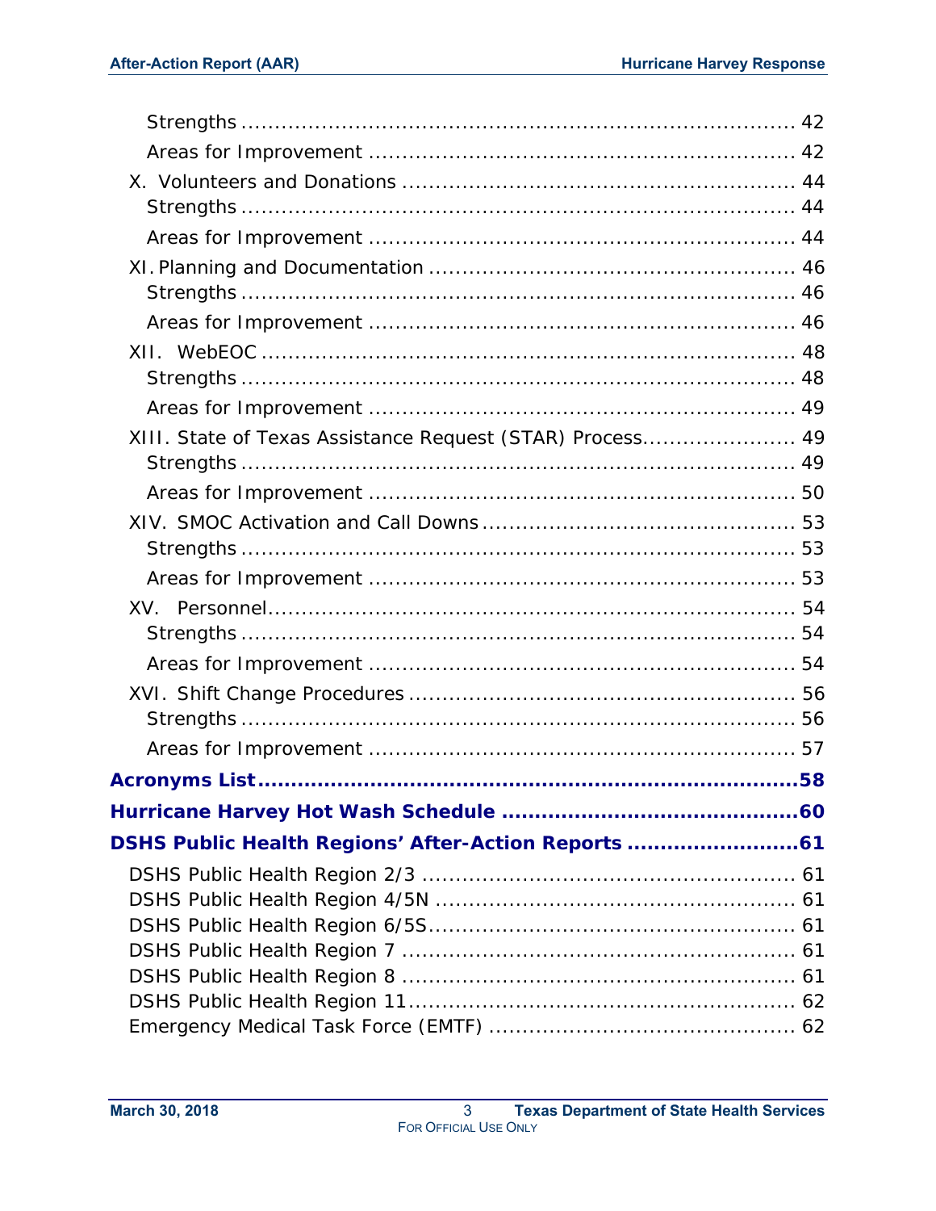Strengths ................................................................................ 42

Areas for Improvement ............................................................. 42

X. Volunteers and Donations ........................................................ 44

Strengths ................................................................................ 44

Areas for Improvement ............................................................. 44

XI. Planning and Documentation .................................................... 46

Strengths ................................................................................ 46

Areas for Improvement ............................................................. 46

XII. WebEOC ................................................................................ 48

Strengths ................................................................................ 48

Areas for Improvement ............................................................. 49

XIII. State of Texas Assistance Request (STAR) Process...................... 49

Strengths ................................................................................ 49

Areas for Improvement ............................................................. 50

XIV. SMOC Activation and Call Downs ............................................. 53

Strengths ................................................................................ 53

Areas for Improvement ............................................................. 53

XV. Personnel................................................................................ 54

Strengths ................................................................................ 54

Areas for Improvement ............................................................. 54

XVI. Shift Change Procedures ........................................................ 56

Strengths ................................................................................ 56

Areas for Improvement ............................................................. 57

**Acronyms List.....................................................................................58**

**Hurricane Harvey Hot Wash Schedule ...........................................60**

**DSHS Public Health Regions' After-Action Reports .........................61**

DSHS Public Health Region 2/3 ...................................................... 61

DSHS Public Health Region 4/5N .................................................... 61

DSHS Public Health Region 6/5S...................................................... 61

DSHS Public Health Region 7 .......................................................... 61

DSHS Public Health Region 8 .......................................................... 61

DSHS Public Health Region 11......................................................... 62

Emergency Medical Task Force (EMTF) ............................................. 62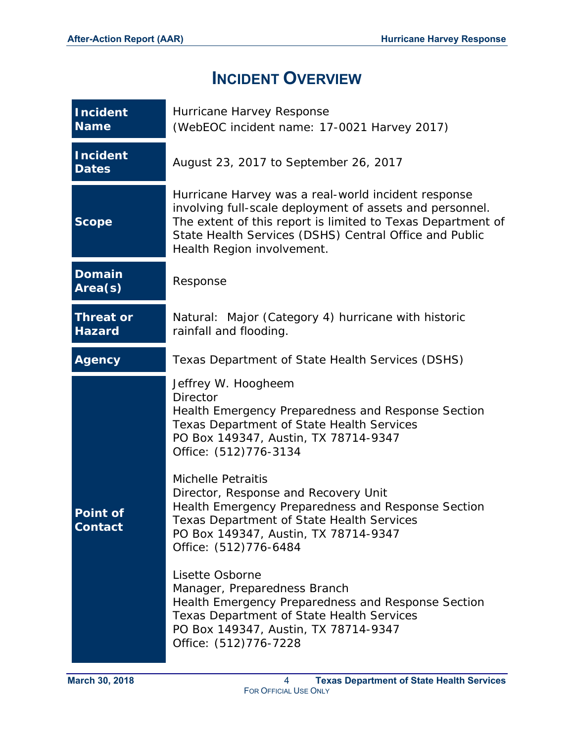# Incident Overview

| | |
|---|---|
| **Incident Name** | Hurricane Harvey Response<br>(WebEOC incident name: 17-0021 Harvey 2017) |
| **Incident Dates** | August 23, 2017 to September 26, 2017 |
| **Scope** | Hurricane Harvey was a real-world incident response involving full-scale deployment of assets and personnel. The extent of this report is limited to Texas Department of State Health Services (DSHS) Central Office and Public Health Region involvement. |
| **Domain Area(s)** | Response |
| **Threat or Hazard** | Natural:  Major (Category 4) hurricane with historic rainfall and flooding. |
| **Agency** | Texas Department of State Health Services (DSHS) |
| **Point of Contact** | Jeffrey W. Hoogheem<br>Director<br>Health Emergency Preparedness and Response Section<br>Texas Department of State Health Services<br>PO Box 149347, Austin, TX 78714-9347<br>Office: (512)776-3134<br><br>Michelle Petraitis<br>Director, Response and Recovery Unit<br>Health Emergency Preparedness and Response Section<br>Texas Department of State Health Services<br>PO Box 149347, Austin, TX 78714-9347<br>Office: (512)776-6484<br><br>Lisette Osborne<br>Manager, Preparedness Branch<br>Health Emergency Preparedness and Response Section<br>Texas Department of State Health Services<br>PO Box 149347, Austin, TX 78714-9347<br>Office: (512)776-7228 |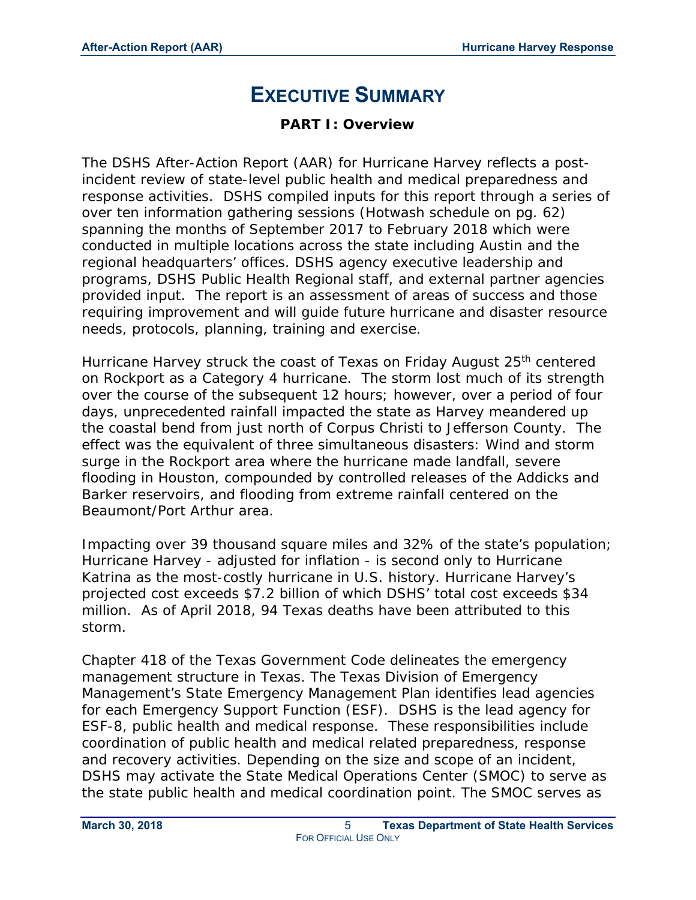# EXECUTIVE SUMMARY

## PART I: Overview

The DSHS After-Action Report (AAR) for Hurricane Harvey reflects a post-incident review of state-level public health and medical preparedness and response activities. DSHS compiled inputs for this report through a series of over ten information gathering sessions (Hotwash schedule on pg. 62) spanning the months of September 2017 to February 2018 which were conducted in multiple locations across the state including Austin and the regional headquarters' offices. DSHS agency executive leadership and programs, DSHS Public Health Regional staff, and external partner agencies provided input. The report is an assessment of areas of success and those requiring improvement and will guide future hurricane and disaster resource needs, protocols, planning, training and exercise.

Hurricane Harvey struck the coast of Texas on Friday August 25th centered on Rockport as a Category 4 hurricane. The storm lost much of its strength over the course of the subsequent 12 hours; however, over a period of four days, unprecedented rainfall impacted the state as Harvey meandered up the coastal bend from just north of Corpus Christi to Jefferson County. The effect was the equivalent of three simultaneous disasters: Wind and storm surge in the Rockport area where the hurricane made landfall, severe flooding in Houston, compounded by controlled releases of the Addicks and Barker reservoirs, and flooding from extreme rainfall centered on the Beaumont/Port Arthur area.

Impacting over 39 thousand square miles and 32% of the state's population; Hurricane Harvey - adjusted for inflation - is second only to Hurricane Katrina as the most-costly hurricane in U.S. history. Hurricane Harvey's projected cost exceeds $7.2 billion of which DSHS' total cost exceeds $34 million. As of April 2018, 94 Texas deaths have been attributed to this storm.

Chapter 418 of the Texas Government Code delineates the emergency management structure in Texas. The Texas Division of Emergency Management's State Emergency Management Plan identifies lead agencies for each Emergency Support Function (ESF). DSHS is the lead agency for ESF-8, public health and medical response. These responsibilities include coordination of public health and medical related preparedness, response and recovery activities. Depending on the size and scope of an incident, DSHS may activate the State Medical Operations Center (SMOC) to serve as the state public health and medical coordination point. The SMOC serves as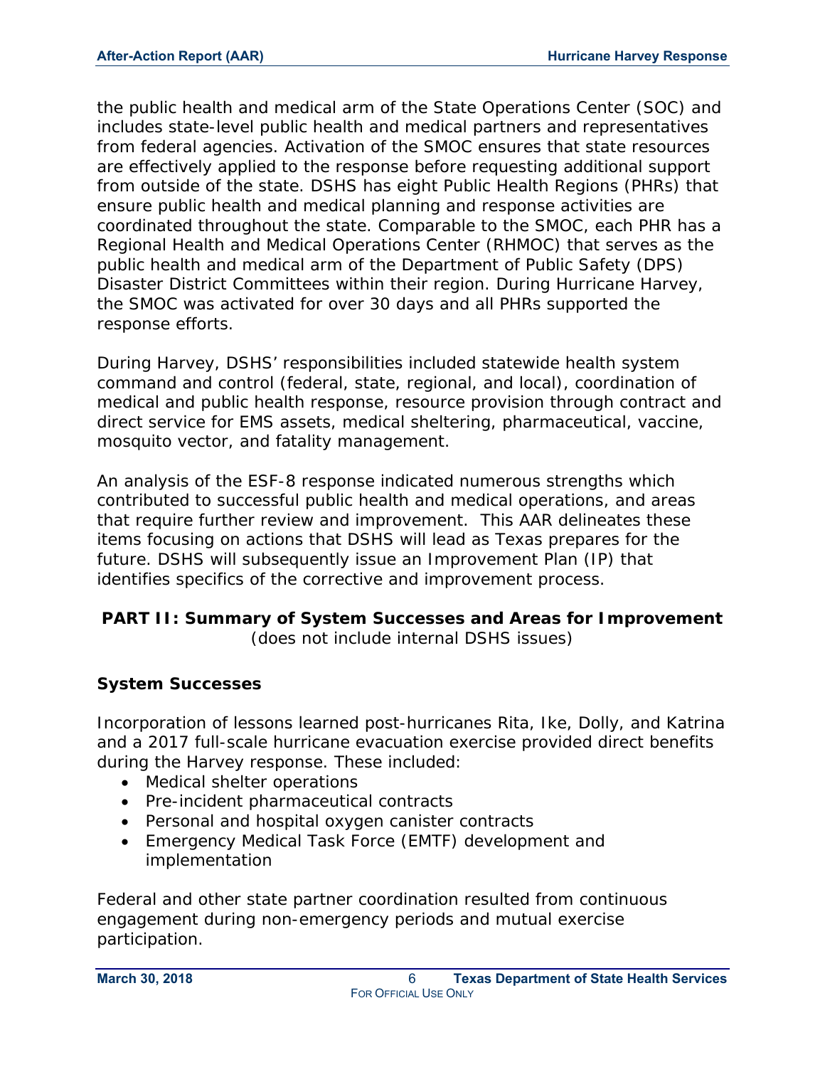the public health and medical arm of the State Operations Center (SOC) and includes state-level public health and medical partners and representatives from federal agencies. Activation of the SMOC ensures that state resources are effectively applied to the response before requesting additional support from outside of the state. DSHS has eight Public Health Regions (PHRs) that ensure public health and medical planning and response activities are coordinated throughout the state. Comparable to the SMOC, each PHR has a Regional Health and Medical Operations Center (RHMOC) that serves as the public health and medical arm of the Department of Public Safety (DPS) Disaster District Committees within their region. During Hurricane Harvey, the SMOC was activated for over 30 days and all PHRs supported the response efforts.

During Harvey, DSHS' responsibilities included statewide health system command and control (federal, state, regional, and local), coordination of medical and public health response, resource provision through contract and direct service for EMS assets, medical sheltering, pharmaceutical, vaccine, mosquito vector, and fatality management.

An analysis of the ESF-8 response indicated numerous strengths which contributed to successful public health and medical operations, and areas that require further review and improvement. This AAR delineates these items focusing on actions that DSHS will lead as Texas prepares for the future. DSHS will subsequently issue an Improvement Plan (IP) that identifies specifics of the corrective and improvement process.

## PART II: Summary of System Successes and Areas for Improvement

(does not include internal DSHS issues)

### System Successes

Incorporation of lessons learned post-hurricanes Rita, Ike, Dolly, and Katrina and a 2017 full-scale hurricane evacuation exercise provided direct benefits during the Harvey response. These included:

- Medical shelter operations
- Pre-incident pharmaceutical contracts
- Personal and hospital oxygen canister contracts
- Emergency Medical Task Force (EMTF) development and implementation

Federal and other state partner coordination resulted from continuous engagement during non-emergency periods and mutual exercise participation.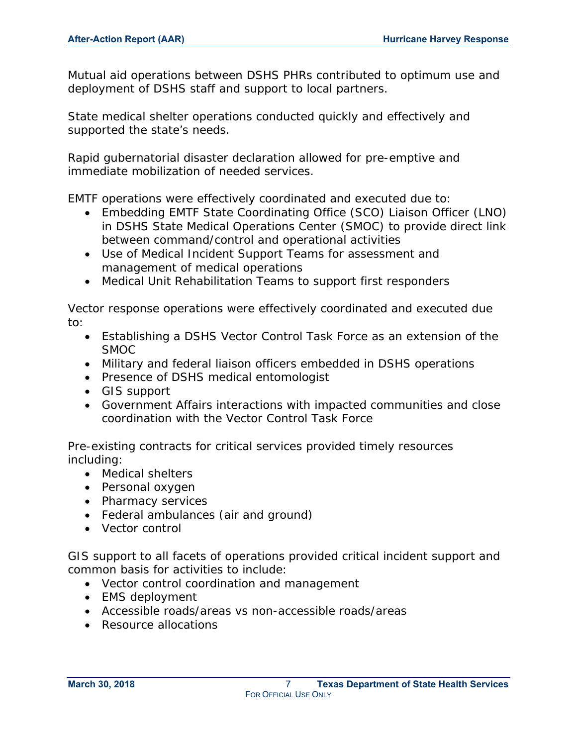Mutual aid operations between DSHS PHRs contributed to optimum use and deployment of DSHS staff and support to local partners.

State medical shelter operations conducted quickly and effectively and supported the state's needs.

Rapid gubernatorial disaster declaration allowed for pre-emptive and immediate mobilization of needed services.

EMTF operations were effectively coordinated and executed due to:

- Embedding EMTF State Coordinating Office (SCO) Liaison Officer (LNO) in DSHS State Medical Operations Center (SMOC) to provide direct link between command/control and operational activities
- Use of Medical Incident Support Teams for assessment and management of medical operations
- Medical Unit Rehabilitation Teams to support first responders

Vector response operations were effectively coordinated and executed due to:

- Establishing a DSHS Vector Control Task Force as an extension of the SMOC
- Military and federal liaison officers embedded in DSHS operations
- Presence of DSHS medical entomologist
- GIS support
- Government Affairs interactions with impacted communities and close coordination with the Vector Control Task Force

Pre-existing contracts for critical services provided timely resources including:

- Medical shelters
- Personal oxygen
- Pharmacy services
- Federal ambulances (air and ground)
- Vector control

GIS support to all facets of operations provided critical incident support and common basis for activities to include:

- Vector control coordination and management
- EMS deployment
- Accessible roads/areas vs non-accessible roads/areas
- Resource allocations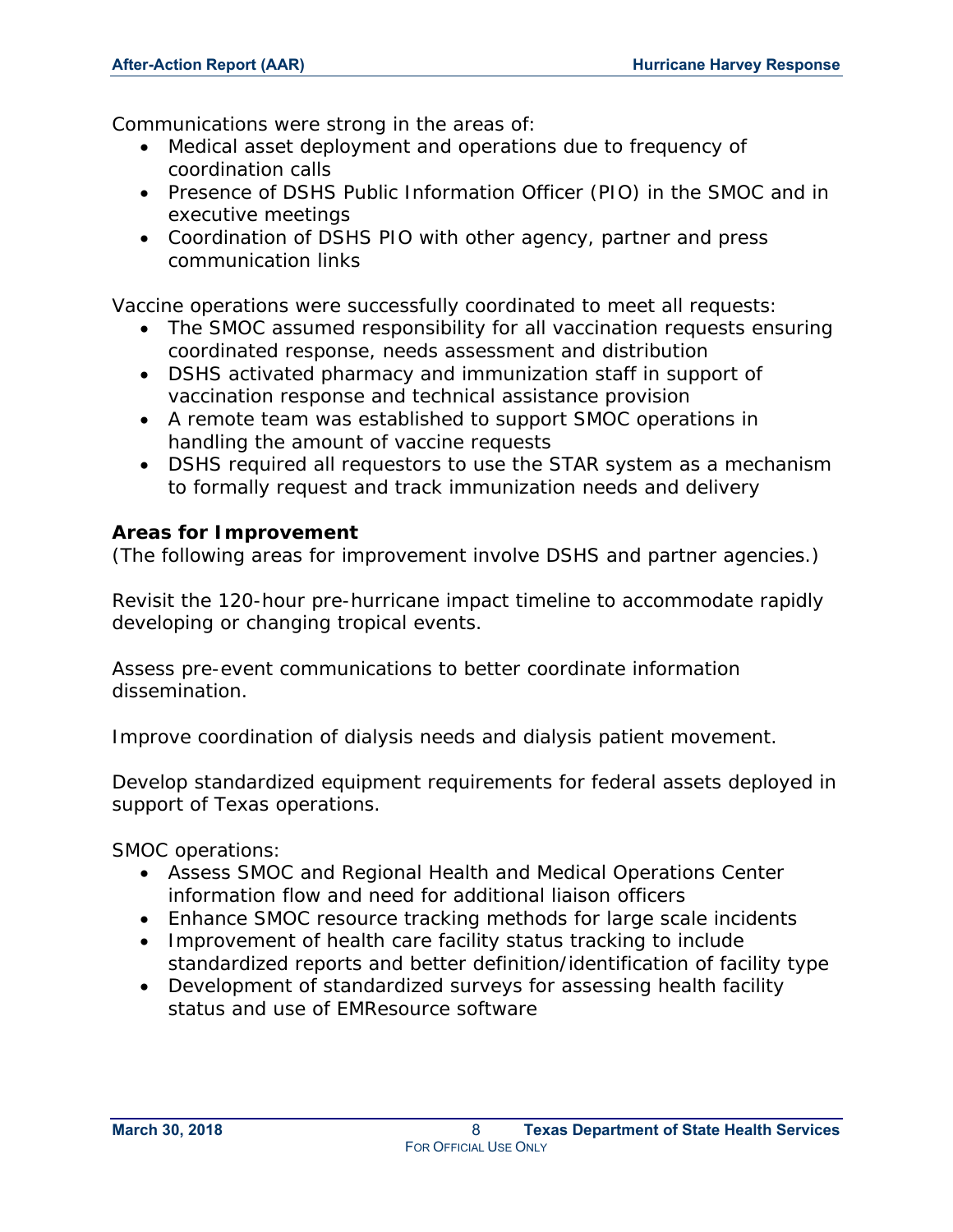Communications were strong in the areas of:

- Medical asset deployment and operations due to frequency of coordination calls
- Presence of DSHS Public Information Officer (PIO) in the SMOC and in executive meetings
- Coordination of DSHS PIO with other agency, partner and press communication links

Vaccine operations were successfully coordinated to meet all requests:

- The SMOC assumed responsibility for all vaccination requests ensuring coordinated response, needs assessment and distribution
- DSHS activated pharmacy and immunization staff in support of vaccination response and technical assistance provision
- A remote team was established to support SMOC operations in handling the amount of vaccine requests
- DSHS required all requestors to use the STAR system as a mechanism to formally request and track immunization needs and delivery

**Areas for Improvement**

*(The following areas for improvement involve DSHS and partner agencies.)*

Revisit the 120-hour pre-hurricane impact timeline to accommodate rapidly developing or changing tropical events.

Assess pre-event communications to better coordinate information dissemination.

Improve coordination of dialysis needs and dialysis patient movement.

Develop standardized equipment requirements for federal assets deployed in support of Texas operations.

SMOC operations:

- Assess SMOC and Regional Health and Medical Operations Center information flow and need for additional liaison officers
- Enhance SMOC resource tracking methods for large scale incidents
- Improvement of health care facility status tracking to include standardized reports and better definition/identification of facility type
- Development of standardized surveys for assessing health facility status and use of EMResource software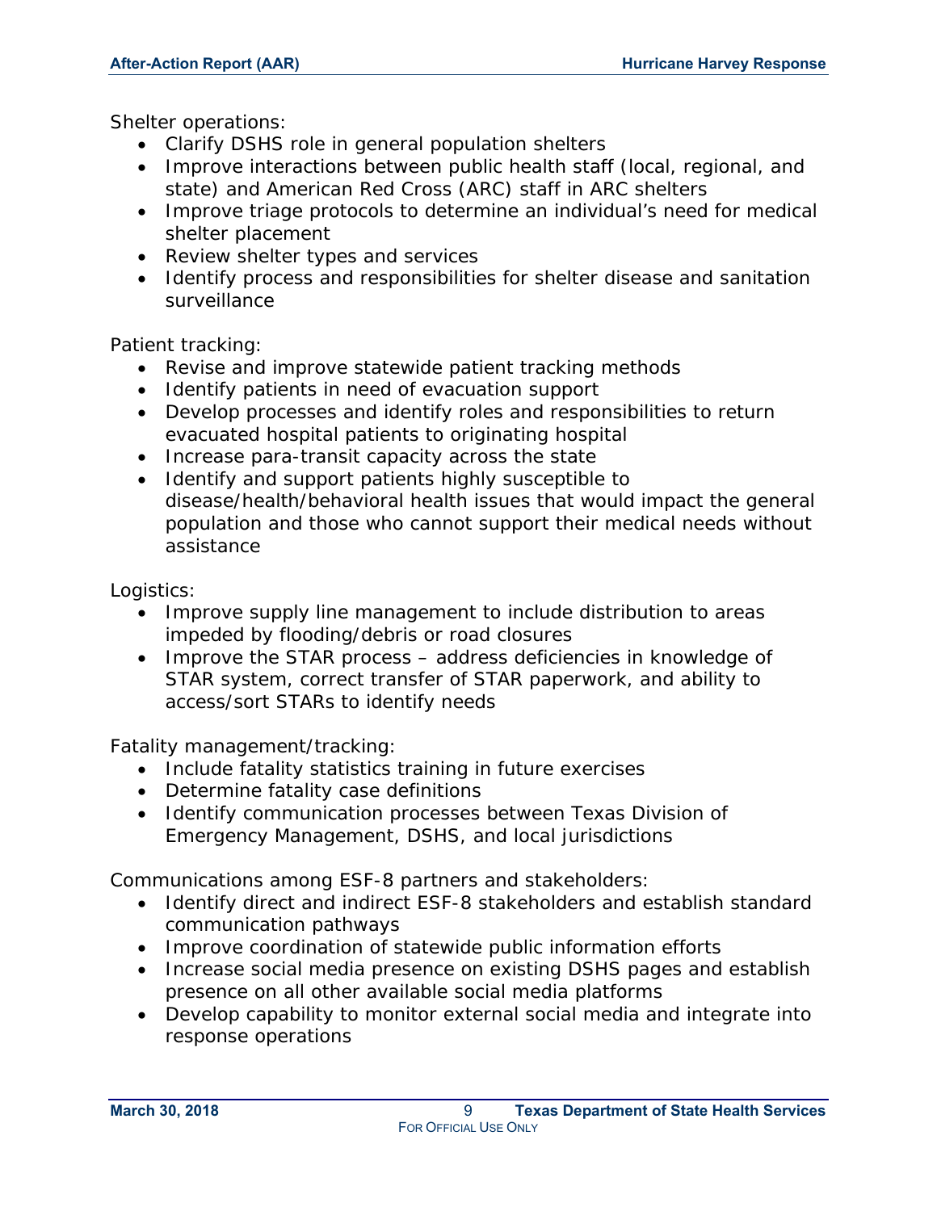Shelter operations:

- Clarify DSHS role in general population shelters
- Improve interactions between public health staff (local, regional, and state) and American Red Cross (ARC) staff in ARC shelters
- Improve triage protocols to determine an individual's need for medical shelter placement
- Review shelter types and services
- Identify process and responsibilities for shelter disease and sanitation surveillance

Patient tracking:

- Revise and improve statewide patient tracking methods
- Identify patients in need of evacuation support
- Develop processes and identify roles and responsibilities to return evacuated hospital patients to originating hospital
- Increase para-transit capacity across the state
- Identify and support patients highly susceptible to disease/health/behavioral health issues that would impact the general population and those who cannot support their medical needs without assistance

Logistics:

- Improve supply line management to include distribution to areas impeded by flooding/debris or road closures
- Improve the STAR process – address deficiencies in knowledge of STAR system, correct transfer of STAR paperwork, and ability to access/sort STARs to identify needs

Fatality management/tracking:

- Include fatality statistics training in future exercises
- Determine fatality case definitions
- Identify communication processes between Texas Division of Emergency Management, DSHS, and local jurisdictions

Communications among ESF-8 partners and stakeholders:

- Identify direct and indirect ESF-8 stakeholders and establish standard communication pathways
- Improve coordination of statewide public information efforts
- Increase social media presence on existing DSHS pages and establish presence on all other available social media platforms
- Develop capability to monitor external social media and integrate into response operations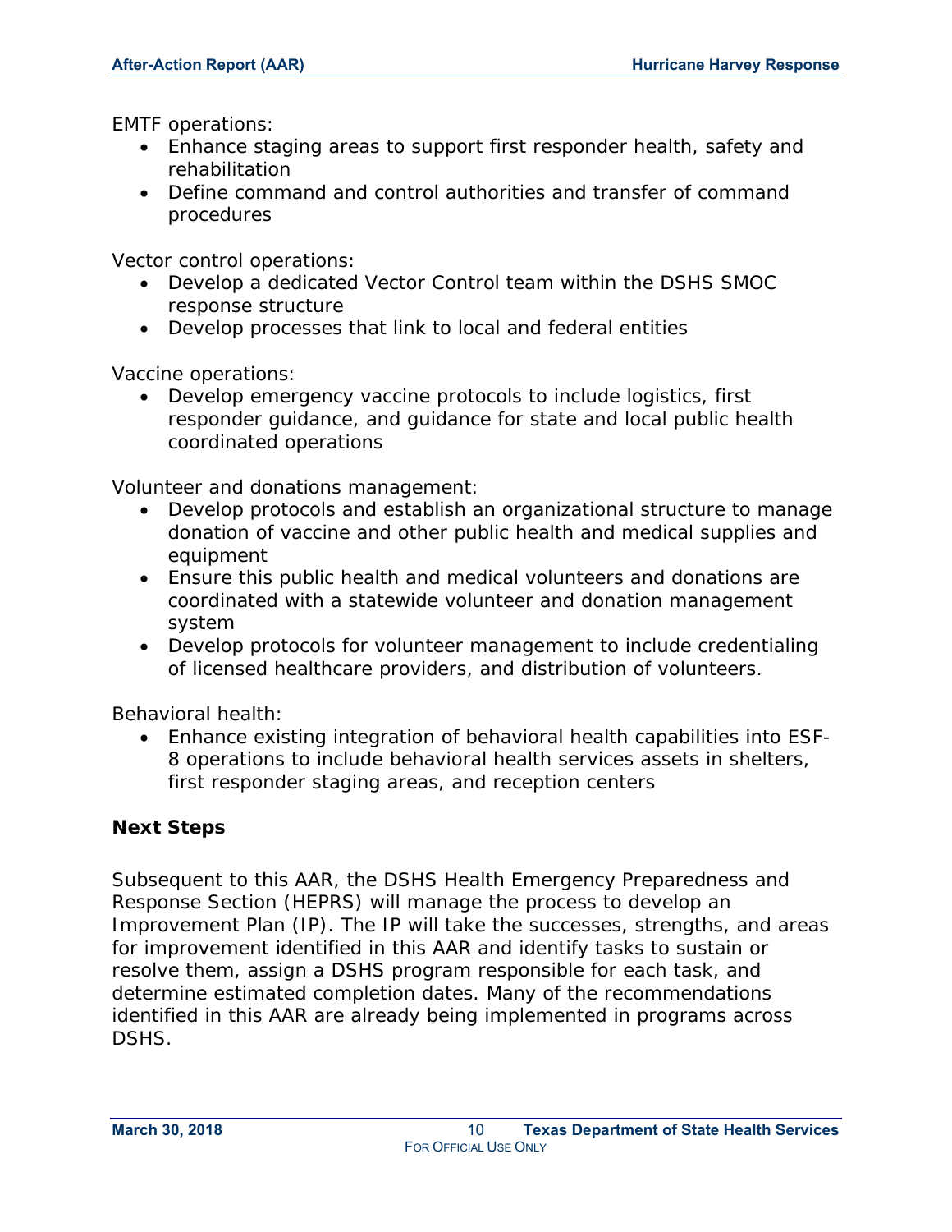EMTF operations:

- Enhance staging areas to support first responder health, safety and rehabilitation
- Define command and control authorities and transfer of command procedures

Vector control operations:

- Develop a dedicated Vector Control team within the DSHS SMOC response structure
- Develop processes that link to local and federal entities

Vaccine operations:

- Develop emergency vaccine protocols to include logistics, first responder guidance, and guidance for state and local public health coordinated operations

Volunteer and donations management:

- Develop protocols and establish an organizational structure to manage donation of vaccine and other public health and medical supplies and equipment
- Ensure this public health and medical volunteers and donations are coordinated with a statewide volunteer and donation management system
- Develop protocols for volunteer management to include credentialing of licensed healthcare providers, and distribution of volunteers.

Behavioral health:

- Enhance existing integration of behavioral health capabilities into ESF-8 operations to include behavioral health services assets in shelters, first responder staging areas, and reception centers

**Next Steps**

Subsequent to this AAR, the DSHS Health Emergency Preparedness and Response Section (HEPRS) will manage the process to develop an Improvement Plan (IP). The IP will take the successes, strengths, and areas for improvement identified in this AAR and identify tasks to sustain or resolve them, assign a DSHS program responsible for each task, and determine estimated completion dates. Many of the recommendations identified in this AAR are already being implemented in programs across DSHS.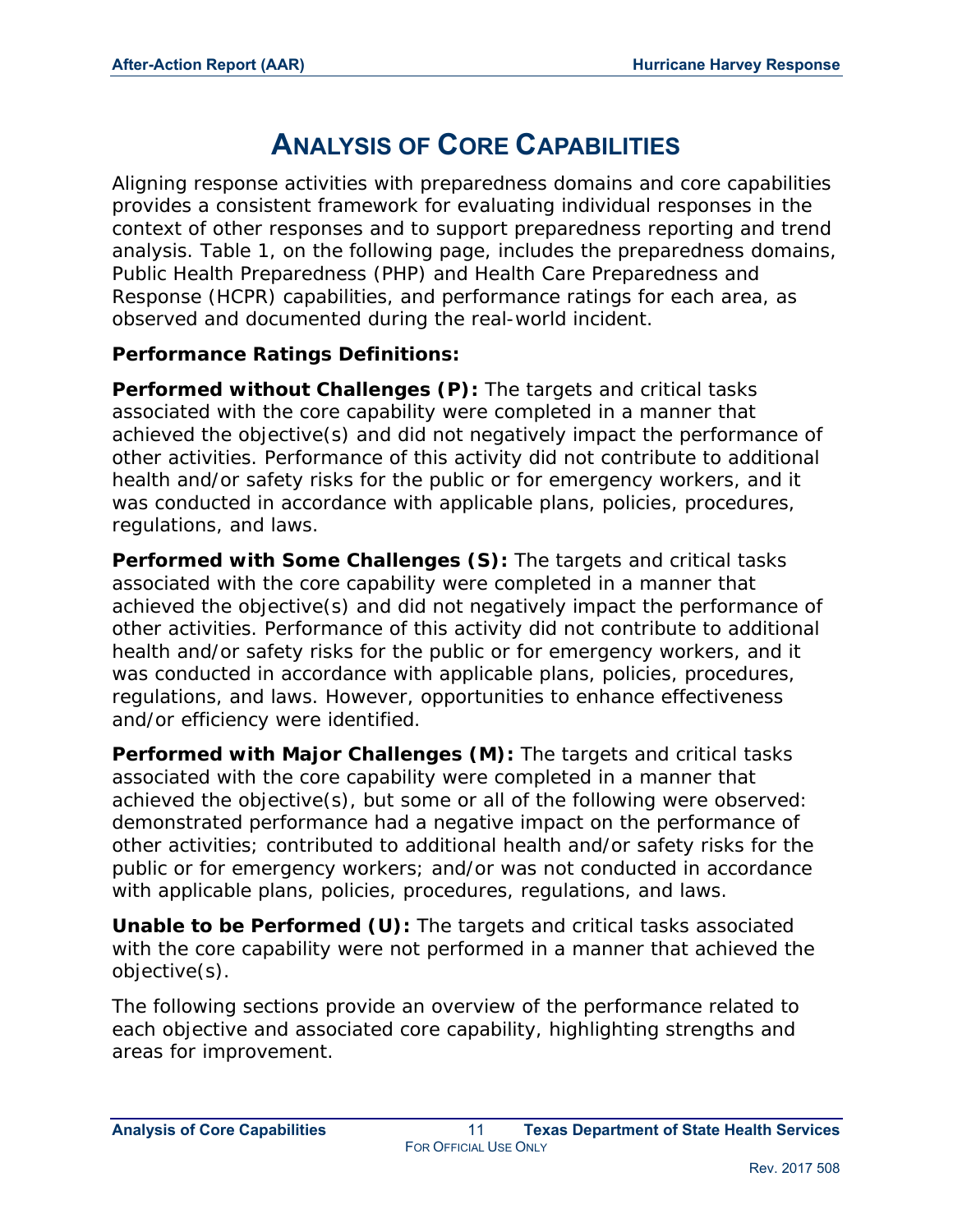# Analysis of Core Capabilities

Aligning response activities with preparedness domains and core capabilities provides a consistent framework for evaluating individual responses in the context of other responses and to support preparedness reporting and trend analysis. Table 1, on the following page, includes the preparedness domains, Public Health Preparedness (PHP) and Health Care Preparedness and Response (HCPR) capabilities, and performance ratings for each area, as observed and documented during the real-world incident.

**Performance Ratings Definitions:**

**Performed without Challenges (P):** The targets and critical tasks associated with the core capability were completed in a manner that achieved the objective(s) and did not negatively impact the performance of other activities. Performance of this activity did not contribute to additional health and/or safety risks for the public or for emergency workers, and it was conducted in accordance with applicable plans, policies, procedures, regulations, and laws.

**Performed with Some Challenges (S):** The targets and critical tasks associated with the core capability were completed in a manner that achieved the objective(s) and did not negatively impact the performance of other activities. Performance of this activity did not contribute to additional health and/or safety risks for the public or for emergency workers, and it was conducted in accordance with applicable plans, policies, procedures, regulations, and laws. However, opportunities to enhance effectiveness and/or efficiency were identified.

**Performed with Major Challenges (M):** The targets and critical tasks associated with the core capability were completed in a manner that achieved the objective(s), but some or all of the following were observed: demonstrated performance had a negative impact on the performance of other activities; contributed to additional health and/or safety risks for the public or for emergency workers; and/or was not conducted in accordance with applicable plans, policies, procedures, regulations, and laws.

**Unable to be Performed (U):** The targets and critical tasks associated with the core capability were not performed in a manner that achieved the objective(s).

The following sections provide an overview of the performance related to each objective and associated core capability, highlighting strengths and areas for improvement.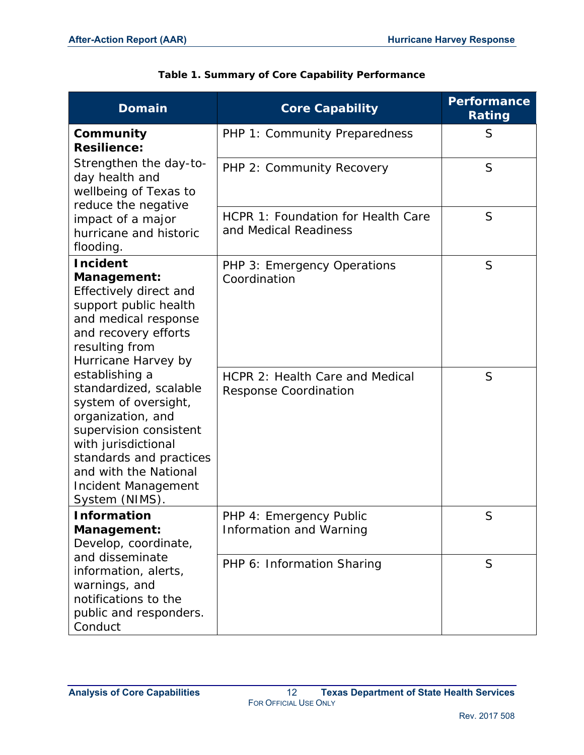**Table 1. Summary of Core Capability Performance**

| Domain | Core Capability | Performance Rating |
|---|---|---|
| **Community Resilience:** Strengthen the day-to-day health and wellbeing of Texas to reduce the negative impact of a major hurricane and historic flooding. | PHP 1: Community Preparedness | S |
| | PHP 2: Community Recovery | S |
| | HCPR 1: Foundation for Health Care and Medical Readiness | S |
| **Incident Management:** Effectively direct and support public health and medical response and recovery efforts resulting from Hurricane Harvey by establishing a standardized, scalable system of oversight, organization, and supervision consistent with jurisdictional standards and practices and with the National Incident Management System (NIMS). | PHP 3: Emergency Operations Coordination | S |
| | HCPR 2: Health Care and Medical Response Coordination | S |
| **Information Management:** Develop, coordinate, and disseminate information, alerts, warnings, and notifications to the public and responders. Conduct | PHP 4: Emergency Public Information and Warning | S |
| | PHP 6: Information Sharing | S |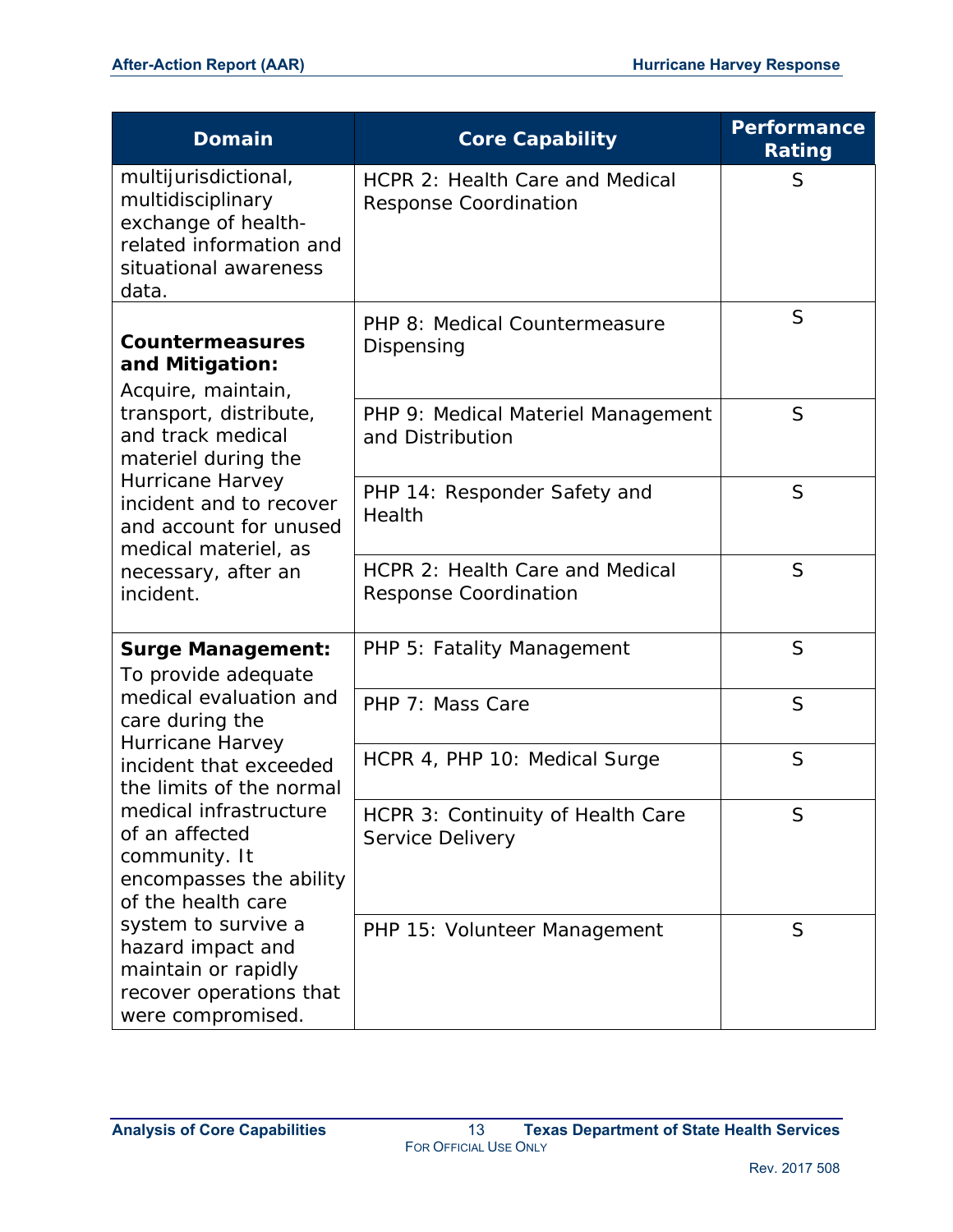| Domain | Core Capability | Performance Rating |
| --- | --- | --- |
| multijurisdictional, multidisciplinary exchange of health-related information and situational awareness data. | HCPR 2: Health Care and Medical Response Coordination | S |
| **Countermeasures and Mitigation:** Acquire, maintain, transport, distribute, and track medical materiel during the Hurricane Harvey incident and to recover and account for unused medical materiel, as necessary, after an incident. | PHP 8: Medical Countermeasure Dispensing | S |
| | PHP 9: Medical Materiel Management and Distribution | S |
| | PHP 14: Responder Safety and Health | S |
| | HCPR 2: Health Care and Medical Response Coordination | S |
| **Surge Management:** To provide adequate medical evaluation and care during the Hurricane Harvey incident that exceeded the limits of the normal medical infrastructure of an affected community. It encompasses the ability of the health care system to survive a hazard impact and maintain or rapidly recover operations that were compromised. | PHP 5: Fatality Management | S |
| | PHP 7: Mass Care | S |
| | HCPR 4, PHP 10: Medical Surge | S |
| | HCPR 3: Continuity of Health Care Service Delivery | S |
| | PHP 15: Volunteer Management | S |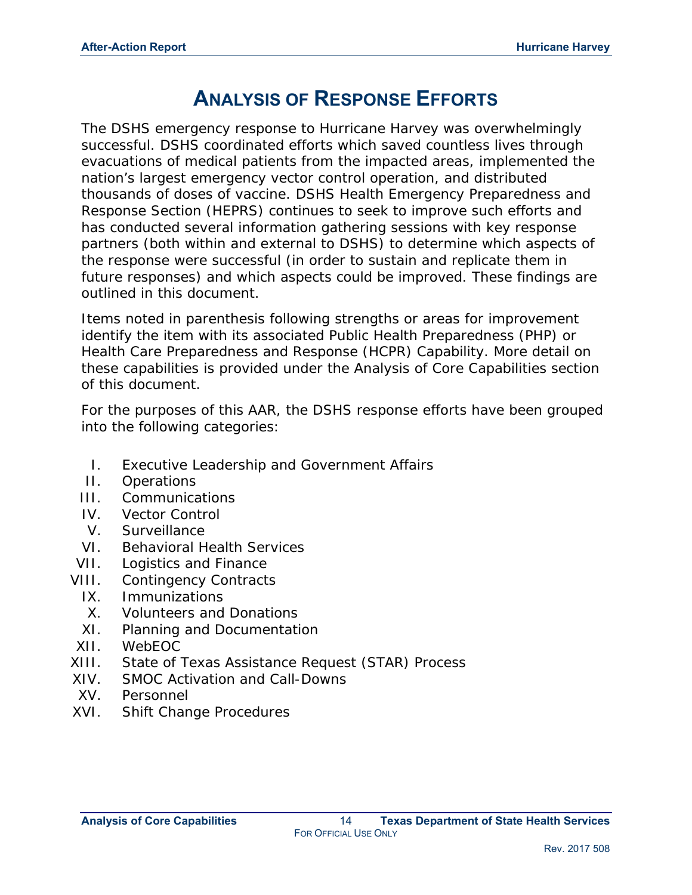# Analysis of Response Efforts

The DSHS emergency response to Hurricane Harvey was overwhelmingly successful. DSHS coordinated efforts which saved countless lives through evacuations of medical patients from the impacted areas, implemented the nation's largest emergency vector control operation, and distributed thousands of doses of vaccine. DSHS Health Emergency Preparedness and Response Section (HEPRS) continues to seek to improve such efforts and has conducted several information gathering sessions with key response partners (both within and external to DSHS) to determine which aspects of the response were successful (in order to sustain and replicate them in future responses) and which aspects could be improved. These findings are outlined in this document.

Items noted in parenthesis following strengths or areas for improvement identify the item with its associated Public Health Preparedness (PHP) or Health Care Preparedness and Response (HCPR) Capability. More detail on these capabilities is provided under the Analysis of Core Capabilities section of this document.

For the purposes of this AAR, the DSHS response efforts have been grouped into the following categories:

I. Executive Leadership and Government Affairs
II. Operations
III. Communications
IV. Vector Control
V. Surveillance
VI. Behavioral Health Services
VII. Logistics and Finance
VIII. Contingency Contracts
IX. Immunizations
X. Volunteers and Donations
XI. Planning and Documentation
XII. WebEOC
XIII. State of Texas Assistance Request (STAR) Process
XIV. SMOC Activation and Call-Downs
XV. Personnel
XVI. Shift Change Procedures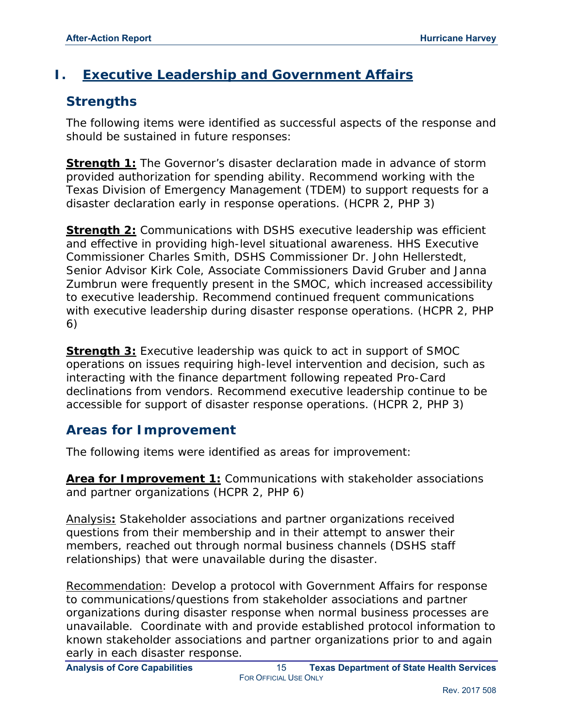# I. Executive Leadership and Government Affairs

## Strengths

The following items were identified as successful aspects of the response and should be sustained in future responses:

**Strength 1:** The Governor's disaster declaration made in advance of storm provided authorization for spending ability. Recommend working with the Texas Division of Emergency Management (TDEM) to support requests for a disaster declaration early in response operations. (HCPR 2, PHP 3)

**Strength 2:** Communications with DSHS executive leadership was efficient and effective in providing high-level situational awareness. HHS Executive Commissioner Charles Smith, DSHS Commissioner Dr. John Hellerstedt, Senior Advisor Kirk Cole, Associate Commissioners David Gruber and Janna Zumbrun were frequently present in the SMOC, which increased accessibility to executive leadership. Recommend continued frequent communications with executive leadership during disaster response operations. (HCPR 2, PHP 6)

**Strength 3:** Executive leadership was quick to act in support of SMOC operations on issues requiring high-level intervention and decision, such as interacting with the finance department following repeated Pro-Card declinations from vendors. Recommend executive leadership continue to be accessible for support of disaster response operations. (HCPR 2, PHP 3)

## Areas for Improvement

The following items were identified as areas for improvement:

**Area for Improvement 1:** Communications with stakeholder associations and partner organizations (HCPR 2, PHP 6)

Analysis**:** Stakeholder associations and partner organizations received questions from their membership and in their attempt to answer their members, reached out through normal business channels (DSHS staff relationships) that were unavailable during the disaster.

Recommendation: Develop a protocol with Government Affairs for response to communications/questions from stakeholder associations and partner organizations during disaster response when normal business processes are unavailable. Coordinate with and provide established protocol information to known stakeholder associations and partner organizations prior to and again early in each disaster response.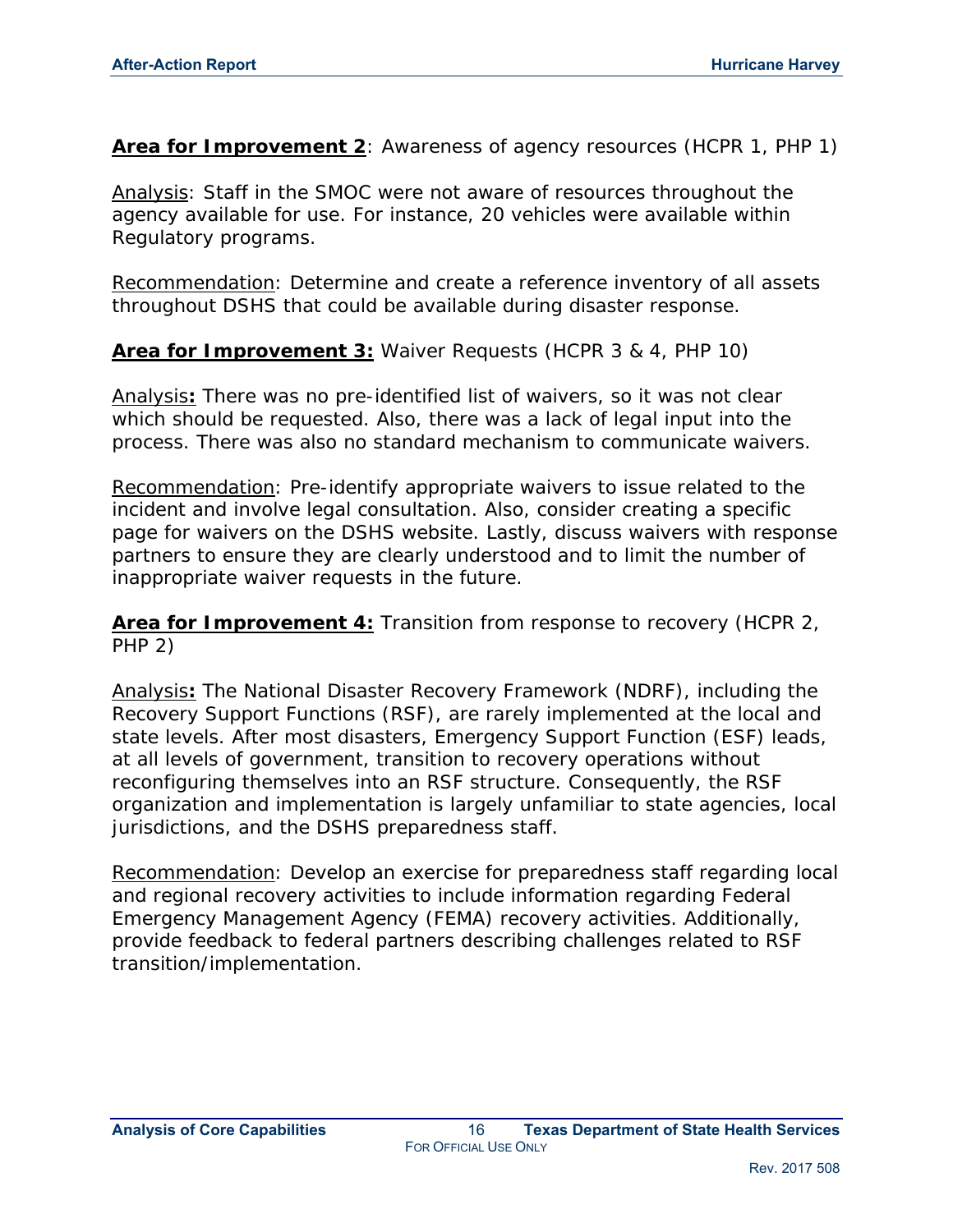**Area for Improvement 2**: Awareness of agency resources (HCPR 1, PHP 1)

Analysis: Staff in the SMOC were not aware of resources throughout the agency available for use. For instance, 20 vehicles were available within Regulatory programs.

Recommendation: Determine and create a reference inventory of all assets throughout DSHS that could be available during disaster response.

**Area for Improvement 3:** Waiver Requests (HCPR 3 & 4, PHP 10)

Analysis**:** There was no pre-identified list of waivers, so it was not clear which should be requested. Also, there was a lack of legal input into the process. There was also no standard mechanism to communicate waivers.

Recommendation: Pre-identify appropriate waivers to issue related to the incident and involve legal consultation. Also, consider creating a specific page for waivers on the DSHS website. Lastly, discuss waivers with response partners to ensure they are clearly understood and to limit the number of inappropriate waiver requests in the future.

**Area for Improvement 4:** Transition from response to recovery (HCPR 2, PHP 2)

Analysis**:** The National Disaster Recovery Framework (NDRF), including the Recovery Support Functions (RSF), are rarely implemented at the local and state levels. After most disasters, Emergency Support Function (ESF) leads, at all levels of government, transition to recovery operations without reconfiguring themselves into an RSF structure. Consequently, the RSF organization and implementation is largely unfamiliar to state agencies, local jurisdictions, and the DSHS preparedness staff.

Recommendation: Develop an exercise for preparedness staff regarding local and regional recovery activities to include information regarding Federal Emergency Management Agency (FEMA) recovery activities. Additionally, provide feedback to federal partners describing challenges related to RSF transition/implementation.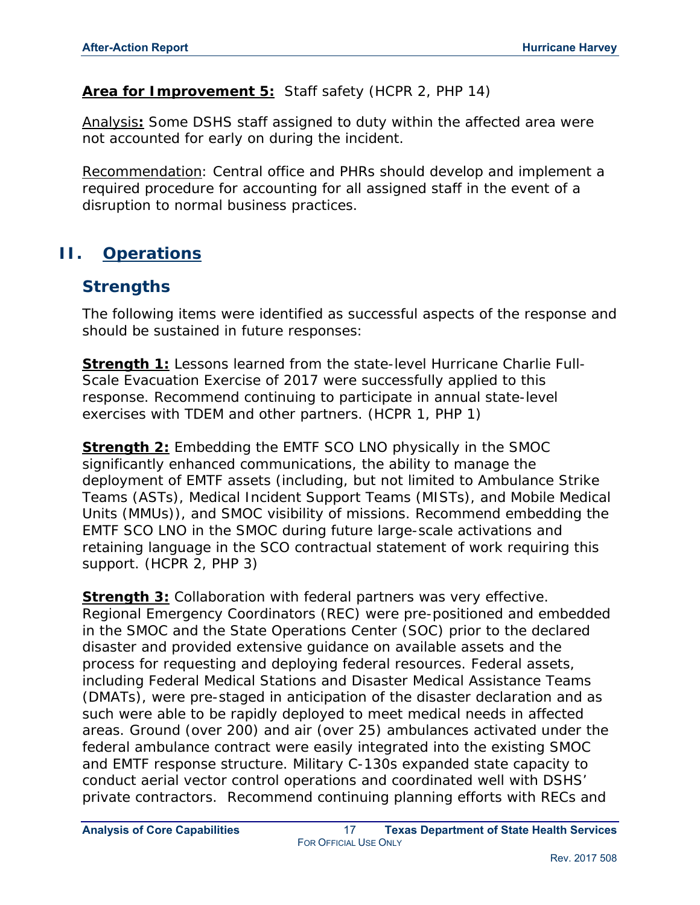**Area for Improvement 5:** Staff safety (HCPR 2, PHP 14)

Analysis**:** Some DSHS staff assigned to duty within the affected area were not accounted for early on during the incident.

Recommendation: Central office and PHRs should develop and implement a required procedure for accounting for all assigned staff in the event of a disruption to normal business practices.

# II. Operations

## Strengths

The following items were identified as successful aspects of the response and should be sustained in future responses:

**Strength 1:** Lessons learned from the state-level Hurricane Charlie Full-Scale Evacuation Exercise of 2017 were successfully applied to this response. Recommend continuing to participate in annual state-level exercises with TDEM and other partners. (HCPR 1, PHP 1)

**Strength 2:** Embedding the EMTF SCO LNO physically in the SMOC significantly enhanced communications, the ability to manage the deployment of EMTF assets (including, but not limited to Ambulance Strike Teams (ASTs), Medical Incident Support Teams (MISTs), and Mobile Medical Units (MMUs)), and SMOC visibility of missions. Recommend embedding the EMTF SCO LNO in the SMOC during future large-scale activations and retaining language in the SCO contractual statement of work requiring this support. (HCPR 2, PHP 3)

**Strength 3:** Collaboration with federal partners was very effective. Regional Emergency Coordinators (REC) were pre-positioned and embedded in the SMOC and the State Operations Center (SOC) prior to the declared disaster and provided extensive guidance on available assets and the process for requesting and deploying federal resources. Federal assets, including Federal Medical Stations and Disaster Medical Assistance Teams (DMATs), were pre-staged in anticipation of the disaster declaration and as such were able to be rapidly deployed to meet medical needs in affected areas. Ground (over 200) and air (over 25) ambulances activated under the federal ambulance contract were easily integrated into the existing SMOC and EMTF response structure. Military C-130s expanded state capacity to conduct aerial vector control operations and coordinated well with DSHS' private contractors. Recommend continuing planning efforts with RECs and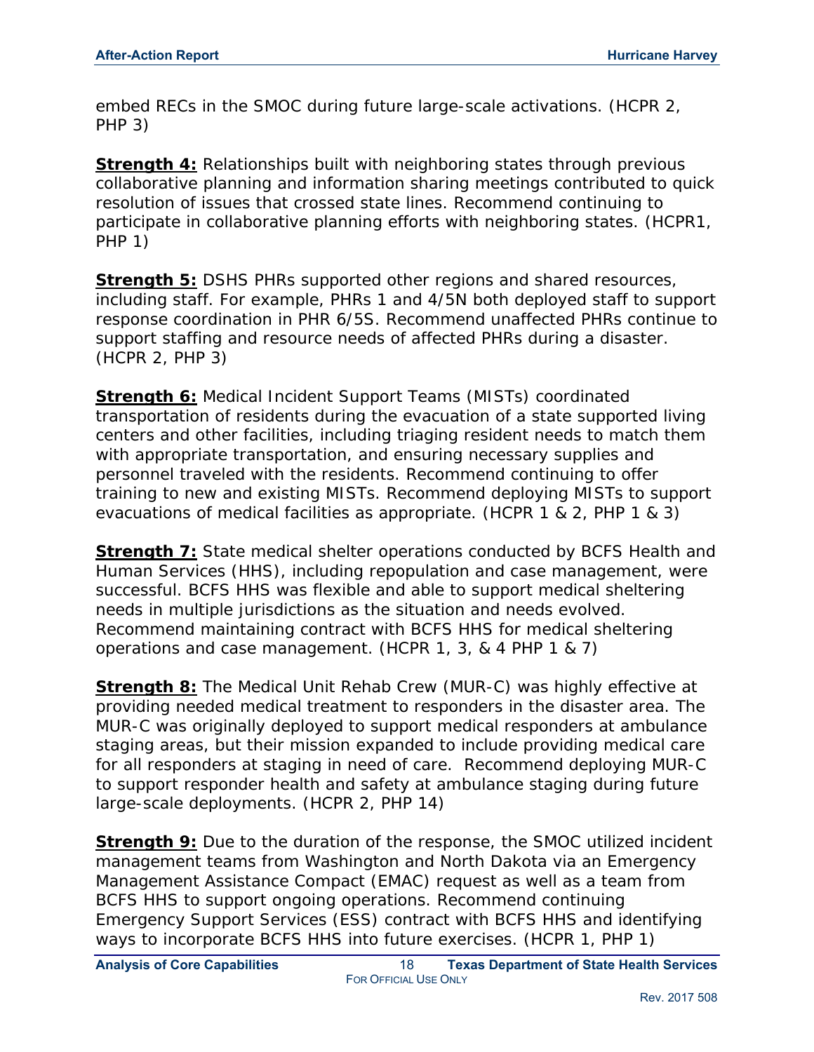embed RECs in the SMOC during future large-scale activations. (HCPR 2, PHP 3)

**Strength 4:** Relationships built with neighboring states through previous collaborative planning and information sharing meetings contributed to quick resolution of issues that crossed state lines. Recommend continuing to participate in collaborative planning efforts with neighboring states. (HCPR1, PHP 1)

**Strength 5:** DSHS PHRs supported other regions and shared resources, including staff. For example, PHRs 1 and 4/5N both deployed staff to support response coordination in PHR 6/5S. Recommend unaffected PHRs continue to support staffing and resource needs of affected PHRs during a disaster. (HCPR 2, PHP 3)

**Strength 6:** Medical Incident Support Teams (MISTs) coordinated transportation of residents during the evacuation of a state supported living centers and other facilities, including triaging resident needs to match them with appropriate transportation, and ensuring necessary supplies and personnel traveled with the residents. Recommend continuing to offer training to new and existing MISTs. Recommend deploying MISTs to support evacuations of medical facilities as appropriate. (HCPR 1 & 2, PHP 1 & 3)

**Strength 7:** State medical shelter operations conducted by BCFS Health and Human Services (HHS), including repopulation and case management, were successful. BCFS HHS was flexible and able to support medical sheltering needs in multiple jurisdictions as the situation and needs evolved. Recommend maintaining contract with BCFS HHS for medical sheltering operations and case management. (HCPR 1, 3, & 4 PHP 1 & 7)

**Strength 8:** The Medical Unit Rehab Crew (MUR-C) was highly effective at providing needed medical treatment to responders in the disaster area. The MUR-C was originally deployed to support medical responders at ambulance staging areas, but their mission expanded to include providing medical care for all responders at staging in need of care. Recommend deploying MUR-C to support responder health and safety at ambulance staging during future large-scale deployments. (HCPR 2, PHP 14)

**Strength 9:** Due to the duration of the response, the SMOC utilized incident management teams from Washington and North Dakota via an Emergency Management Assistance Compact (EMAC) request as well as a team from BCFS HHS to support ongoing operations. Recommend continuing Emergency Support Services (ESS) contract with BCFS HHS and identifying ways to incorporate BCFS HHS into future exercises. (HCPR 1, PHP 1)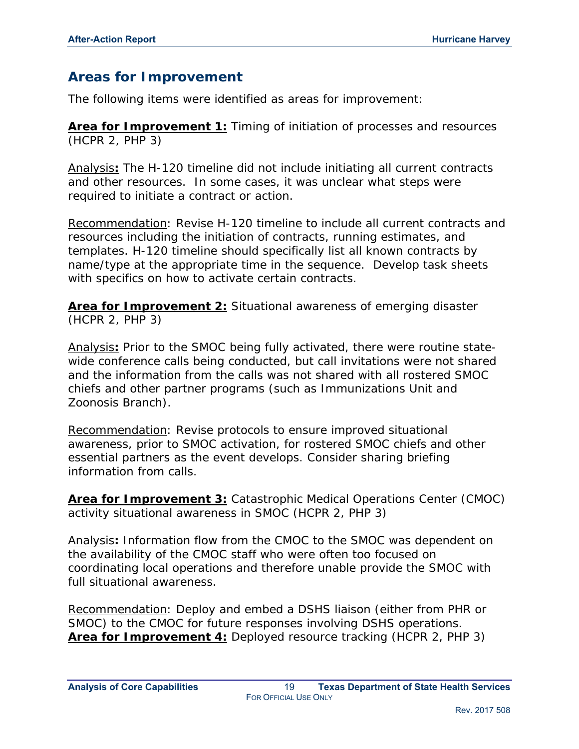## Areas for Improvement

The following items were identified as areas for improvement:

**Area for Improvement 1:** Timing of initiation of processes and resources (HCPR 2, PHP 3)

Analysis**:** The H-120 timeline did not include initiating all current contracts and other resources. In some cases, it was unclear what steps were required to initiate a contract or action.

Recommendation: Revise H-120 timeline to include all current contracts and resources including the initiation of contracts, running estimates, and templates. H-120 timeline should specifically list all known contracts by name/type at the appropriate time in the sequence. Develop task sheets with specifics on how to activate certain contracts.

**Area for Improvement 2:** Situational awareness of emerging disaster (HCPR 2, PHP 3)

Analysis**:** Prior to the SMOC being fully activated, there were routine state-wide conference calls being conducted, but call invitations were not shared and the information from the calls was not shared with all rostered SMOC chiefs and other partner programs (such as Immunizations Unit and Zoonosis Branch).

Recommendation: Revise protocols to ensure improved situational awareness, prior to SMOC activation, for rostered SMOC chiefs and other essential partners as the event develops. Consider sharing briefing information from calls.

**Area for Improvement 3:** Catastrophic Medical Operations Center (CMOC) activity situational awareness in SMOC (HCPR 2, PHP 3)

Analysis**:** Information flow from the CMOC to the SMOC was dependent on the availability of the CMOC staff who were often too focused on coordinating local operations and therefore unable provide the SMOC with full situational awareness.

Recommendation: Deploy and embed a DSHS liaison (either from PHR or SMOC) to the CMOC for future responses involving DSHS operations.

**Area for Improvement 4:** Deployed resource tracking (HCPR 2, PHP 3)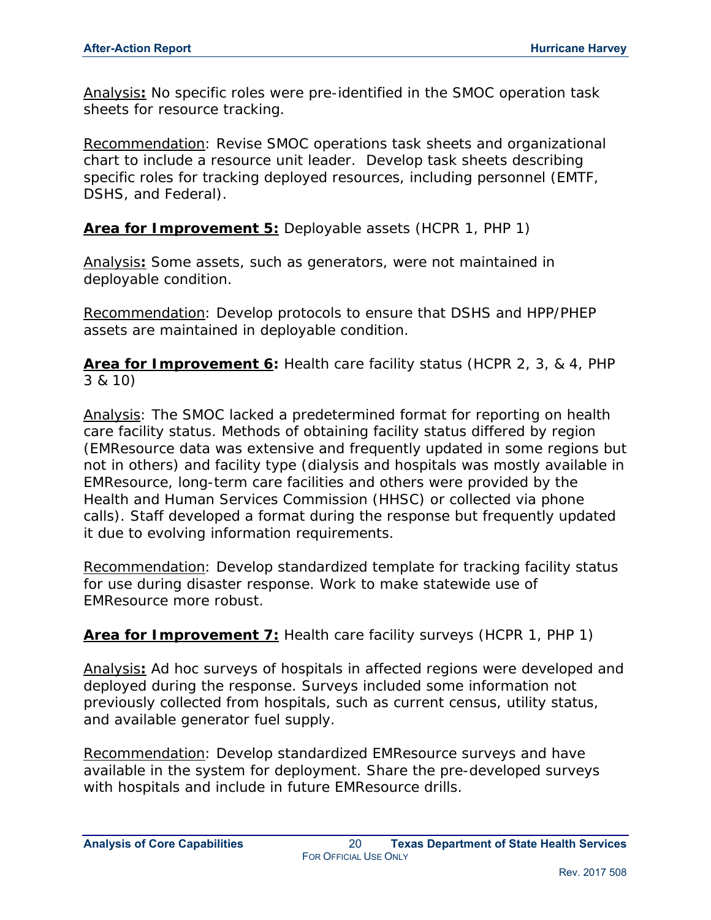Analysis: No specific roles were pre-identified in the SMOC operation task sheets for resource tracking.

Recommendation: Revise SMOC operations task sheets and organizational chart to include a resource unit leader. Develop task sheets describing specific roles for tracking deployed resources, including personnel (EMTF, DSHS, and Federal).

**Area for Improvement 5:** Deployable assets (HCPR 1, PHP 1)

Analysis: Some assets, such as generators, were not maintained in deployable condition.

Recommendation: Develop protocols to ensure that DSHS and HPP/PHEP assets are maintained in deployable condition.

**Area for Improvement 6:** Health care facility status (HCPR 2, 3, & 4, PHP 3 & 10)

Analysis: The SMOC lacked a predetermined format for reporting on health care facility status. Methods of obtaining facility status differed by region (EMResource data was extensive and frequently updated in some regions but not in others) and facility type (dialysis and hospitals was mostly available in EMResource, long-term care facilities and others were provided by the Health and Human Services Commission (HHSC) or collected via phone calls). Staff developed a format during the response but frequently updated it due to evolving information requirements.

Recommendation: Develop standardized template for tracking facility status for use during disaster response. Work to make statewide use of EMResource more robust.

**Area for Improvement 7:** Health care facility surveys (HCPR 1, PHP 1)

Analysis: Ad hoc surveys of hospitals in affected regions were developed and deployed during the response. Surveys included some information not previously collected from hospitals, such as current census, utility status, and available generator fuel supply.

Recommendation: Develop standardized EMResource surveys and have available in the system for deployment. Share the pre-developed surveys with hospitals and include in future EMResource drills.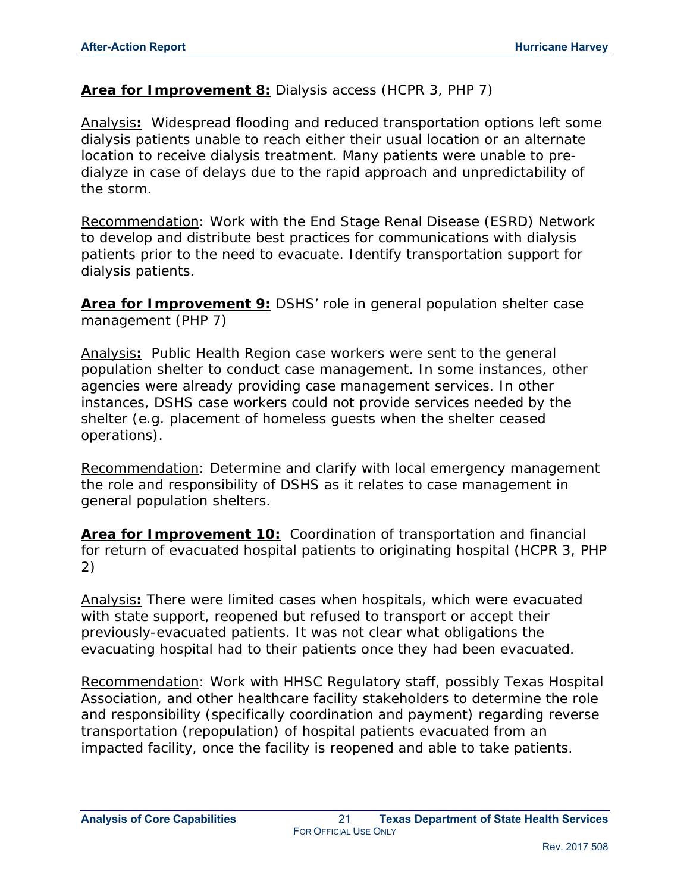**<u>Area for Improvement 8:</u>** Dialysis access (HCPR 3, PHP 7)

<u>Analysis</u>**:** Widespread flooding and reduced transportation options left some dialysis patients unable to reach either their usual location or an alternate location to receive dialysis treatment. Many patients were unable to pre-dialyze in case of delays due to the rapid approach and unpredictability of the storm.

<u>Recommendation</u>: Work with the End Stage Renal Disease (ESRD) Network to develop and distribute best practices for communications with dialysis patients prior to the need to evacuate. Identify transportation support for dialysis patients.

**<u>Area for Improvement 9:</u>** DSHS' role in general population shelter case management (PHP 7)

<u>Analysis</u>**:** Public Health Region case workers were sent to the general population shelter to conduct case management. In some instances, other agencies were already providing case management services. In other instances, DSHS case workers could not provide services needed by the shelter (e.g. placement of homeless guests when the shelter ceased operations).

<u>Recommendation</u>: Determine and clarify with local emergency management the role and responsibility of DSHS as it relates to case management in general population shelters.

**<u>Area for Improvement 10:</u>** Coordination of transportation and financial for return of evacuated hospital patients to originating hospital (HCPR 3, PHP 2)

<u>Analysis</u>**:** There were limited cases when hospitals, which were evacuated with state support, reopened but refused to transport or accept their previously-evacuated patients. It was not clear what obligations the evacuating hospital had to their patients once they had been evacuated.

<u>Recommendation</u>: Work with HHSC Regulatory staff, possibly Texas Hospital Association, and other healthcare facility stakeholders to determine the role and responsibility (specifically coordination and payment) regarding reverse transportation (repopulation) of hospital patients evacuated from an impacted facility, once the facility is reopened and able to take patients.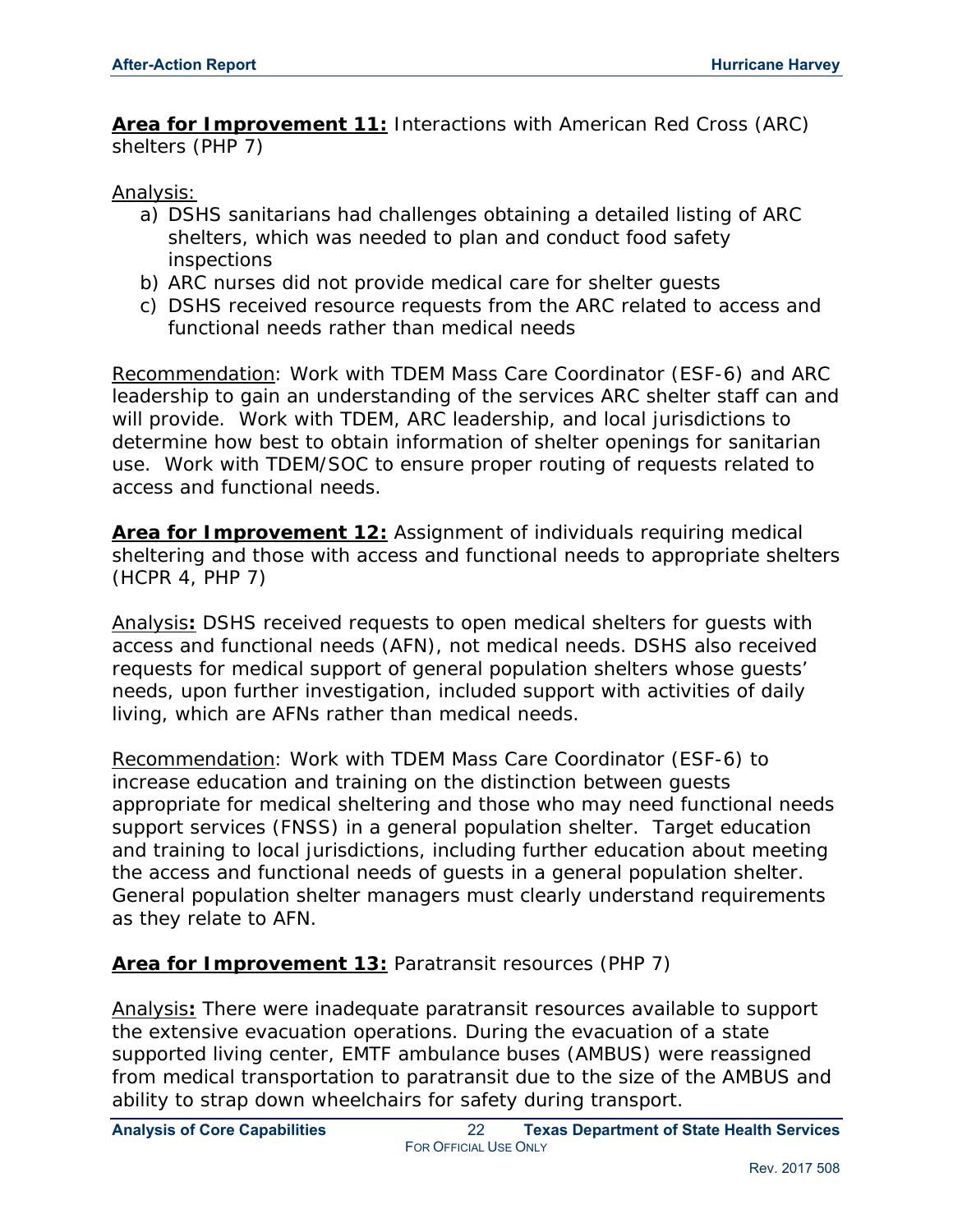**<u>Area for Improvement 11:</u>** Interactions with American Red Cross (ARC) shelters (PHP 7)

<u>Analysis:</u>

a) DSHS sanitarians had challenges obtaining a detailed listing of ARC shelters, which was needed to plan and conduct food safety inspections
b) ARC nurses did not provide medical care for shelter guests
c) DSHS received resource requests from the ARC related to access and functional needs rather than medical needs

<u>Recommendation</u>: Work with TDEM Mass Care Coordinator (ESF-6) and ARC leadership to gain an understanding of the services ARC shelter staff can and will provide. Work with TDEM, ARC leadership, and local jurisdictions to determine how best to obtain information of shelter openings for sanitarian use. Work with TDEM/SOC to ensure proper routing of requests related to access and functional needs.

**<u>Area for Improvement 12:</u>** Assignment of individuals requiring medical sheltering and those with access and functional needs to appropriate shelters (HCPR 4, PHP 7)

<u>Analysis</u>**:** DSHS received requests to open medical shelters for guests with access and functional needs (AFN), not medical needs. DSHS also received requests for medical support of general population shelters whose guests' needs, upon further investigation, included support with activities of daily living, which are AFNs rather than medical needs.

<u>Recommendation</u>: Work with TDEM Mass Care Coordinator (ESF-6) to increase education and training on the distinction between guests appropriate for medical sheltering and those who may need functional needs support services (FNSS) in a general population shelter. Target education and training to local jurisdictions, including further education about meeting the access and functional needs of guests in a general population shelter. General population shelter managers must clearly understand requirements as they relate to AFN.

**<u>Area for Improvement 13:</u>** Paratransit resources (PHP 7)

<u>Analysis</u>**:** There were inadequate paratransit resources available to support the extensive evacuation operations. During the evacuation of a state supported living center, EMTF ambulance buses (AMBUS) were reassigned from medical transportation to paratransit due to the size of the AMBUS and ability to strap down wheelchairs for safety during transport.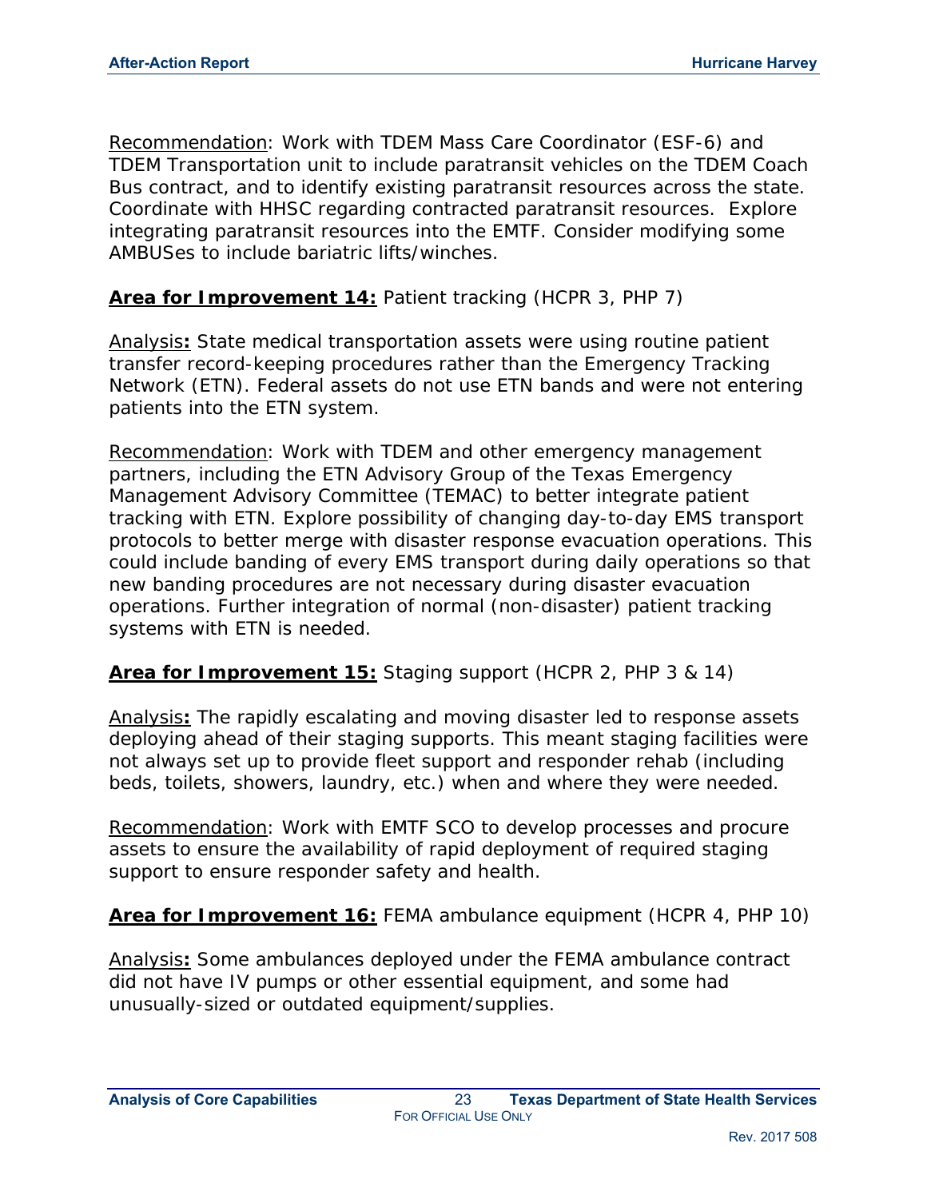Recommendation: Work with TDEM Mass Care Coordinator (ESF-6) and TDEM Transportation unit to include paratransit vehicles on the TDEM Coach Bus contract, and to identify existing paratransit resources across the state. Coordinate with HHSC regarding contracted paratransit resources. Explore integrating paratransit resources into the EMTF. Consider modifying some AMBUSes to include bariatric lifts/winches.

**Area for Improvement 14:** Patient tracking (HCPR 3, PHP 7)

Analysis**:** State medical transportation assets were using routine patient transfer record-keeping procedures rather than the Emergency Tracking Network (ETN). Federal assets do not use ETN bands and were not entering patients into the ETN system.

Recommendation: Work with TDEM and other emergency management partners, including the ETN Advisory Group of the Texas Emergency Management Advisory Committee (TEMAC) to better integrate patient tracking with ETN. Explore possibility of changing day-to-day EMS transport protocols to better merge with disaster response evacuation operations. This could include banding of every EMS transport during daily operations so that new banding procedures are not necessary during disaster evacuation operations. Further integration of normal (non-disaster) patient tracking systems with ETN is needed.

**Area for Improvement 15:** Staging support (HCPR 2, PHP 3 & 14)

Analysis**:** The rapidly escalating and moving disaster led to response assets deploying ahead of their staging supports. This meant staging facilities were not always set up to provide fleet support and responder rehab (including beds, toilets, showers, laundry, etc.) when and where they were needed.

Recommendation: Work with EMTF SCO to develop processes and procure assets to ensure the availability of rapid deployment of required staging support to ensure responder safety and health.

**Area for Improvement 16:** FEMA ambulance equipment (HCPR 4, PHP 10)

Analysis**:** Some ambulances deployed under the FEMA ambulance contract did not have IV pumps or other essential equipment, and some had unusually-sized or outdated equipment/supplies.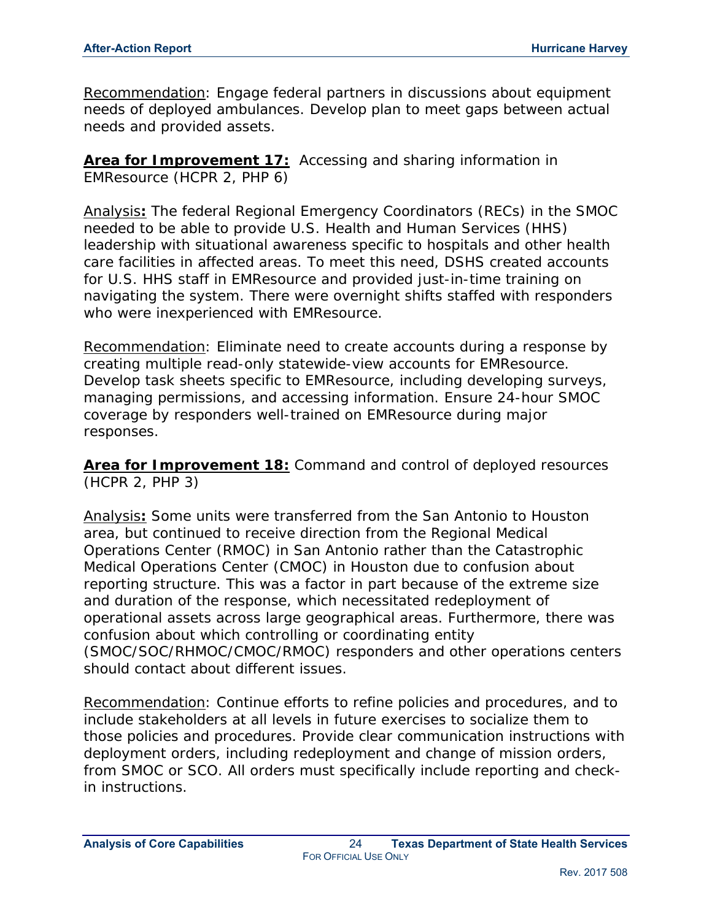Recommendation: Engage federal partners in discussions about equipment needs of deployed ambulances. Develop plan to meet gaps between actual needs and provided assets.

**Area for Improvement 17:** Accessing and sharing information in EMResource (HCPR 2, PHP 6)

Analysis**:** The federal Regional Emergency Coordinators (RECs) in the SMOC needed to be able to provide U.S. Health and Human Services (HHS) leadership with situational awareness specific to hospitals and other health care facilities in affected areas. To meet this need, DSHS created accounts for U.S. HHS staff in EMResource and provided just-in-time training on navigating the system. There were overnight shifts staffed with responders who were inexperienced with EMResource.

Recommendation: Eliminate need to create accounts during a response by creating multiple read-only statewide-view accounts for EMResource. Develop task sheets specific to EMResource, including developing surveys, managing permissions, and accessing information. Ensure 24-hour SMOC coverage by responders well-trained on EMResource during major responses.

**Area for Improvement 18:** Command and control of deployed resources (HCPR 2, PHP 3)

Analysis**:** Some units were transferred from the San Antonio to Houston area, but continued to receive direction from the Regional Medical Operations Center (RMOC) in San Antonio rather than the Catastrophic Medical Operations Center (CMOC) in Houston due to confusion about reporting structure. This was a factor in part because of the extreme size and duration of the response, which necessitated redeployment of operational assets across large geographical areas. Furthermore, there was confusion about which controlling or coordinating entity (SMOC/SOC/RHMOC/CMOC/RMOC) responders and other operations centers should contact about different issues.

Recommendation: Continue efforts to refine policies and procedures, and to include stakeholders at all levels in future exercises to socialize them to those policies and procedures. Provide clear communication instructions with deployment orders, including redeployment and change of mission orders, from SMOC or SCO. All orders must specifically include reporting and check-in instructions.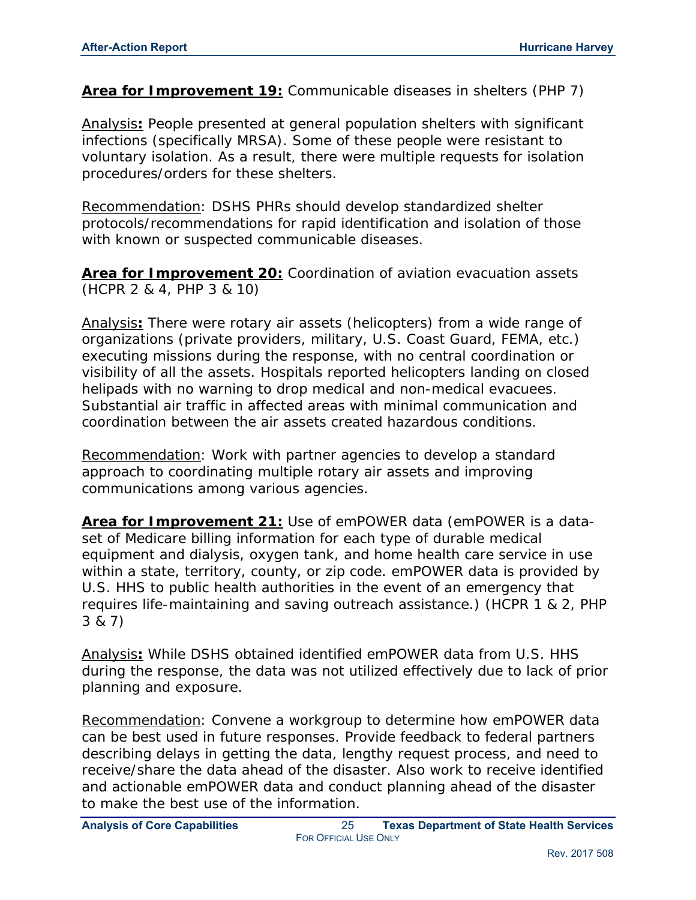**Area for Improvement 19:** Communicable diseases in shelters (PHP 7)

Analysis**:** People presented at general population shelters with significant infections (specifically MRSA). Some of these people were resistant to voluntary isolation. As a result, there were multiple requests for isolation procedures/orders for these shelters.

Recommendation: DSHS PHRs should develop standardized shelter protocols/recommendations for rapid identification and isolation of those with known or suspected communicable diseases.

**Area for Improvement 20:** Coordination of aviation evacuation assets (HCPR 2 & 4, PHP 3 & 10)

Analysis**:** There were rotary air assets (helicopters) from a wide range of organizations (private providers, military, U.S. Coast Guard, FEMA, etc.) executing missions during the response, with no central coordination or visibility of all the assets. Hospitals reported helicopters landing on closed helipads with no warning to drop medical and non-medical evacuees. Substantial air traffic in affected areas with minimal communication and coordination between the air assets created hazardous conditions.

Recommendation: Work with partner agencies to develop a standard approach to coordinating multiple rotary air assets and improving communications among various agencies.

**Area for Improvement 21:** Use of emPOWER data (emPOWER is a data-set of Medicare billing information for each type of durable medical equipment and dialysis, oxygen tank, and home health care service in use within a state, territory, county, or zip code. emPOWER data is provided by U.S. HHS to public health authorities in the event of an emergency that requires life-maintaining and saving outreach assistance.) (HCPR 1 & 2, PHP 3 & 7)

Analysis**:** While DSHS obtained identified emPOWER data from U.S. HHS during the response, the data was not utilized effectively due to lack of prior planning and exposure.

Recommendation: Convene a workgroup to determine how emPOWER data can be best used in future responses. Provide feedback to federal partners describing delays in getting the data, lengthy request process, and need to receive/share the data ahead of the disaster. Also work to receive identified and actionable emPOWER data and conduct planning ahead of the disaster to make the best use of the information.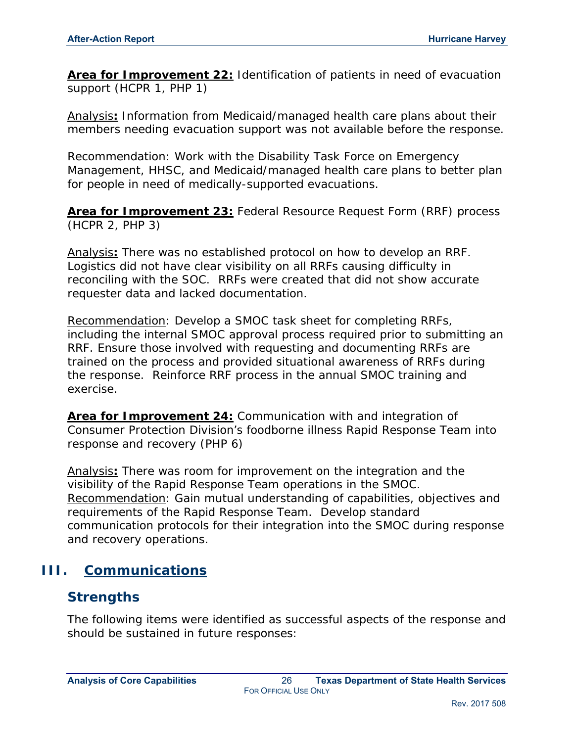**Area for Improvement 22:** Identification of patients in need of evacuation support (HCPR 1, PHP 1)

Analysis**:** Information from Medicaid/managed health care plans about their members needing evacuation support was not available before the response.

Recommendation: Work with the Disability Task Force on Emergency Management, HHSC, and Medicaid/managed health care plans to better plan for people in need of medically-supported evacuations.

**Area for Improvement 23:** Federal Resource Request Form (RRF) process (HCPR 2, PHP 3)

Analysis**:** There was no established protocol on how to develop an RRF. Logistics did not have clear visibility on all RRFs causing difficulty in reconciling with the SOC. RRFs were created that did not show accurate requester data and lacked documentation.

Recommendation: Develop a SMOC task sheet for completing RRFs, including the internal SMOC approval process required prior to submitting an RRF. Ensure those involved with requesting and documenting RRFs are trained on the process and provided situational awareness of RRFs during the response. Reinforce RRF process in the annual SMOC training and exercise.

**Area for Improvement 24:** Communication with and integration of Consumer Protection Division's foodborne illness Rapid Response Team into response and recovery (PHP 6)

Analysis**:** There was room for improvement on the integration and the visibility of the Rapid Response Team operations in the SMOC.

Recommendation: Gain mutual understanding of capabilities, objectives and requirements of the Rapid Response Team. Develop standard communication protocols for their integration into the SMOC during response and recovery operations.

## III. Communications

### Strengths

The following items were identified as successful aspects of the response and should be sustained in future responses: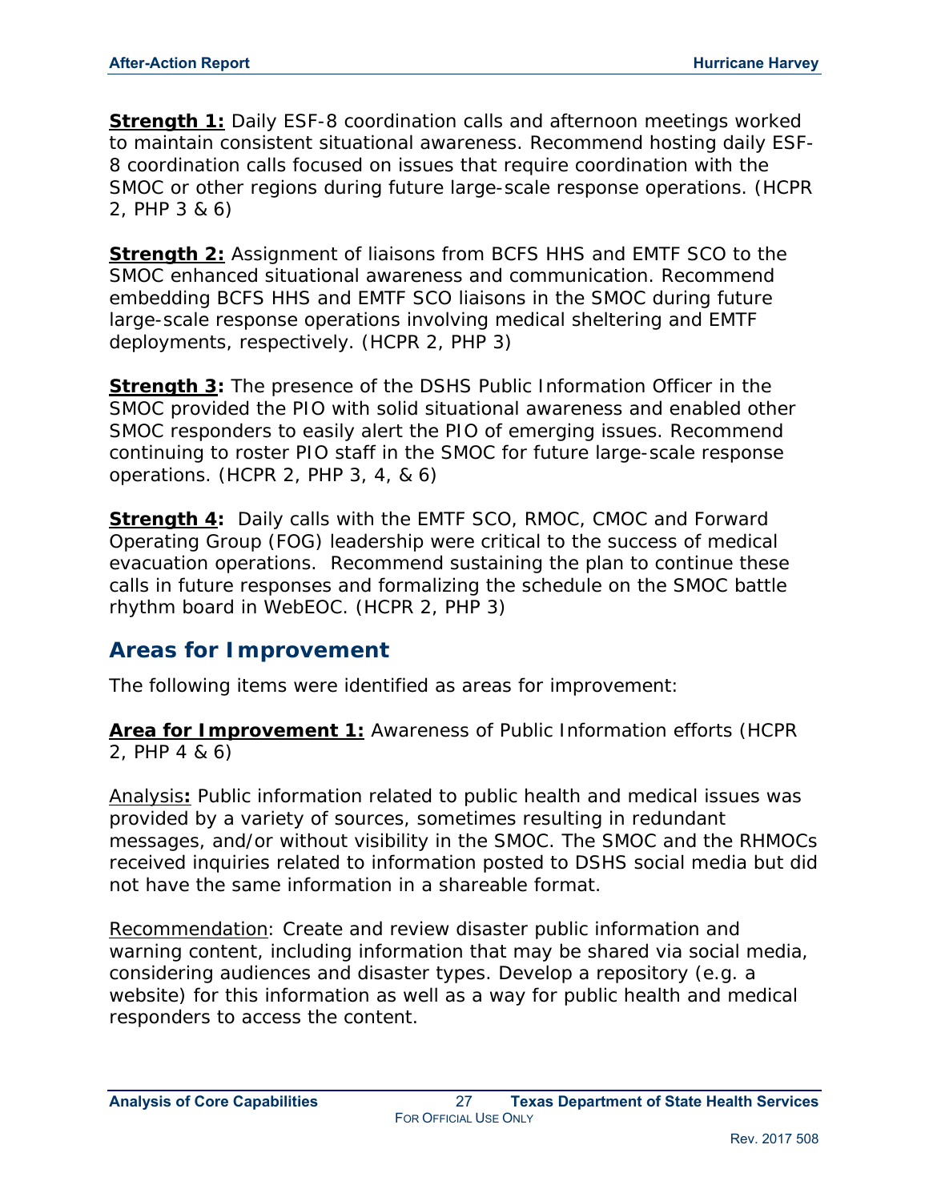**Strength 1:** Daily ESF-8 coordination calls and afternoon meetings worked to maintain consistent situational awareness. Recommend hosting daily ESF-8 coordination calls focused on issues that require coordination with the SMOC or other regions during future large-scale response operations. (HCPR 2, PHP 3 & 6)

**Strength 2:** Assignment of liaisons from BCFS HHS and EMTF SCO to the SMOC enhanced situational awareness and communication. Recommend embedding BCFS HHS and EMTF SCO liaisons in the SMOC during future large-scale response operations involving medical sheltering and EMTF deployments, respectively. (HCPR 2, PHP 3)

**Strength 3:** The presence of the DSHS Public Information Officer in the SMOC provided the PIO with solid situational awareness and enabled other SMOC responders to easily alert the PIO of emerging issues. Recommend continuing to roster PIO staff in the SMOC for future large-scale response operations. (HCPR 2, PHP 3, 4, & 6)

**Strength 4:** Daily calls with the EMTF SCO, RMOC, CMOC and Forward Operating Group (FOG) leadership were critical to the success of medical evacuation operations. Recommend sustaining the plan to continue these calls in future responses and formalizing the schedule on the SMOC battle rhythm board in WebEOC. (HCPR 2, PHP 3)

## Areas for Improvement

The following items were identified as areas for improvement:

**Area for Improvement 1:** Awareness of Public Information efforts (HCPR 2, PHP 4 & 6)

Analysis**:** Public information related to public health and medical issues was provided by a variety of sources, sometimes resulting in redundant messages, and/or without visibility in the SMOC. The SMOC and the RHMOCs received inquiries related to information posted to DSHS social media but did not have the same information in a shareable format.

Recommendation: Create and review disaster public information and warning content, including information that may be shared via social media, considering audiences and disaster types. Develop a repository (e.g. a website) for this information as well as a way for public health and medical responders to access the content.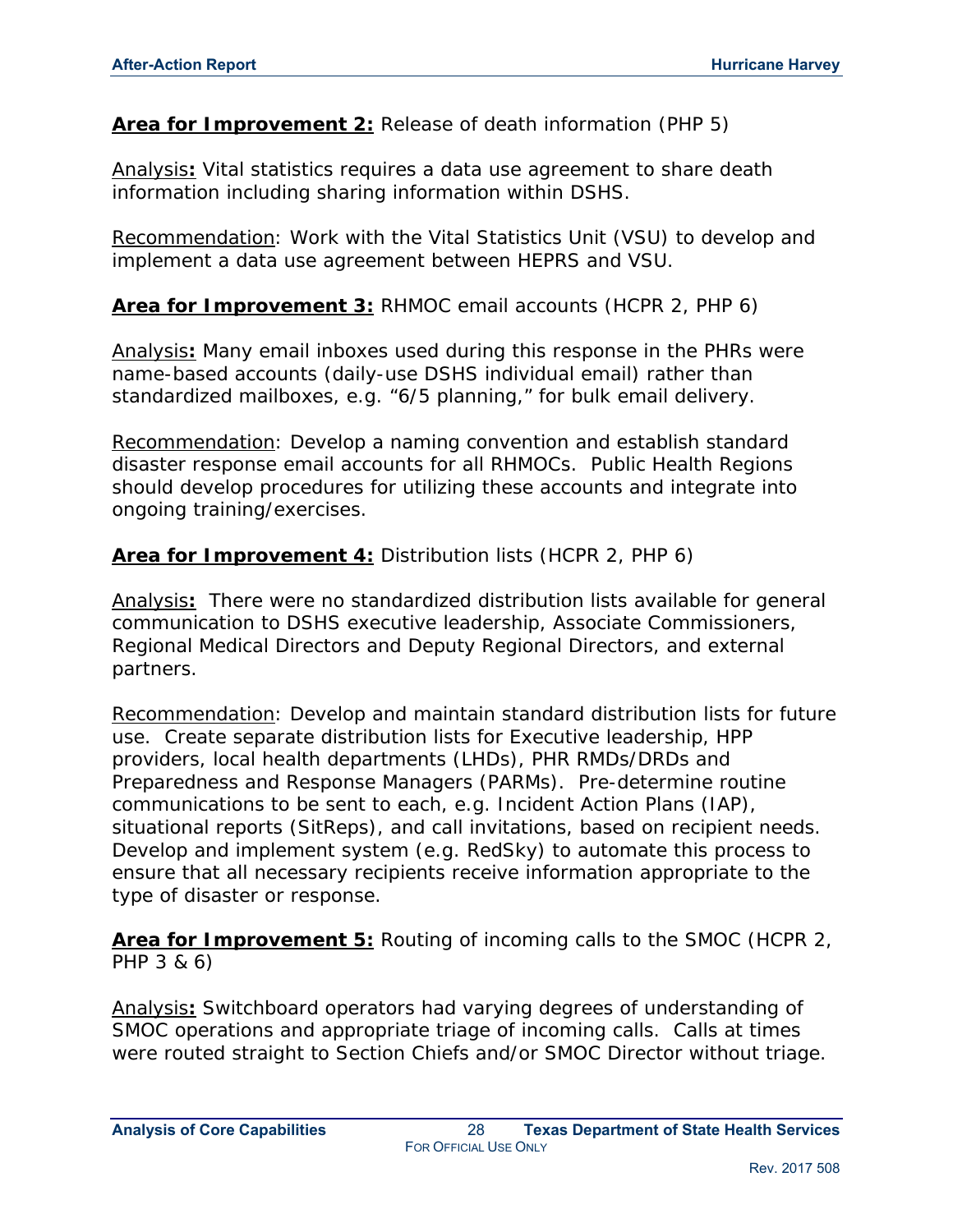**Area for Improvement 2:** Release of death information (PHP 5)

Analysis**:** Vital statistics requires a data use agreement to share death information including sharing information within DSHS.

Recommendation: Work with the Vital Statistics Unit (VSU) to develop and implement a data use agreement between HEPRS and VSU.

**Area for Improvement 3:** RHMOC email accounts (HCPR 2, PHP 6)

Analysis**:** Many email inboxes used during this response in the PHRs were name-based accounts (daily-use DSHS individual email) rather than standardized mailboxes, e.g. "6/5 planning," for bulk email delivery.

Recommendation: Develop a naming convention and establish standard disaster response email accounts for all RHMOCs. Public Health Regions should develop procedures for utilizing these accounts and integrate into ongoing training/exercises.

**Area for Improvement 4:** Distribution lists (HCPR 2, PHP 6)

Analysis**:** There were no standardized distribution lists available for general communication to DSHS executive leadership, Associate Commissioners, Regional Medical Directors and Deputy Regional Directors, and external partners.

Recommendation: Develop and maintain standard distribution lists for future use. Create separate distribution lists for Executive leadership, HPP providers, local health departments (LHDs), PHR RMDs/DRDs and Preparedness and Response Managers (PARMs). Pre-determine routine communications to be sent to each, e.g. Incident Action Plans (IAP), situational reports (SitReps), and call invitations, based on recipient needs. Develop and implement system (e.g. RedSky) to automate this process to ensure that all necessary recipients receive information appropriate to the type of disaster or response.

**Area for Improvement 5:** Routing of incoming calls to the SMOC (HCPR 2, PHP 3 & 6)

Analysis**:** Switchboard operators had varying degrees of understanding of SMOC operations and appropriate triage of incoming calls. Calls at times were routed straight to Section Chiefs and/or SMOC Director without triage.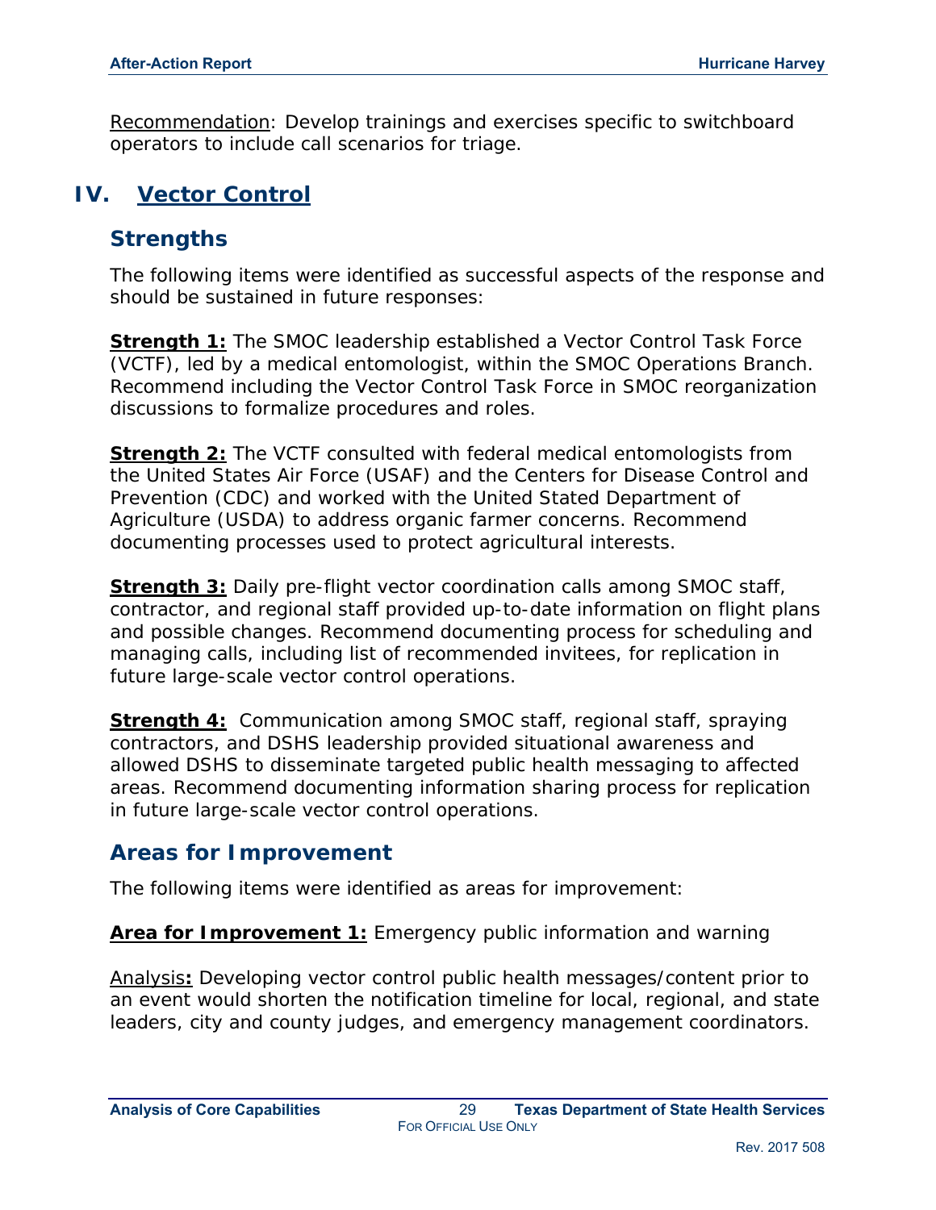Recommendation: Develop trainings and exercises specific to switchboard operators to include call scenarios for triage.

## IV. Vector Control

### Strengths

The following items were identified as successful aspects of the response and should be sustained in future responses:

**Strength 1:** The SMOC leadership established a Vector Control Task Force (VCTF), led by a medical entomologist, within the SMOC Operations Branch. Recommend including the Vector Control Task Force in SMOC reorganization discussions to formalize procedures and roles.

**Strength 2:** The VCTF consulted with federal medical entomologists from the United States Air Force (USAF) and the Centers for Disease Control and Prevention (CDC) and worked with the United Stated Department of Agriculture (USDA) to address organic farmer concerns. Recommend documenting processes used to protect agricultural interests.

**Strength 3:** Daily pre-flight vector coordination calls among SMOC staff, contractor, and regional staff provided up-to-date information on flight plans and possible changes. Recommend documenting process for scheduling and managing calls, including list of recommended invitees, for replication in future large-scale vector control operations.

**Strength 4:** Communication among SMOC staff, regional staff, spraying contractors, and DSHS leadership provided situational awareness and allowed DSHS to disseminate targeted public health messaging to affected areas. Recommend documenting information sharing process for replication in future large-scale vector control operations.

### Areas for Improvement

The following items were identified as areas for improvement:

**Area for Improvement 1:** Emergency public information and warning

Analysis**:** Developing vector control public health messages/content prior to an event would shorten the notification timeline for local, regional, and state leaders, city and county judges, and emergency management coordinators.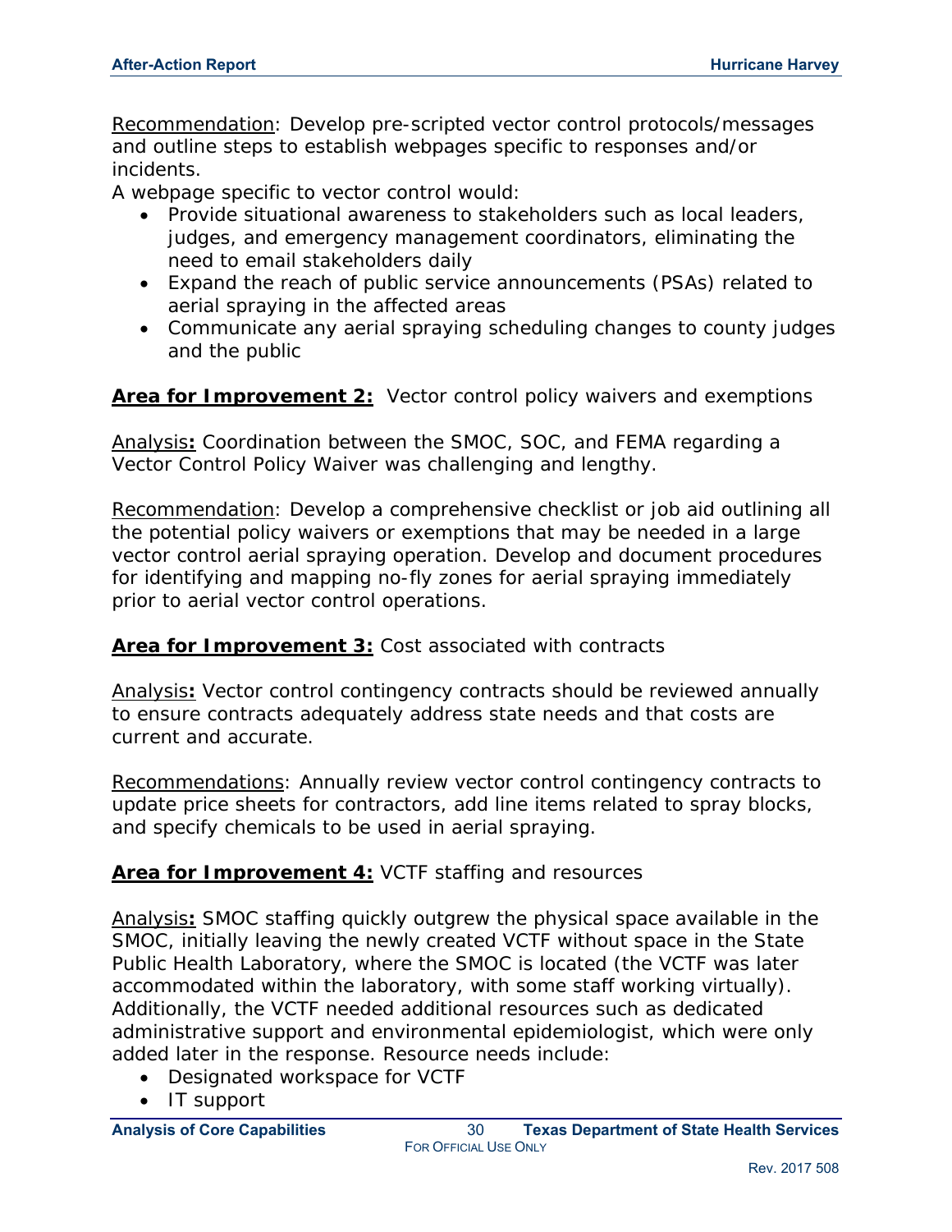Recommendation: Develop pre-scripted vector control protocols/messages and outline steps to establish webpages specific to responses and/or incidents.

A webpage specific to vector control would:

- Provide situational awareness to stakeholders such as local leaders, judges, and emergency management coordinators, eliminating the need to email stakeholders daily
- Expand the reach of public service announcements (PSAs) related to aerial spraying in the affected areas
- Communicate any aerial spraying scheduling changes to county judges and the public

**Area for Improvement 2:** Vector control policy waivers and exemptions

Analysis**:** Coordination between the SMOC, SOC, and FEMA regarding a Vector Control Policy Waiver was challenging and lengthy.

Recommendation: Develop a comprehensive checklist or job aid outlining all the potential policy waivers or exemptions that may be needed in a large vector control aerial spraying operation. Develop and document procedures for identifying and mapping no-fly zones for aerial spraying immediately prior to aerial vector control operations.

**Area for Improvement 3:** Cost associated with contracts

Analysis**:** Vector control contingency contracts should be reviewed annually to ensure contracts adequately address state needs and that costs are current and accurate.

Recommendations: Annually review vector control contingency contracts to update price sheets for contractors, add line items related to spray blocks, and specify chemicals to be used in aerial spraying.

**Area for Improvement 4:** VCTF staffing and resources

Analysis**:** SMOC staffing quickly outgrew the physical space available in the SMOC, initially leaving the newly created VCTF without space in the State Public Health Laboratory, where the SMOC is located (the VCTF was later accommodated within the laboratory, with some staff working virtually). Additionally, the VCTF needed additional resources such as dedicated administrative support and environmental epidemiologist, which were only added later in the response. Resource needs include:

- Designated workspace for VCTF
- IT support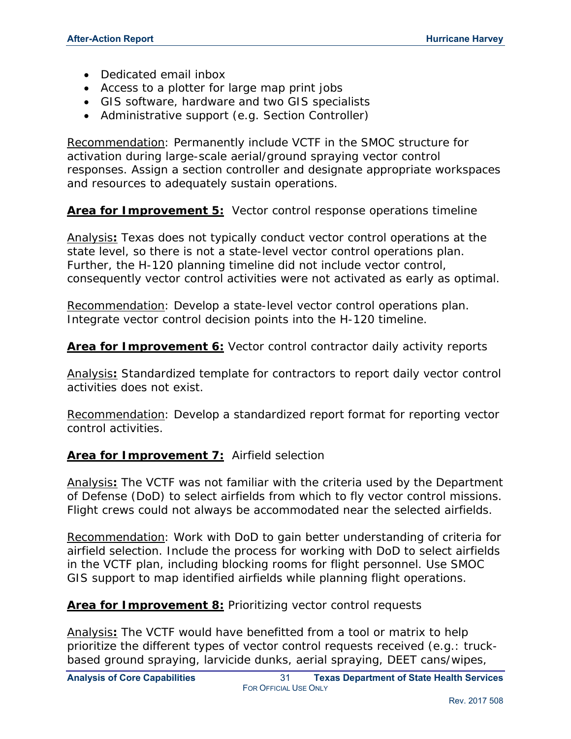- Dedicated email inbox
- Access to a plotter for large map print jobs
- GIS software, hardware and two GIS specialists
- Administrative support (e.g. Section Controller)

Recommendation: Permanently include VCTF in the SMOC structure for activation during large-scale aerial/ground spraying vector control responses. Assign a section controller and designate appropriate workspaces and resources to adequately sustain operations.

**Area for Improvement 5:** Vector control response operations timeline

Analysis**:** Texas does not typically conduct vector control operations at the state level, so there is not a state-level vector control operations plan. Further, the H-120 planning timeline did not include vector control, consequently vector control activities were not activated as early as optimal.

Recommendation: Develop a state-level vector control operations plan. Integrate vector control decision points into the H-120 timeline.

**Area for Improvement 6:** Vector control contractor daily activity reports

Analysis**:** Standardized template for contractors to report daily vector control activities does not exist.

Recommendation: Develop a standardized report format for reporting vector control activities.

**Area for Improvement 7:** Airfield selection

Analysis**:** The VCTF was not familiar with the criteria used by the Department of Defense (DoD) to select airfields from which to fly vector control missions. Flight crews could not always be accommodated near the selected airfields.

Recommendation: Work with DoD to gain better understanding of criteria for airfield selection. Include the process for working with DoD to select airfields in the VCTF plan, including blocking rooms for flight personnel. Use SMOC GIS support to map identified airfields while planning flight operations.

**Area for Improvement 8:** Prioritizing vector control requests

Analysis**:** The VCTF would have benefitted from a tool or matrix to help prioritize the different types of vector control requests received (e.g.: truck-based ground spraying, larvicide dunks, aerial spraying, DEET cans/wipes,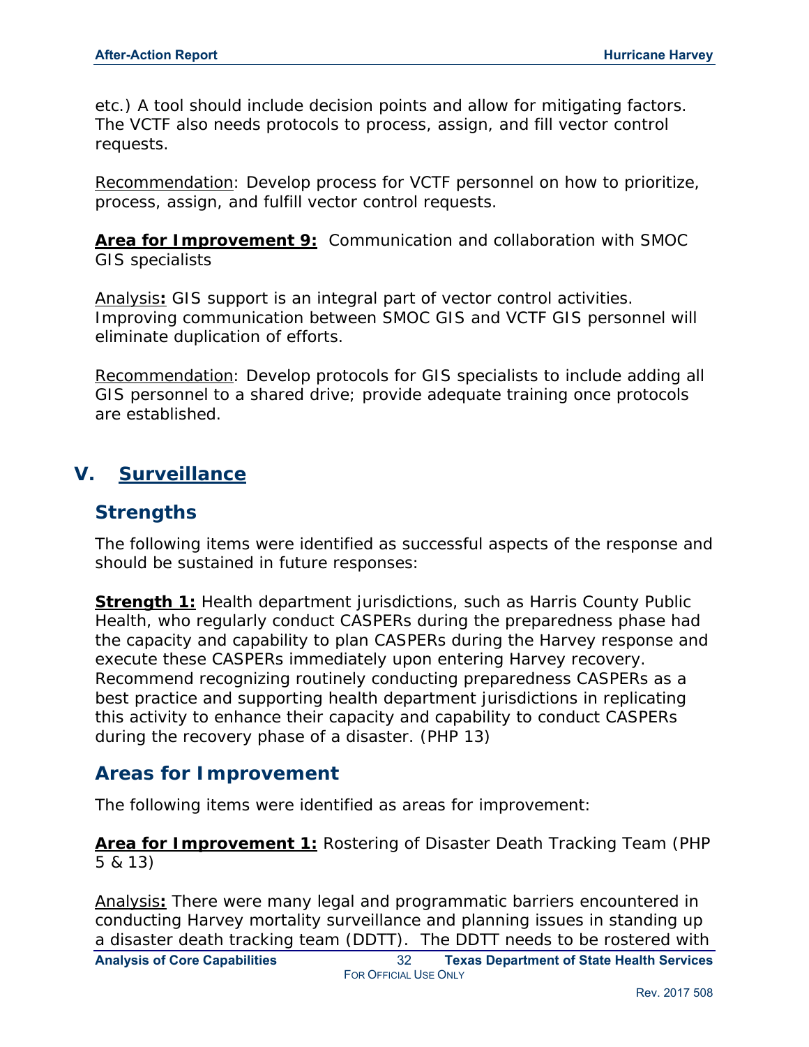etc.) A tool should include decision points and allow for mitigating factors. The VCTF also needs protocols to process, assign, and fill vector control requests.

Recommendation: Develop process for VCTF personnel on how to prioritize, process, assign, and fulfill vector control requests.

**Area for Improvement 9:** Communication and collaboration with SMOC GIS specialists

Analysis**:** GIS support is an integral part of vector control activities. Improving communication between SMOC GIS and VCTF GIS personnel will eliminate duplication of efforts.

Recommendation: Develop protocols for GIS specialists to include adding all GIS personnel to a shared drive; provide adequate training once protocols are established.

## V. Surveillance

### Strengths

The following items were identified as successful aspects of the response and should be sustained in future responses:

**Strength 1:** Health department jurisdictions, such as Harris County Public Health, who regularly conduct CASPERs during the preparedness phase had the capacity and capability to plan CASPERs during the Harvey response and execute these CASPERs immediately upon entering Harvey recovery. Recommend recognizing routinely conducting preparedness CASPERs as a best practice and supporting health department jurisdictions in replicating this activity to enhance their capacity and capability to conduct CASPERs during the recovery phase of a disaster. (PHP 13)

### Areas for Improvement

The following items were identified as areas for improvement:

**Area for Improvement 1:** Rostering of Disaster Death Tracking Team (PHP 5 & 13)

Analysis**:** There were many legal and programmatic barriers encountered in conducting Harvey mortality surveillance and planning issues in standing up a disaster death tracking team (DDTT). The DDTT needs to be rostered with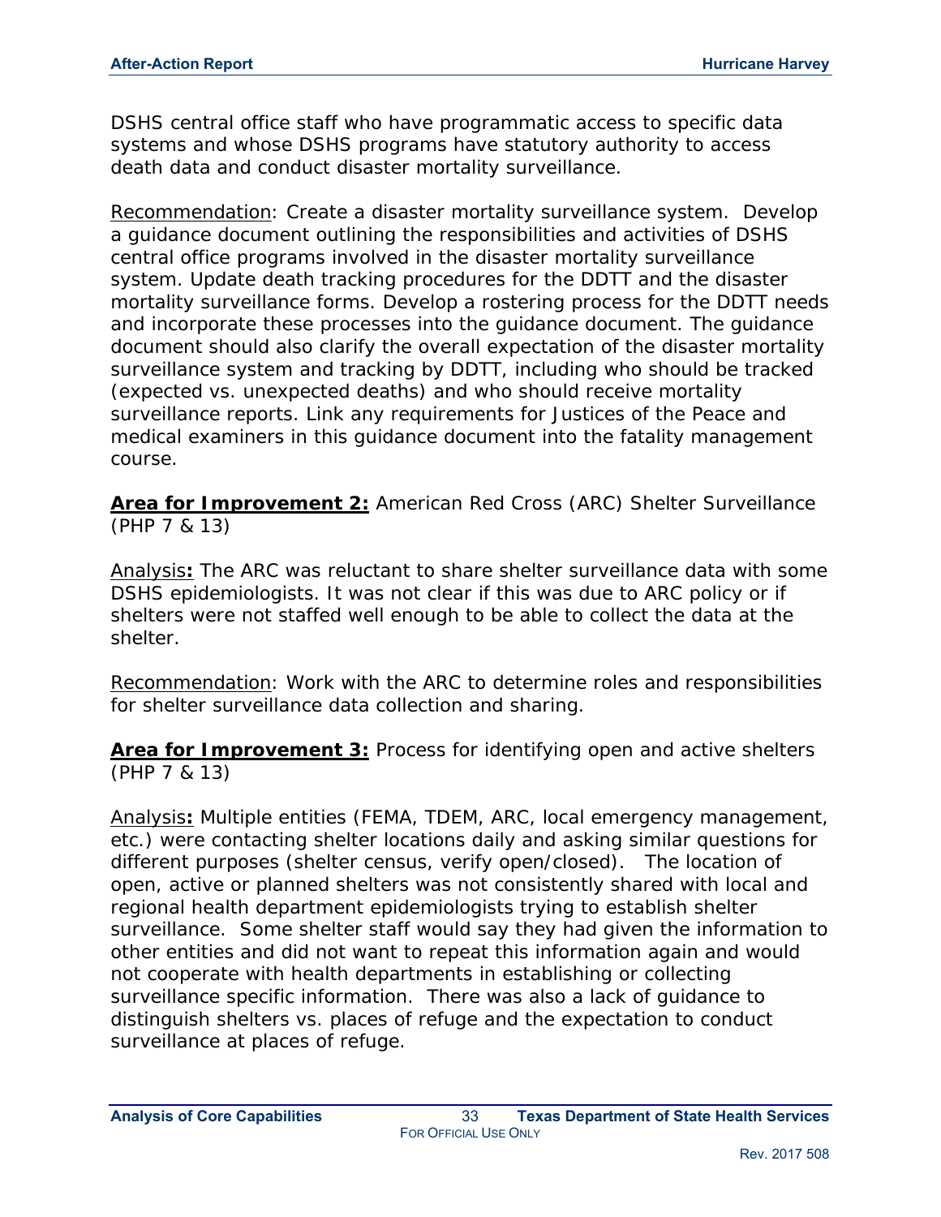DSHS central office staff who have programmatic access to specific data systems and whose DSHS programs have statutory authority to access death data and conduct disaster mortality surveillance.

Recommendation: Create a disaster mortality surveillance system. Develop a guidance document outlining the responsibilities and activities of DSHS central office programs involved in the disaster mortality surveillance system. Update death tracking procedures for the DDTT and the disaster mortality surveillance forms. Develop a rostering process for the DDTT needs and incorporate these processes into the guidance document. The guidance document should also clarify the overall expectation of the disaster mortality surveillance system and tracking by DDTT, including who should be tracked (expected vs. unexpected deaths) and who should receive mortality surveillance reports. Link any requirements for Justices of the Peace and medical examiners in this guidance document into the fatality management course.

**Area for Improvement 2:** American Red Cross (ARC) Shelter Surveillance (PHP 7 & 13)

Analysis**:** The ARC was reluctant to share shelter surveillance data with some DSHS epidemiologists. It was not clear if this was due to ARC policy or if shelters were not staffed well enough to be able to collect the data at the shelter.

Recommendation: Work with the ARC to determine roles and responsibilities for shelter surveillance data collection and sharing.

**Area for Improvement 3:** Process for identifying open and active shelters (PHP 7 & 13)

Analysis**:** Multiple entities (FEMA, TDEM, ARC, local emergency management, etc.) were contacting shelter locations daily and asking similar questions for different purposes (shelter census, verify open/closed). The location of open, active or planned shelters was not consistently shared with local and regional health department epidemiologists trying to establish shelter surveillance. Some shelter staff would say they had given the information to other entities and did not want to repeat this information again and would not cooperate with health departments in establishing or collecting surveillance specific information. There was also a lack of guidance to distinguish shelters vs. places of refuge and the expectation to conduct surveillance at places of refuge.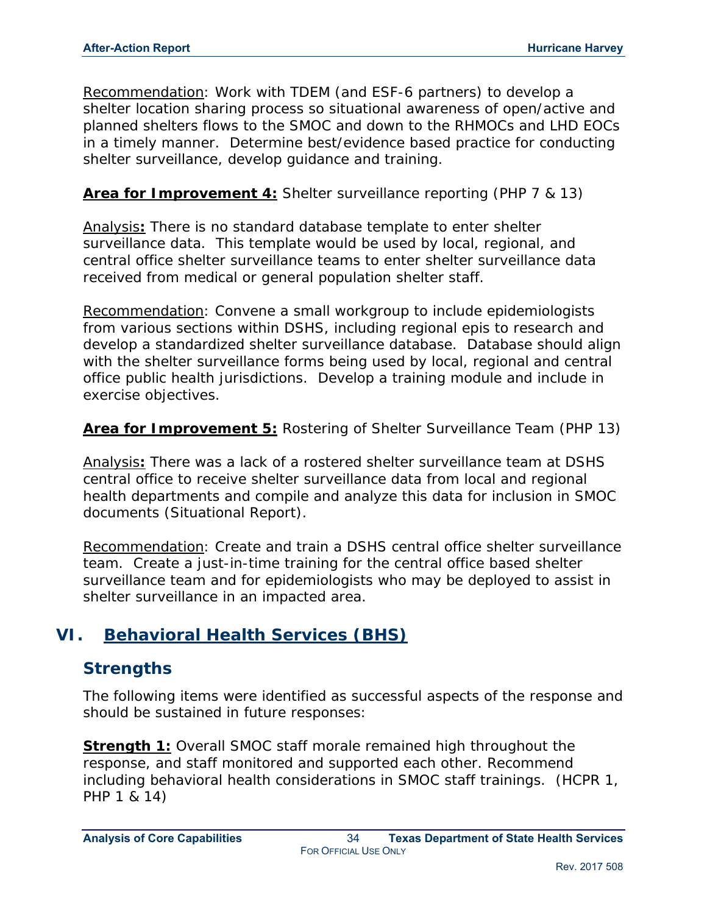Recommendation: Work with TDEM (and ESF-6 partners) to develop a shelter location sharing process so situational awareness of open/active and planned shelters flows to the SMOC and down to the RHMOCs and LHD EOCs in a timely manner. Determine best/evidence based practice for conducting shelter surveillance, develop guidance and training.

**Area for Improvement 4:** Shelter surveillance reporting (PHP 7 & 13)

Analysis**:** There is no standard database template to enter shelter surveillance data. This template would be used by local, regional, and central office shelter surveillance teams to enter shelter surveillance data received from medical or general population shelter staff.

Recommendation: Convene a small workgroup to include epidemiologists from various sections within DSHS, including regional epis to research and develop a standardized shelter surveillance database. Database should align with the shelter surveillance forms being used by local, regional and central office public health jurisdictions. Develop a training module and include in exercise objectives.

**Area for Improvement 5:** Rostering of Shelter Surveillance Team (PHP 13)

Analysis**:** There was a lack of a rostered shelter surveillance team at DSHS central office to receive shelter surveillance data from local and regional health departments and compile and analyze this data for inclusion in SMOC documents (Situational Report).

Recommendation: Create and train a DSHS central office shelter surveillance team. Create a just-in-time training for the central office based shelter surveillance team and for epidemiologists who may be deployed to assist in shelter surveillance in an impacted area.

# VI. Behavioral Health Services (BHS)

## Strengths

The following items were identified as successful aspects of the response and should be sustained in future responses:

**Strength 1:** Overall SMOC staff morale remained high throughout the response, and staff monitored and supported each other. Recommend including behavioral health considerations in SMOC staff trainings. (HCPR 1, PHP 1 & 14)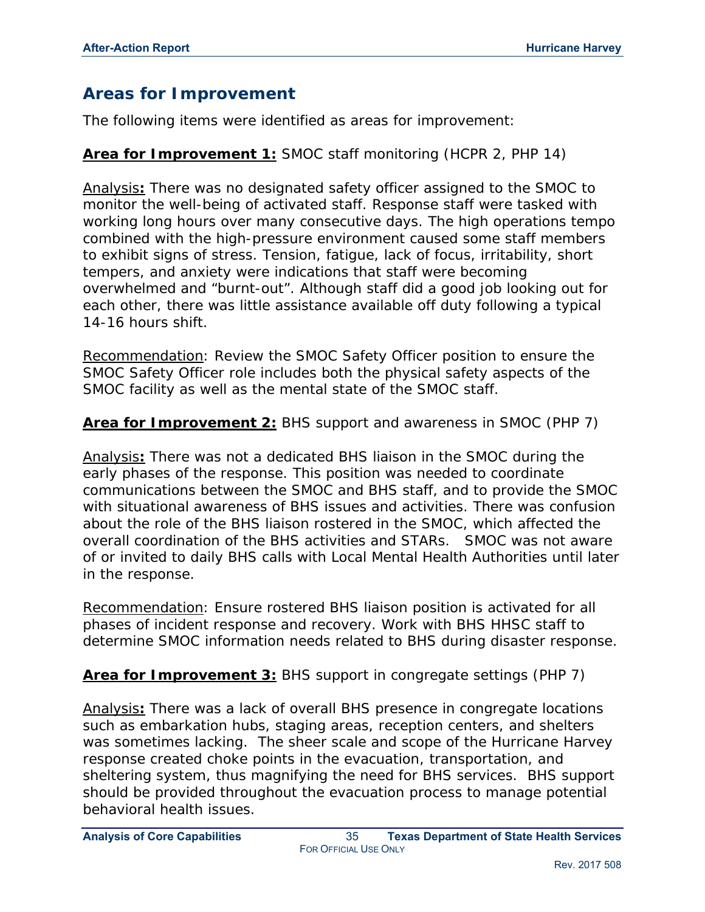## Areas for Improvement

The following items were identified as areas for improvement:

**Area for Improvement 1:** SMOC staff monitoring (HCPR 2, PHP 14)

Analysis**:** There was no designated safety officer assigned to the SMOC to monitor the well-being of activated staff. Response staff were tasked with working long hours over many consecutive days. The high operations tempo combined with the high-pressure environment caused some staff members to exhibit signs of stress. Tension, fatigue, lack of focus, irritability, short tempers, and anxiety were indications that staff were becoming overwhelmed and "burnt-out". Although staff did a good job looking out for each other, there was little assistance available off duty following a typical 14-16 hours shift.

Recommendation: Review the SMOC Safety Officer position to ensure the SMOC Safety Officer role includes both the physical safety aspects of the SMOC facility as well as the mental state of the SMOC staff.

**Area for Improvement 2:** BHS support and awareness in SMOC (PHP 7)

Analysis**:** There was not a dedicated BHS liaison in the SMOC during the early phases of the response. This position was needed to coordinate communications between the SMOC and BHS staff, and to provide the SMOC with situational awareness of BHS issues and activities. There was confusion about the role of the BHS liaison rostered in the SMOC, which affected the overall coordination of the BHS activities and STARs. SMOC was not aware of or invited to daily BHS calls with Local Mental Health Authorities until later in the response.

Recommendation: Ensure rostered BHS liaison position is activated for all phases of incident response and recovery. Work with BHS HHSC staff to determine SMOC information needs related to BHS during disaster response.

**Area for Improvement 3:** BHS support in congregate settings (PHP 7)

Analysis**:** There was a lack of overall BHS presence in congregate locations such as embarkation hubs, staging areas, reception centers, and shelters was sometimes lacking. The sheer scale and scope of the Hurricane Harvey response created choke points in the evacuation, transportation, and sheltering system, thus magnifying the need for BHS services. BHS support should be provided throughout the evacuation process to manage potential behavioral health issues.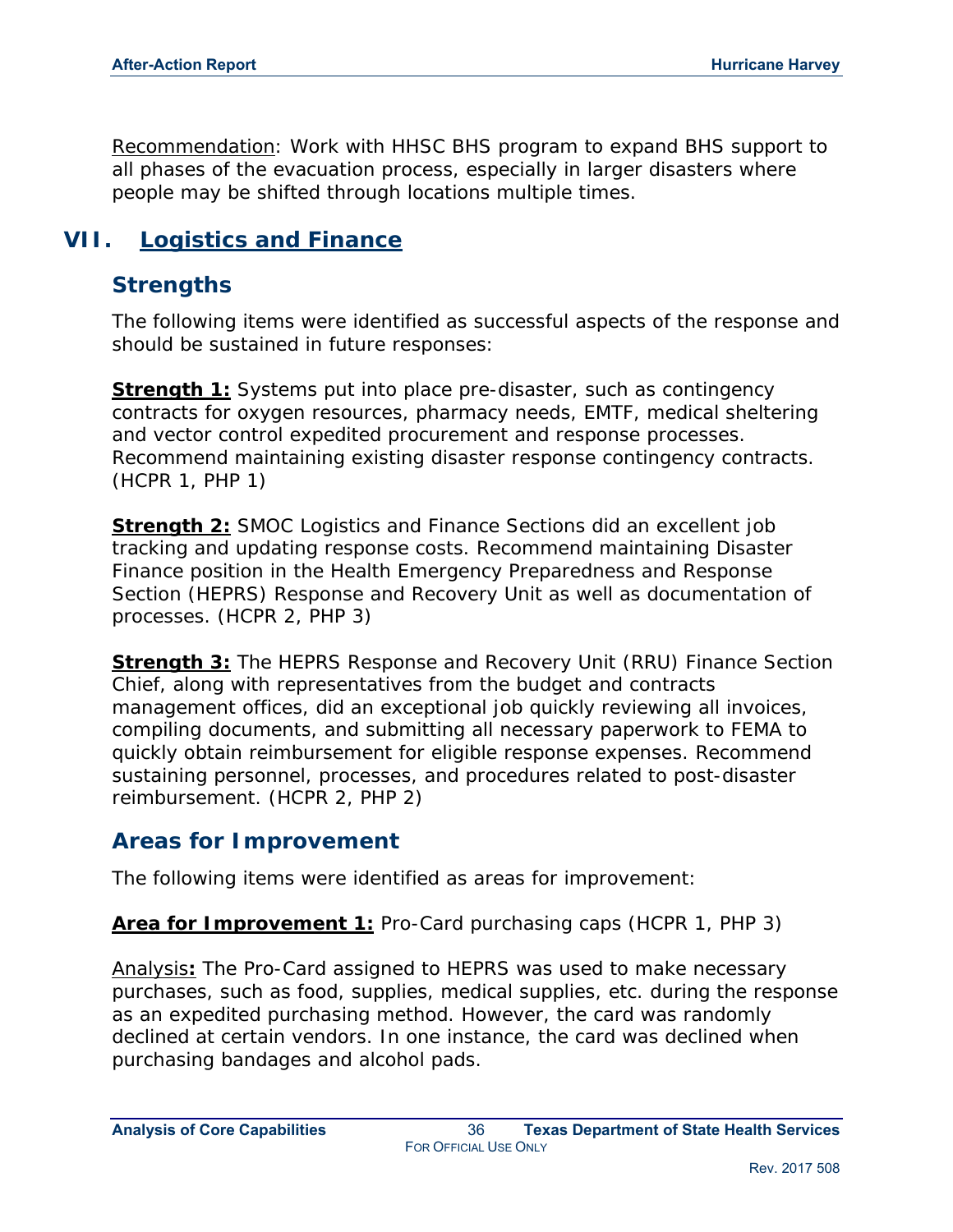Recommendation: Work with HHSC BHS program to expand BHS support to all phases of the evacuation process, especially in larger disasters where people may be shifted through locations multiple times.

# VII. Logistics and Finance

## Strengths

The following items were identified as successful aspects of the response and should be sustained in future responses:

**Strength 1:** Systems put into place pre-disaster, such as contingency contracts for oxygen resources, pharmacy needs, EMTF, medical sheltering and vector control expedited procurement and response processes. Recommend maintaining existing disaster response contingency contracts. (HCPR 1, PHP 1)

**Strength 2:** SMOC Logistics and Finance Sections did an excellent job tracking and updating response costs. Recommend maintaining Disaster Finance position in the Health Emergency Preparedness and Response Section (HEPRS) Response and Recovery Unit as well as documentation of processes. (HCPR 2, PHP 3)

**Strength 3:** The HEPRS Response and Recovery Unit (RRU) Finance Section Chief, along with representatives from the budget and contracts management offices, did an exceptional job quickly reviewing all invoices, compiling documents, and submitting all necessary paperwork to FEMA to quickly obtain reimbursement for eligible response expenses. Recommend sustaining personnel, processes, and procedures related to post-disaster reimbursement. (HCPR 2, PHP 2)

## Areas for Improvement

The following items were identified as areas for improvement:

**Area for Improvement 1:** Pro-Card purchasing caps (HCPR 1, PHP 3)

Analysis**:** The Pro-Card assigned to HEPRS was used to make necessary purchases, such as food, supplies, medical supplies, etc. during the response as an expedited purchasing method. However, the card was randomly declined at certain vendors. In one instance, the card was declined when purchasing bandages and alcohol pads.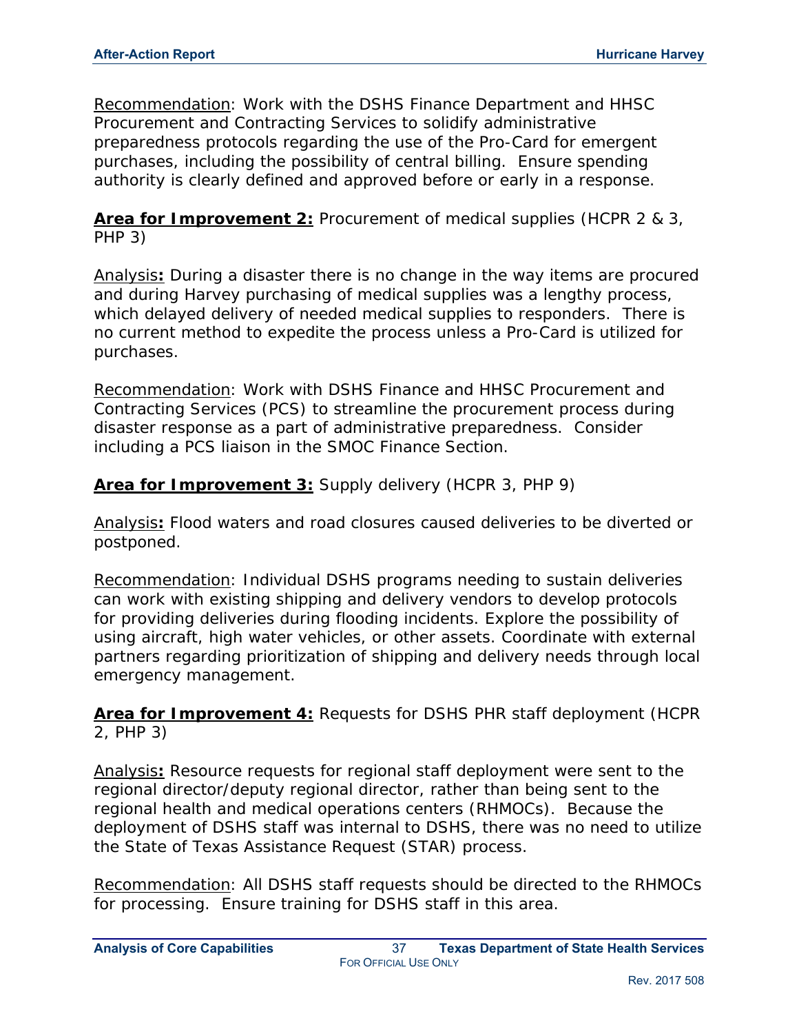Recommendation: Work with the DSHS Finance Department and HHSC Procurement and Contracting Services to solidify administrative preparedness protocols regarding the use of the Pro-Card for emergent purchases, including the possibility of central billing. Ensure spending authority is clearly defined and approved before or early in a response.

**Area for Improvement 2:** Procurement of medical supplies (HCPR 2 & 3, PHP 3)

Analysis**:** During a disaster there is no change in the way items are procured and during Harvey purchasing of medical supplies was a lengthy process, which delayed delivery of needed medical supplies to responders. There is no current method to expedite the process unless a Pro-Card is utilized for purchases.

Recommendation: Work with DSHS Finance and HHSC Procurement and Contracting Services (PCS) to streamline the procurement process during disaster response as a part of administrative preparedness. Consider including a PCS liaison in the SMOC Finance Section.

**Area for Improvement 3:** Supply delivery (HCPR 3, PHP 9)

Analysis**:** Flood waters and road closures caused deliveries to be diverted or postponed.

Recommendation: Individual DSHS programs needing to sustain deliveries can work with existing shipping and delivery vendors to develop protocols for providing deliveries during flooding incidents. Explore the possibility of using aircraft, high water vehicles, or other assets. Coordinate with external partners regarding prioritization of shipping and delivery needs through local emergency management.

**Area for Improvement 4:** Requests for DSHS PHR staff deployment (HCPR 2, PHP 3)

Analysis**:** Resource requests for regional staff deployment were sent to the regional director/deputy regional director, rather than being sent to the regional health and medical operations centers (RHMOCs). Because the deployment of DSHS staff was internal to DSHS, there was no need to utilize the State of Texas Assistance Request (STAR) process.

Recommendation: All DSHS staff requests should be directed to the RHMOCs for processing. Ensure training for DSHS staff in this area.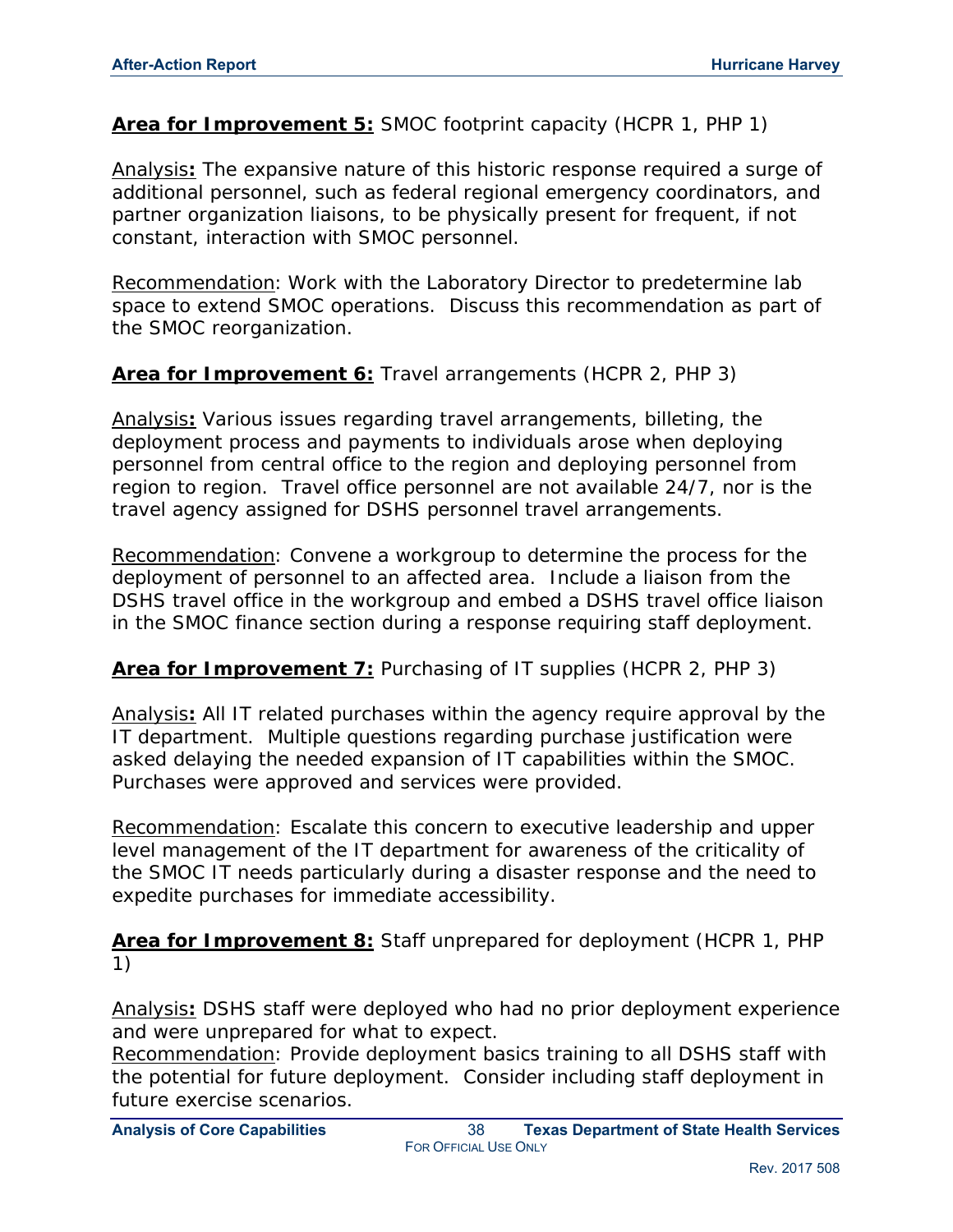**Area for Improvement 5:** SMOC footprint capacity (HCPR 1, PHP 1)

Analysis**:** The expansive nature of this historic response required a surge of additional personnel, such as federal regional emergency coordinators, and partner organization liaisons, to be physically present for frequent, if not constant, interaction with SMOC personnel.

Recommendation: Work with the Laboratory Director to predetermine lab space to extend SMOC operations. Discuss this recommendation as part of the SMOC reorganization.

**Area for Improvement 6:** Travel arrangements (HCPR 2, PHP 3)

Analysis**:** Various issues regarding travel arrangements, billeting, the deployment process and payments to individuals arose when deploying personnel from central office to the region and deploying personnel from region to region. Travel office personnel are not available 24/7, nor is the travel agency assigned for DSHS personnel travel arrangements.

Recommendation: Convene a workgroup to determine the process for the deployment of personnel to an affected area. Include a liaison from the DSHS travel office in the workgroup and embed a DSHS travel office liaison in the SMOC finance section during a response requiring staff deployment.

**Area for Improvement 7:** Purchasing of IT supplies (HCPR 2, PHP 3)

Analysis**:** All IT related purchases within the agency require approval by the IT department. Multiple questions regarding purchase justification were asked delaying the needed expansion of IT capabilities within the SMOC. Purchases were approved and services were provided.

Recommendation: Escalate this concern to executive leadership and upper level management of the IT department for awareness of the criticality of the SMOC IT needs particularly during a disaster response and the need to expedite purchases for immediate accessibility.

**Area for Improvement 8:** Staff unprepared for deployment (HCPR 1, PHP 1)

Analysis**:** DSHS staff were deployed who had no prior deployment experience and were unprepared for what to expect.

Recommendation: Provide deployment basics training to all DSHS staff with the potential for future deployment. Consider including staff deployment in future exercise scenarios.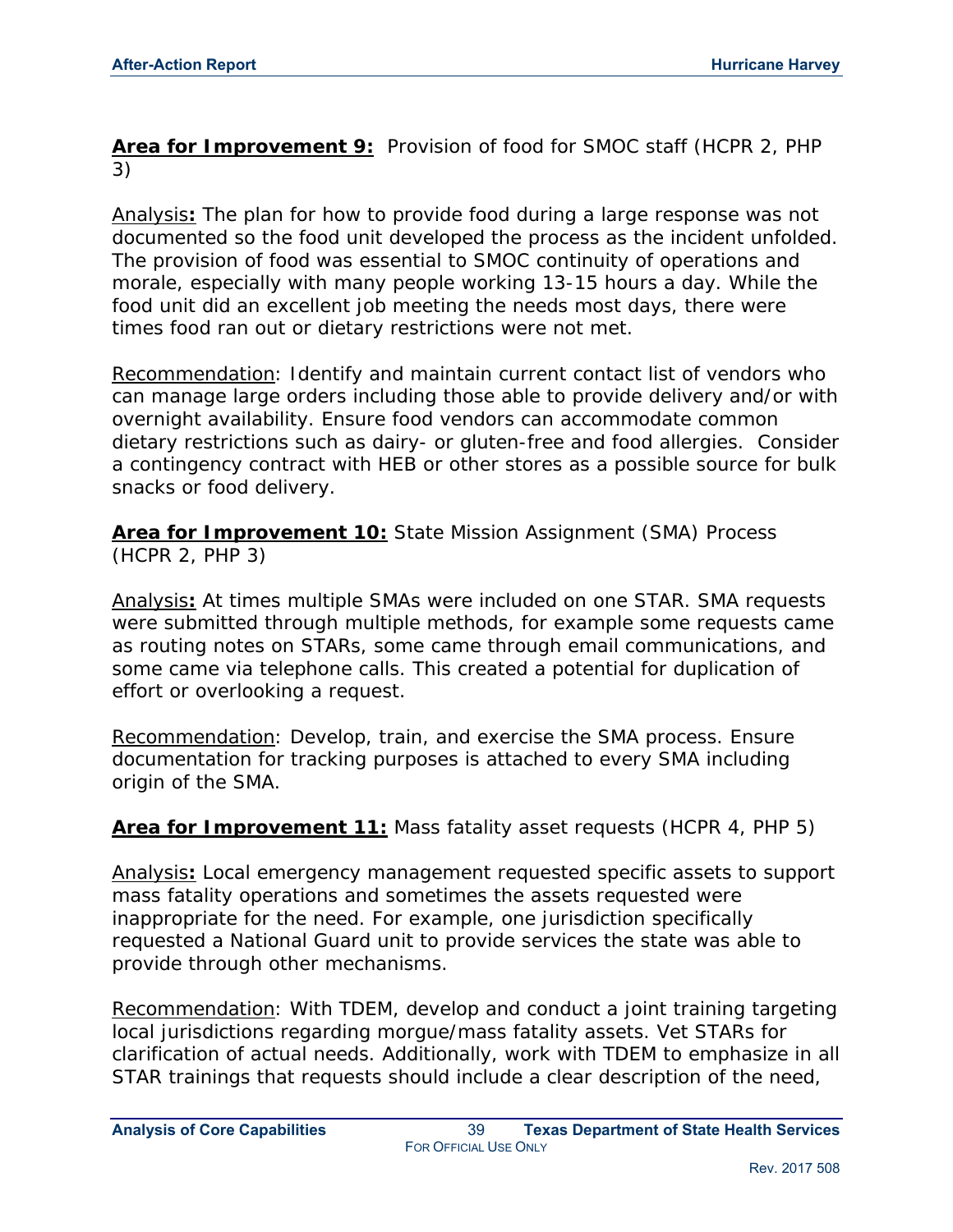**Area for Improvement 9:** Provision of food for SMOC staff (HCPR 2, PHP 3)

Analysis**:** The plan for how to provide food during a large response was not documented so the food unit developed the process as the incident unfolded. The provision of food was essential to SMOC continuity of operations and morale, especially with many people working 13-15 hours a day. While the food unit did an excellent job meeting the needs most days, there were times food ran out or dietary restrictions were not met.

Recommendation: Identify and maintain current contact list of vendors who can manage large orders including those able to provide delivery and/or with overnight availability. Ensure food vendors can accommodate common dietary restrictions such as dairy- or gluten-free and food allergies. Consider a contingency contract with HEB or other stores as a possible source for bulk snacks or food delivery.

**Area for Improvement 10:** State Mission Assignment (SMA) Process (HCPR 2, PHP 3)

Analysis**:** At times multiple SMAs were included on one STAR. SMA requests were submitted through multiple methods, for example some requests came as routing notes on STARs, some came through email communications, and some came via telephone calls. This created a potential for duplication of effort or overlooking a request.

Recommendation: Develop, train, and exercise the SMA process. Ensure documentation for tracking purposes is attached to every SMA including origin of the SMA.

**Area for Improvement 11:** Mass fatality asset requests (HCPR 4, PHP 5)

Analysis**:** Local emergency management requested specific assets to support mass fatality operations and sometimes the assets requested were inappropriate for the need. For example, one jurisdiction specifically requested a National Guard unit to provide services the state was able to provide through other mechanisms.

Recommendation: With TDEM, develop and conduct a joint training targeting local jurisdictions regarding morgue/mass fatality assets. Vet STARs for clarification of actual needs. Additionally, work with TDEM to emphasize in all STAR trainings that requests should include a clear description of the need,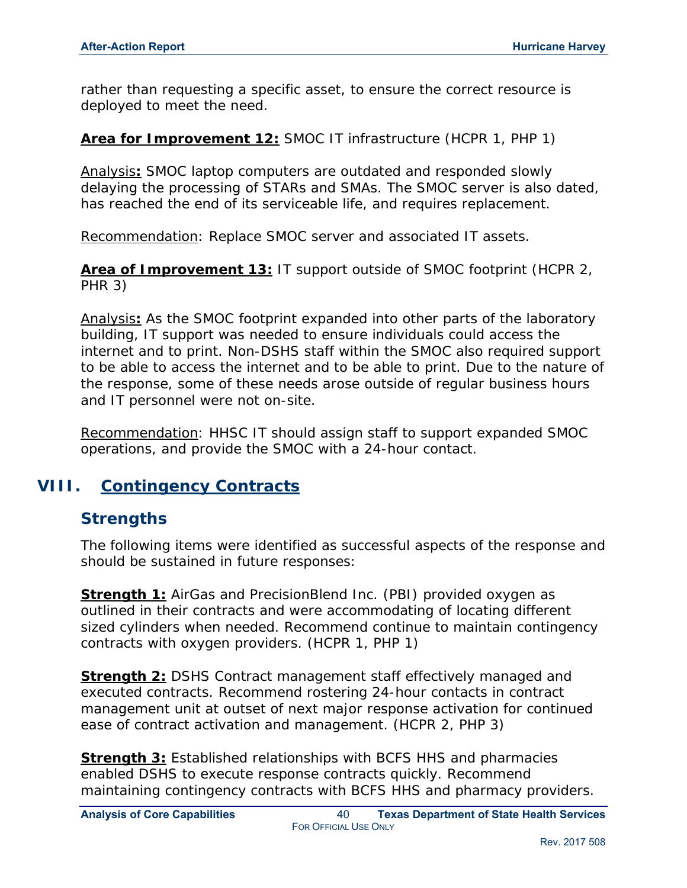rather than requesting a specific asset, to ensure the correct resource is deployed to meet the need.

**Area for Improvement 12:** SMOC IT infrastructure (HCPR 1, PHP 1)

Analysis**:** SMOC laptop computers are outdated and responded slowly delaying the processing of STARs and SMAs. The SMOC server is also dated, has reached the end of its serviceable life, and requires replacement.

Recommendation: Replace SMOC server and associated IT assets.

**Area of Improvement 13:** IT support outside of SMOC footprint (HCPR 2, PHR 3)

Analysis**:** As the SMOC footprint expanded into other parts of the laboratory building, IT support was needed to ensure individuals could access the internet and to print. Non-DSHS staff within the SMOC also required support to be able to access the internet and to be able to print. Due to the nature of the response, some of these needs arose outside of regular business hours and IT personnel were not on-site.

Recommendation: HHSC IT should assign staff to support expanded SMOC operations, and provide the SMOC with a 24-hour contact.

# VIII. Contingency Contracts

## Strengths

The following items were identified as successful aspects of the response and should be sustained in future responses:

**Strength 1:** AirGas and PrecisionBlend Inc. (PBI) provided oxygen as outlined in their contracts and were accommodating of locating different sized cylinders when needed. Recommend continue to maintain contingency contracts with oxygen providers. (HCPR 1, PHP 1)

**Strength 2:** DSHS Contract management staff effectively managed and executed contracts. Recommend rostering 24-hour contacts in contract management unit at outset of next major response activation for continued ease of contract activation and management. (HCPR 2, PHP 3)

**Strength 3:** Established relationships with BCFS HHS and pharmacies enabled DSHS to execute response contracts quickly. Recommend maintaining contingency contracts with BCFS HHS and pharmacy providers.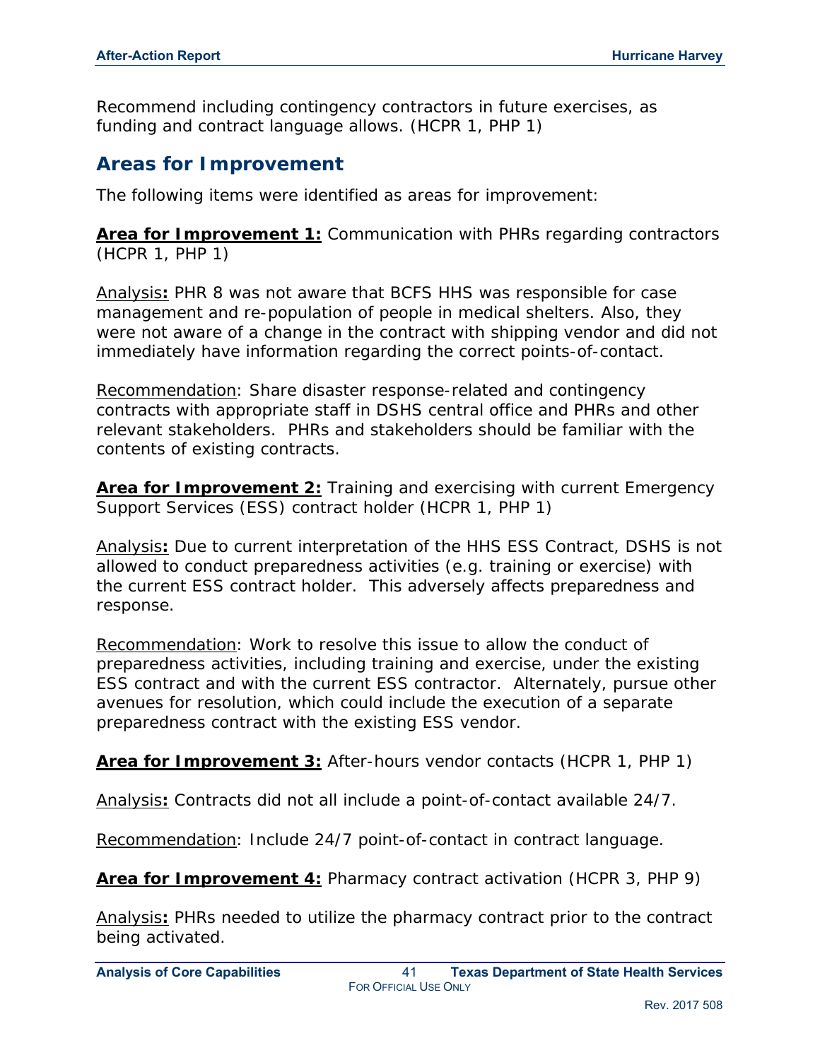Recommend including contingency contractors in future exercises, as funding and contract language allows. (HCPR 1, PHP 1)

## Areas for Improvement

The following items were identified as areas for improvement:

**Area for Improvement 1:** Communication with PHRs regarding contractors (HCPR 1, PHP 1)

Analysis**:** PHR 8 was not aware that BCFS HHS was responsible for case management and re-population of people in medical shelters. Also, they were not aware of a change in the contract with shipping vendor and did not immediately have information regarding the correct points-of-contact.

Recommendation: Share disaster response-related and contingency contracts with appropriate staff in DSHS central office and PHRs and other relevant stakeholders. PHRs and stakeholders should be familiar with the contents of existing contracts.

**Area for Improvement 2:** Training and exercising with current Emergency Support Services (ESS) contract holder (HCPR 1, PHP 1)

Analysis**:** Due to current interpretation of the HHS ESS Contract, DSHS is not allowed to conduct preparedness activities (e.g. training or exercise) with the current ESS contract holder. This adversely affects preparedness and response.

Recommendation: Work to resolve this issue to allow the conduct of preparedness activities, including training and exercise, under the existing ESS contract and with the current ESS contractor. Alternately, pursue other avenues for resolution, which could include the execution of a separate preparedness contract with the existing ESS vendor.

**Area for Improvement 3:** After-hours vendor contacts (HCPR 1, PHP 1)

Analysis**:** Contracts did not all include a point-of-contact available 24/7.

Recommendation: Include 24/7 point-of-contact in contract language.

**Area for Improvement 4:** Pharmacy contract activation (HCPR 3, PHP 9)

Analysis**:** PHRs needed to utilize the pharmacy contract prior to the contract being activated.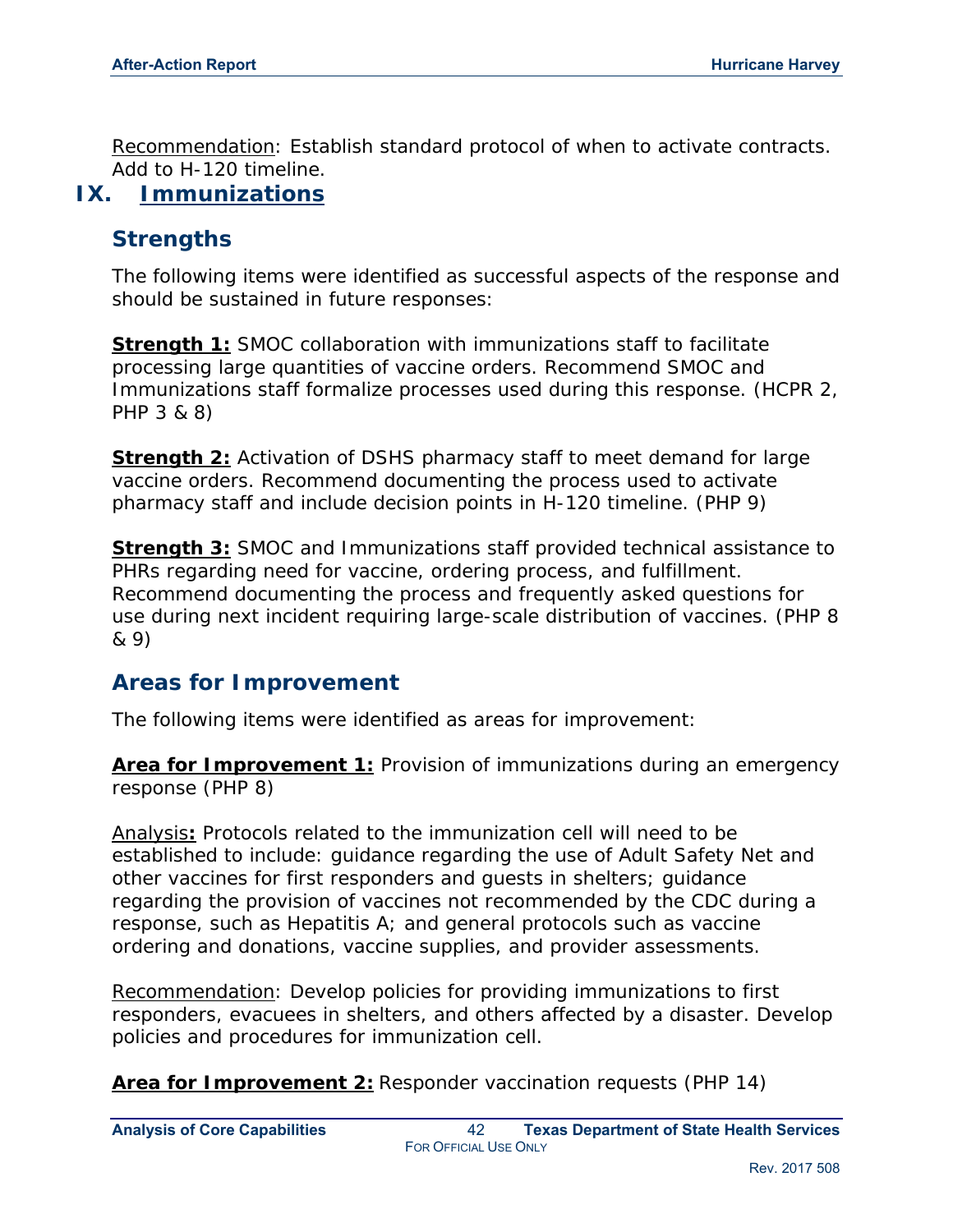Recommendation: Establish standard protocol of when to activate contracts. Add to H-120 timeline.

# IX. Immunizations

## Strengths

The following items were identified as successful aspects of the response and should be sustained in future responses:

**Strength 1:** SMOC collaboration with immunizations staff to facilitate processing large quantities of vaccine orders. Recommend SMOC and Immunizations staff formalize processes used during this response. (HCPR 2, PHP 3 & 8)

**Strength 2:** Activation of DSHS pharmacy staff to meet demand for large vaccine orders. Recommend documenting the process used to activate pharmacy staff and include decision points in H-120 timeline. (PHP 9)

**Strength 3:** SMOC and Immunizations staff provided technical assistance to PHRs regarding need for vaccine, ordering process, and fulfillment. Recommend documenting the process and frequently asked questions for use during next incident requiring large-scale distribution of vaccines. (PHP 8 & 9)

## Areas for Improvement

The following items were identified as areas for improvement:

**Area for Improvement 1:** Provision of immunizations during an emergency response (PHP 8)

Analysis**:** Protocols related to the immunization cell will need to be established to include: guidance regarding the use of Adult Safety Net and other vaccines for first responders and guests in shelters; guidance regarding the provision of vaccines not recommended by the CDC during a response, such as Hepatitis A; and general protocols such as vaccine ordering and donations, vaccine supplies, and provider assessments.

Recommendation: Develop policies for providing immunizations to first responders, evacuees in shelters, and others affected by a disaster. Develop policies and procedures for immunization cell.

**Area for Improvement 2:** Responder vaccination requests (PHP 14)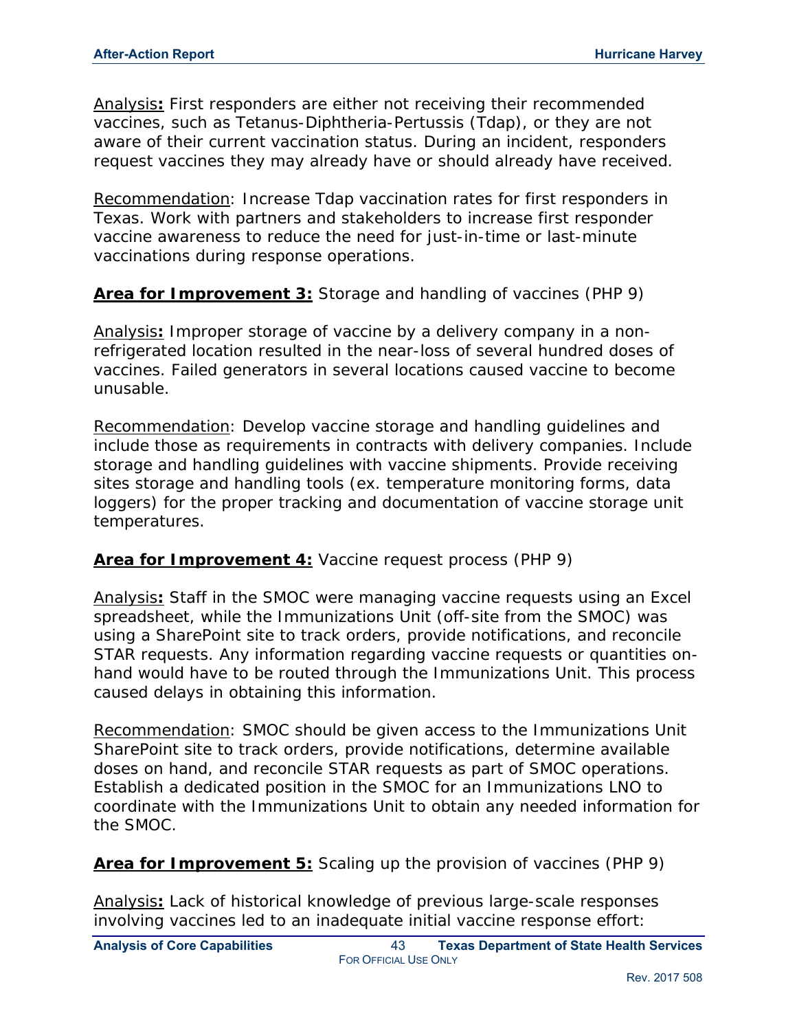<u>Analysis</u>**:** First responders are either not receiving their recommended vaccines, such as Tetanus-Diphtheria-Pertussis (Tdap), or they are not aware of their current vaccination status. During an incident, responders request vaccines they may already have or should already have received.

<u>Recommendation</u>: Increase Tdap vaccination rates for first responders in Texas. Work with partners and stakeholders to increase first responder vaccine awareness to reduce the need for just-in-time or last-minute vaccinations during response operations.

**<u>Area for Improvement 3:</u>** Storage and handling of vaccines (PHP 9)

<u>Analysis</u>**:** Improper storage of vaccine by a delivery company in a non-refrigerated location resulted in the near-loss of several hundred doses of vaccines. Failed generators in several locations caused vaccine to become unusable.

<u>Recommendation</u>: Develop vaccine storage and handling guidelines and include those as requirements in contracts with delivery companies. Include storage and handling guidelines with vaccine shipments. Provide receiving sites storage and handling tools (ex. temperature monitoring forms, data loggers) for the proper tracking and documentation of vaccine storage unit temperatures.

**<u>Area for Improvement 4:</u>** Vaccine request process (PHP 9)

<u>Analysis</u>**:** Staff in the SMOC were managing vaccine requests using an Excel spreadsheet, while the Immunizations Unit (off-site from the SMOC) was using a SharePoint site to track orders, provide notifications, and reconcile STAR requests. Any information regarding vaccine requests or quantities on-hand would have to be routed through the Immunizations Unit. This process caused delays in obtaining this information.

<u>Recommendation</u>: SMOC should be given access to the Immunizations Unit SharePoint site to track orders, provide notifications, determine available doses on hand, and reconcile STAR requests as part of SMOC operations. Establish a dedicated position in the SMOC for an Immunizations LNO to coordinate with the Immunizations Unit to obtain any needed information for the SMOC.

**<u>Area for Improvement 5:</u>** Scaling up the provision of vaccines (PHP 9)

<u>Analysis</u>**:** Lack of historical knowledge of previous large-scale responses involving vaccines led to an inadequate initial vaccine response effort: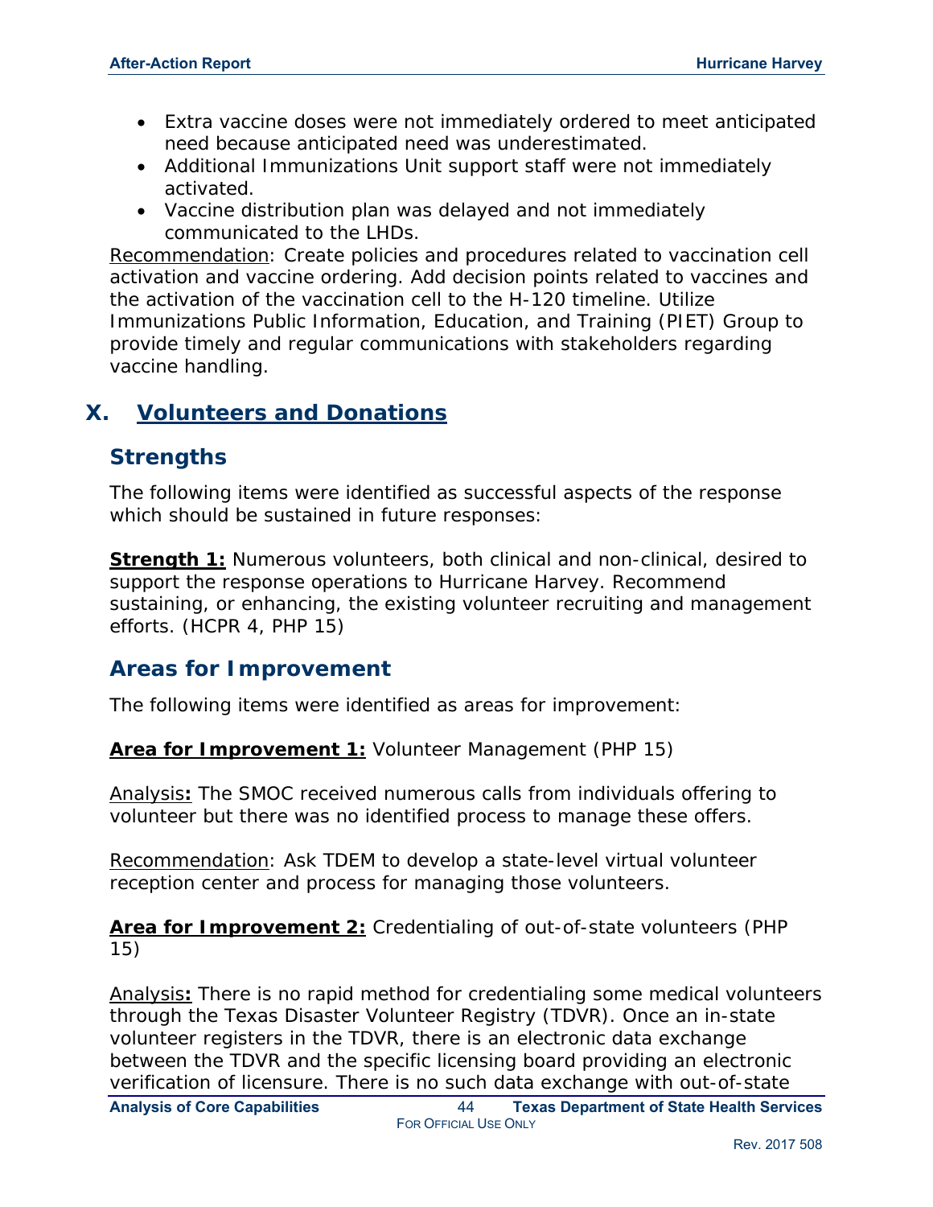- Extra vaccine doses were not immediately ordered to meet anticipated need because anticipated need was underestimated.
- Additional Immunizations Unit support staff were not immediately activated.
- Vaccine distribution plan was delayed and not immediately communicated to the LHDs.

Recommendation: Create policies and procedures related to vaccination cell activation and vaccine ordering. Add decision points related to vaccines and the activation of the vaccination cell to the H-120 timeline. Utilize Immunizations Public Information, Education, and Training (PIET) Group to provide timely and regular communications with stakeholders regarding vaccine handling.

## X. Volunteers and Donations

### Strengths

The following items were identified as successful aspects of the response which should be sustained in future responses:

**Strength 1:** Numerous volunteers, both clinical and non-clinical, desired to support the response operations to Hurricane Harvey. Recommend sustaining, or enhancing, the existing volunteer recruiting and management efforts. (HCPR 4, PHP 15)

### Areas for Improvement

The following items were identified as areas for improvement:

**Area for Improvement 1:** Volunteer Management (PHP 15)

Analysis**:** The SMOC received numerous calls from individuals offering to volunteer but there was no identified process to manage these offers.

Recommendation: Ask TDEM to develop a state-level virtual volunteer reception center and process for managing those volunteers.

**Area for Improvement 2:** Credentialing of out-of-state volunteers (PHP 15)

Analysis**:** There is no rapid method for credentialing some medical volunteers through the Texas Disaster Volunteer Registry (TDVR). Once an in-state volunteer registers in the TDVR, there is an electronic data exchange between the TDVR and the specific licensing board providing an electronic verification of licensure. There is no such data exchange with out-of-state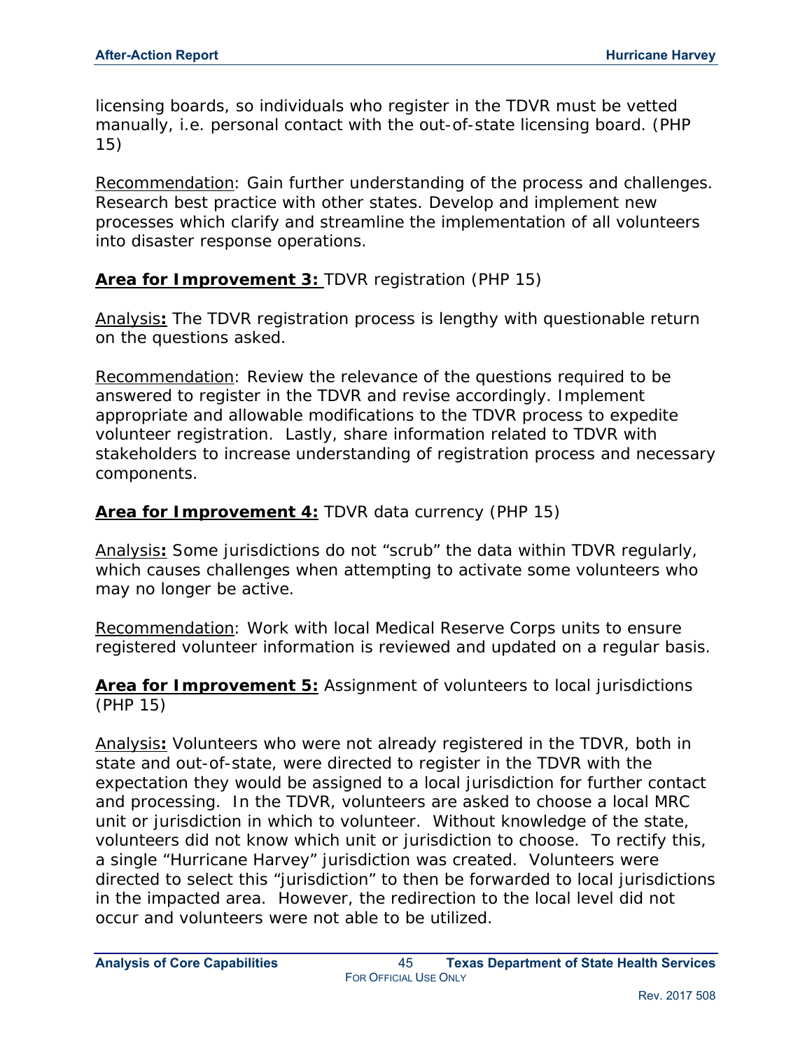licensing boards, so individuals who register in the TDVR must be vetted manually, i.e. personal contact with the out-of-state licensing board. (PHP 15)

Recommendation: Gain further understanding of the process and challenges. Research best practice with other states. Develop and implement new processes which clarify and streamline the implementation of all volunteers into disaster response operations.

**Area for Improvement 3:** TDVR registration (PHP 15)

Analysis**:** The TDVR registration process is lengthy with questionable return on the questions asked.

Recommendation: Review the relevance of the questions required to be answered to register in the TDVR and revise accordingly. Implement appropriate and allowable modifications to the TDVR process to expedite volunteer registration. Lastly, share information related to TDVR with stakeholders to increase understanding of registration process and necessary components.

**Area for Improvement 4:** TDVR data currency (PHP 15)

Analysis**:** Some jurisdictions do not "scrub" the data within TDVR regularly, which causes challenges when attempting to activate some volunteers who may no longer be active.

Recommendation: Work with local Medical Reserve Corps units to ensure registered volunteer information is reviewed and updated on a regular basis.

**Area for Improvement 5:** Assignment of volunteers to local jurisdictions (PHP 15)

Analysis**:** Volunteers who were not already registered in the TDVR, both in state and out-of-state, were directed to register in the TDVR with the expectation they would be assigned to a local jurisdiction for further contact and processing. In the TDVR, volunteers are asked to choose a local MRC unit or jurisdiction in which to volunteer. Without knowledge of the state, volunteers did not know which unit or jurisdiction to choose. To rectify this, a single "Hurricane Harvey" jurisdiction was created. Volunteers were directed to select this "jurisdiction" to then be forwarded to local jurisdictions in the impacted area. However, the redirection to the local level did not occur and volunteers were not able to be utilized.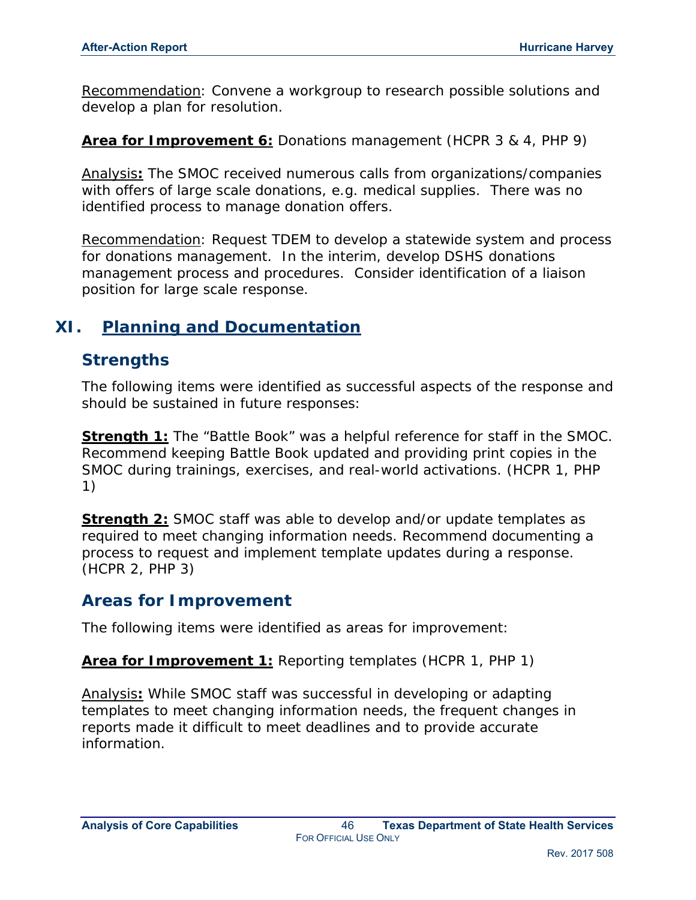Recommendation: Convene a workgroup to research possible solutions and develop a plan for resolution.

**Area for Improvement 6:** Donations management (HCPR 3 & 4, PHP 9)

Analysis**:** The SMOC received numerous calls from organizations/companies with offers of large scale donations, e.g. medical supplies. There was no identified process to manage donation offers.

Recommendation: Request TDEM to develop a statewide system and process for donations management. In the interim, develop DSHS donations management process and procedures. Consider identification of a liaison position for large scale response.

# XI. Planning and Documentation

## Strengths

The following items were identified as successful aspects of the response and should be sustained in future responses:

**Strength 1:** The "Battle Book" was a helpful reference for staff in the SMOC. Recommend keeping Battle Book updated and providing print copies in the SMOC during trainings, exercises, and real-world activations. (HCPR 1, PHP 1)

**Strength 2:** SMOC staff was able to develop and/or update templates as required to meet changing information needs. Recommend documenting a process to request and implement template updates during a response. (HCPR 2, PHP 3)

## Areas for Improvement

The following items were identified as areas for improvement:

**Area for Improvement 1:** Reporting templates (HCPR 1, PHP 1)

Analysis**:** While SMOC staff was successful in developing or adapting templates to meet changing information needs, the frequent changes in reports made it difficult to meet deadlines and to provide accurate information.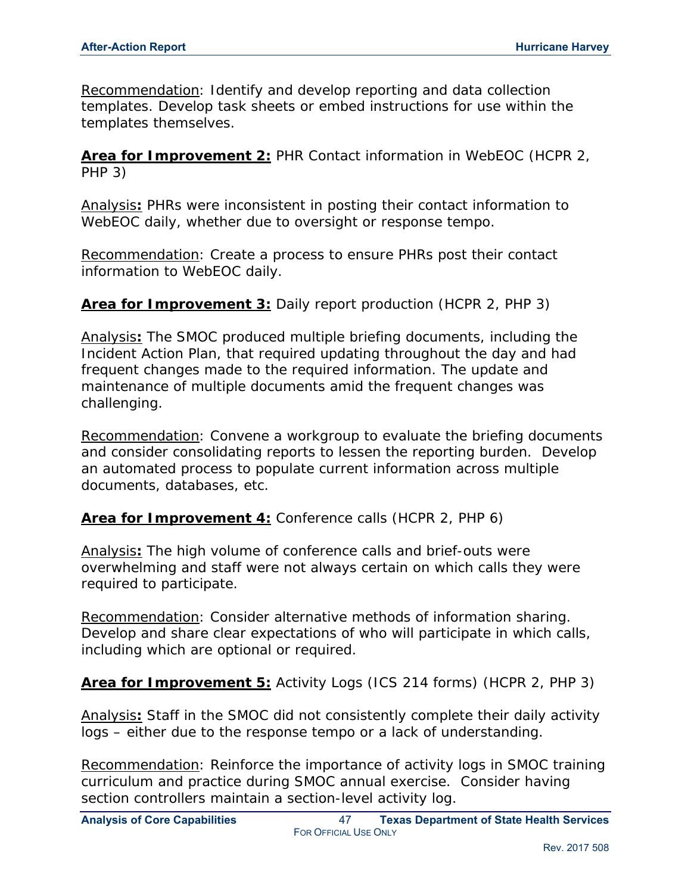Recommendation: Identify and develop reporting and data collection templates. Develop task sheets or embed instructions for use within the templates themselves.

**Area for Improvement 2:** PHR Contact information in WebEOC (HCPR 2, PHP 3)

Analysis**:** PHRs were inconsistent in posting their contact information to WebEOC daily, whether due to oversight or response tempo.

Recommendation: Create a process to ensure PHRs post their contact information to WebEOC daily.

**Area for Improvement 3:** Daily report production (HCPR 2, PHP 3)

Analysis**:** The SMOC produced multiple briefing documents, including the Incident Action Plan, that required updating throughout the day and had frequent changes made to the required information. The update and maintenance of multiple documents amid the frequent changes was challenging.

Recommendation: Convene a workgroup to evaluate the briefing documents and consider consolidating reports to lessen the reporting burden. Develop an automated process to populate current information across multiple documents, databases, etc.

**Area for Improvement 4:** Conference calls (HCPR 2, PHP 6)

Analysis**:** The high volume of conference calls and brief-outs were overwhelming and staff were not always certain on which calls they were required to participate.

Recommendation: Consider alternative methods of information sharing. Develop and share clear expectations of who will participate in which calls, including which are optional or required.

**Area for Improvement 5:** Activity Logs (ICS 214 forms) (HCPR 2, PHP 3)

Analysis**:** Staff in the SMOC did not consistently complete their daily activity logs – either due to the response tempo or a lack of understanding.

Recommendation: Reinforce the importance of activity logs in SMOC training curriculum and practice during SMOC annual exercise. Consider having section controllers maintain a section-level activity log.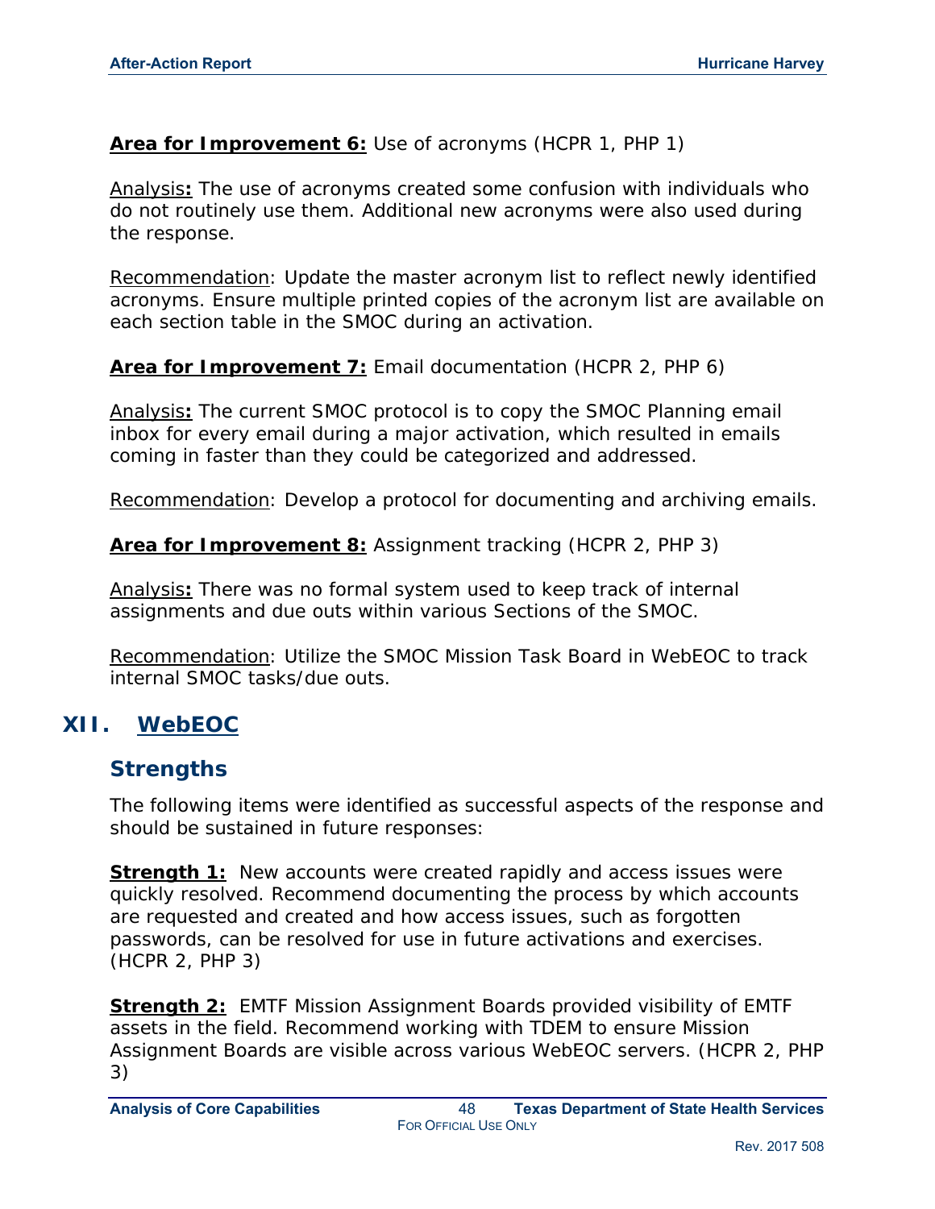**Area for Improvement 6:** Use of acronyms (HCPR 1, PHP 1)

Analysis**:** The use of acronyms created some confusion with individuals who do not routinely use them. Additional new acronyms were also used during the response.

Recommendation: Update the master acronym list to reflect newly identified acronyms. Ensure multiple printed copies of the acronym list are available on each section table in the SMOC during an activation.

**Area for Improvement 7:** Email documentation (HCPR 2, PHP 6)

Analysis**:** The current SMOC protocol is to copy the SMOC Planning email inbox for every email during a major activation, which resulted in emails coming in faster than they could be categorized and addressed.

Recommendation: Develop a protocol for documenting and archiving emails.

**Area for Improvement 8:** Assignment tracking (HCPR 2, PHP 3)

Analysis**:** There was no formal system used to keep track of internal assignments and due outs within various Sections of the SMOC.

Recommendation: Utilize the SMOC Mission Task Board in WebEOC to track internal SMOC tasks/due outs.

# XII. WebEOC

## Strengths

The following items were identified as successful aspects of the response and should be sustained in future responses:

**Strength 1:** New accounts were created rapidly and access issues were quickly resolved. Recommend documenting the process by which accounts are requested and created and how access issues, such as forgotten passwords, can be resolved for use in future activations and exercises. (HCPR 2, PHP 3)

**Strength 2:** EMTF Mission Assignment Boards provided visibility of EMTF assets in the field. Recommend working with TDEM to ensure Mission Assignment Boards are visible across various WebEOC servers. (HCPR 2, PHP 3)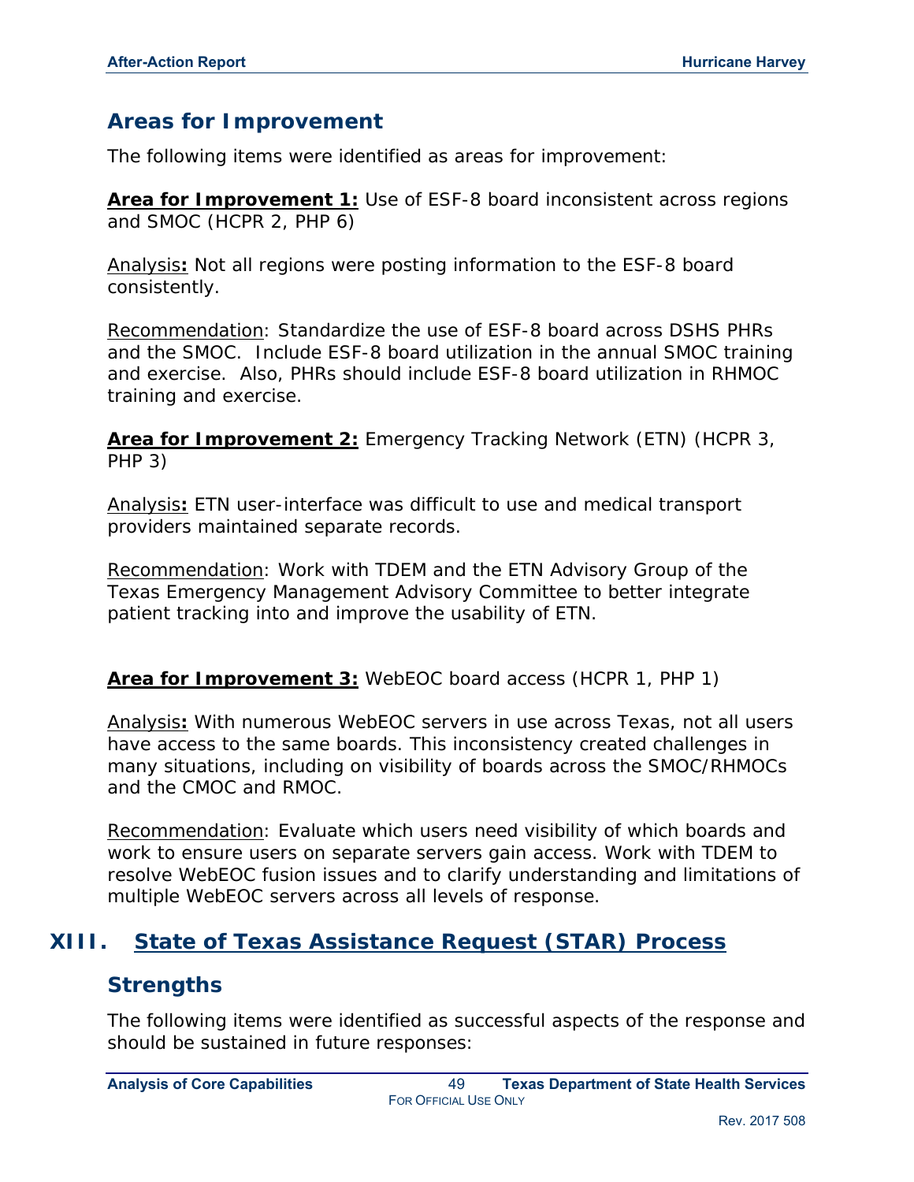## Areas for Improvement

The following items were identified as areas for improvement:

**Area for Improvement 1:** Use of ESF-8 board inconsistent across regions and SMOC (HCPR 2, PHP 6)

Analysis**:** Not all regions were posting information to the ESF-8 board consistently.

Recommendation: Standardize the use of ESF-8 board across DSHS PHRs and the SMOC. Include ESF-8 board utilization in the annual SMOC training and exercise. Also, PHRs should include ESF-8 board utilization in RHMOC training and exercise.

**Area for Improvement 2:** Emergency Tracking Network (ETN) (HCPR 3, PHP 3)

Analysis**:** ETN user-interface was difficult to use and medical transport providers maintained separate records.

Recommendation: Work with TDEM and the ETN Advisory Group of the Texas Emergency Management Advisory Committee to better integrate patient tracking into and improve the usability of ETN.

**Area for Improvement 3:** WebEOC board access (HCPR 1, PHP 1)

Analysis**:** With numerous WebEOC servers in use across Texas, not all users have access to the same boards. This inconsistency created challenges in many situations, including on visibility of boards across the SMOC/RHMOCs and the CMOC and RMOC.

Recommendation: Evaluate which users need visibility of which boards and work to ensure users on separate servers gain access. Work with TDEM to resolve WebEOC fusion issues and to clarify understanding and limitations of multiple WebEOC servers across all levels of response.

# XIII. State of Texas Assistance Request (STAR) Process

## Strengths

The following items were identified as successful aspects of the response and should be sustained in future responses: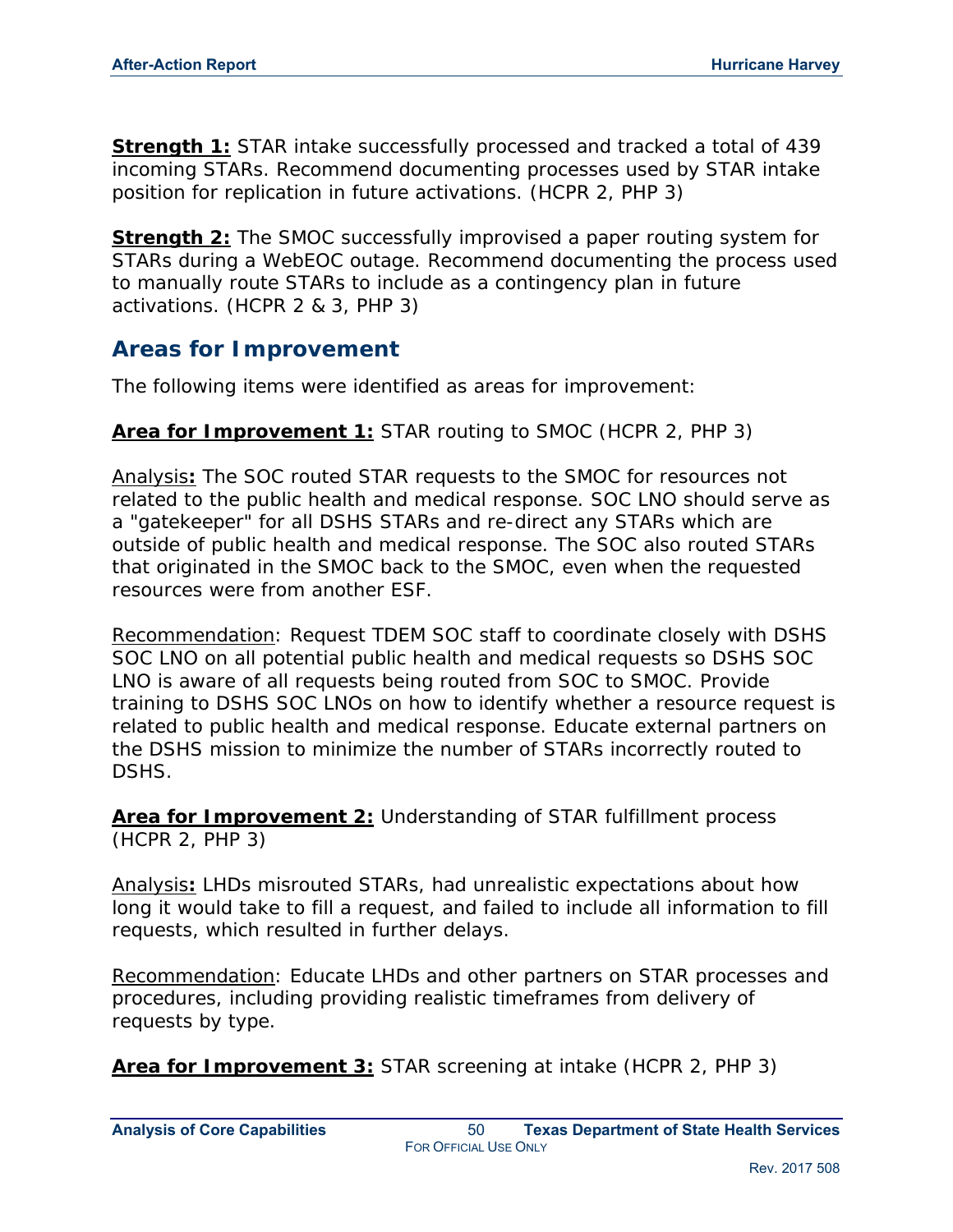**Strength 1:** STAR intake successfully processed and tracked a total of 439 incoming STARs. Recommend documenting processes used by STAR intake position for replication in future activations. (HCPR 2, PHP 3)

**Strength 2:** The SMOC successfully improvised a paper routing system for STARs during a WebEOC outage. Recommend documenting the process used to manually route STARs to include as a contingency plan in future activations. (HCPR 2 & 3, PHP 3)

## Areas for Improvement

The following items were identified as areas for improvement:

**Area for Improvement 1:** STAR routing to SMOC (HCPR 2, PHP 3)

Analysis**:** The SOC routed STAR requests to the SMOC for resources not related to the public health and medical response. SOC LNO should serve as a "gatekeeper" for all DSHS STARs and re-direct any STARs which are outside of public health and medical response. The SOC also routed STARs that originated in the SMOC back to the SMOC, even when the requested resources were from another ESF.

Recommendation: Request TDEM SOC staff to coordinate closely with DSHS SOC LNO on all potential public health and medical requests so DSHS SOC LNO is aware of all requests being routed from SOC to SMOC. Provide training to DSHS SOC LNOs on how to identify whether a resource request is related to public health and medical response. Educate external partners on the DSHS mission to minimize the number of STARs incorrectly routed to DSHS.

**Area for Improvement 2:** Understanding of STAR fulfillment process (HCPR 2, PHP 3)

Analysis**:** LHDs misrouted STARs, had unrealistic expectations about how long it would take to fill a request, and failed to include all information to fill requests, which resulted in further delays.

Recommendation: Educate LHDs and other partners on STAR processes and procedures, including providing realistic timeframes from delivery of requests by type.

**Area for Improvement 3:** STAR screening at intake (HCPR 2, PHP 3)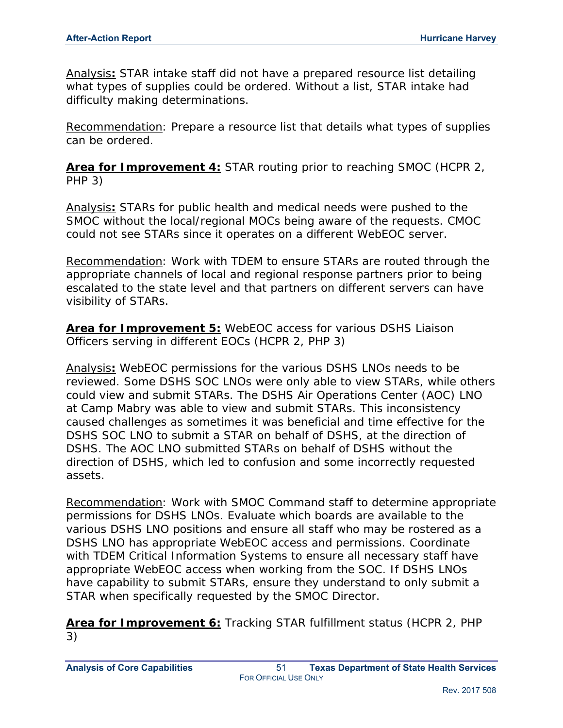Analysis**:** STAR intake staff did not have a prepared resource list detailing what types of supplies could be ordered. Without a list, STAR intake had difficulty making determinations.

Recommendation: Prepare a resource list that details what types of supplies can be ordered.

**Area for Improvement 4:** STAR routing prior to reaching SMOC (HCPR 2, PHP 3)

Analysis**:** STARs for public health and medical needs were pushed to the SMOC without the local/regional MOCs being aware of the requests. CMOC could not see STARs since it operates on a different WebEOC server.

Recommendation: Work with TDEM to ensure STARs are routed through the appropriate channels of local and regional response partners prior to being escalated to the state level and that partners on different servers can have visibility of STARs.

**Area for Improvement 5:** WebEOC access for various DSHS Liaison Officers serving in different EOCs (HCPR 2, PHP 3)

Analysis**:** WebEOC permissions for the various DSHS LNOs needs to be reviewed. Some DSHS SOC LNOs were only able to view STARs, while others could view and submit STARs. The DSHS Air Operations Center (AOC) LNO at Camp Mabry was able to view and submit STARs. This inconsistency caused challenges as sometimes it was beneficial and time effective for the DSHS SOC LNO to submit a STAR on behalf of DSHS, at the direction of DSHS. The AOC LNO submitted STARs on behalf of DSHS without the direction of DSHS, which led to confusion and some incorrectly requested assets.

Recommendation: Work with SMOC Command staff to determine appropriate permissions for DSHS LNOs. Evaluate which boards are available to the various DSHS LNO positions and ensure all staff who may be rostered as a DSHS LNO has appropriate WebEOC access and permissions. Coordinate with TDEM Critical Information Systems to ensure all necessary staff have appropriate WebEOC access when working from the SOC. If DSHS LNOs have capability to submit STARs, ensure they understand to only submit a STAR when specifically requested by the SMOC Director.

**Area for Improvement 6:** Tracking STAR fulfillment status (HCPR 2, PHP 3)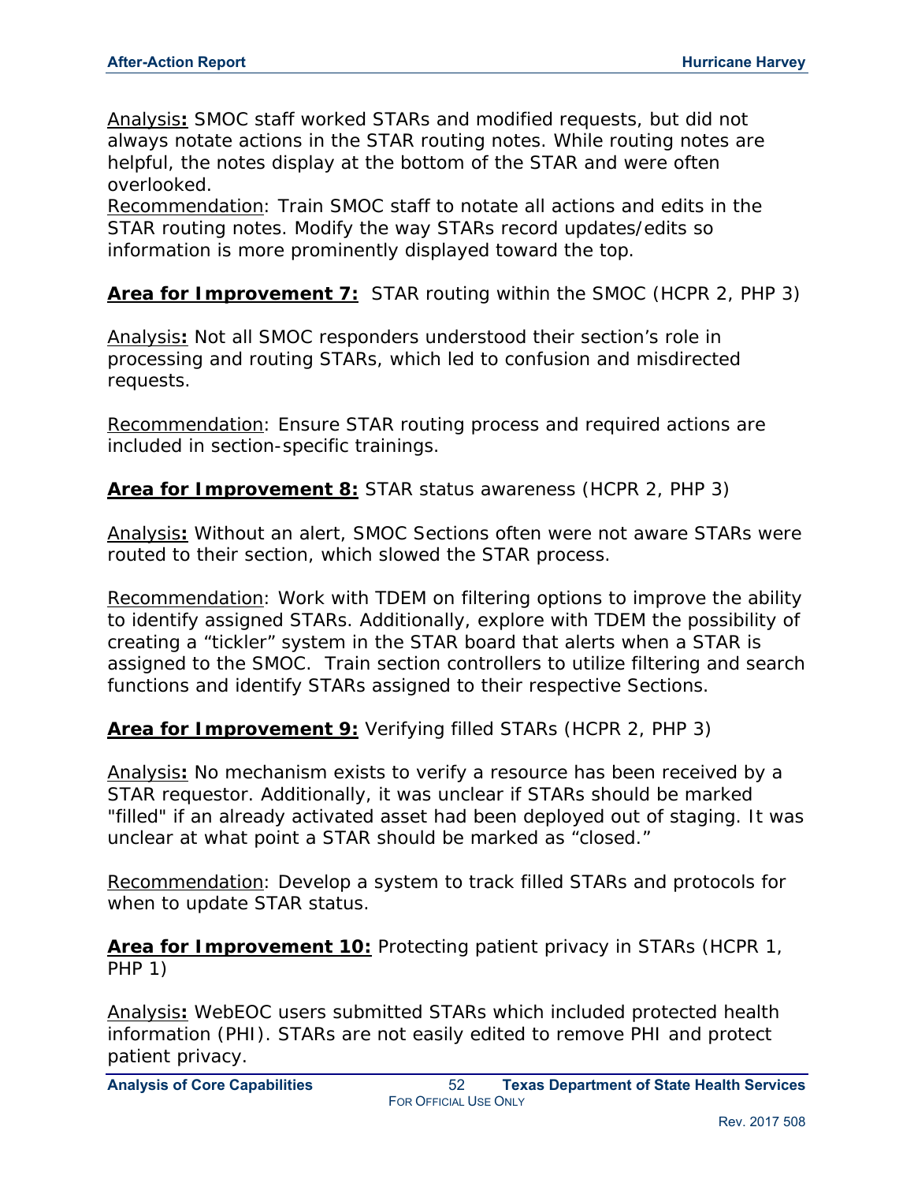Analysis**:** SMOC staff worked STARs and modified requests, but did not always notate actions in the STAR routing notes. While routing notes are helpful, the notes display at the bottom of the STAR and were often overlooked.
Recommendation: Train SMOC staff to notate all actions and edits in the STAR routing notes. Modify the way STARs record updates/edits so information is more prominently displayed toward the top.

**Area for Improvement 7:** STAR routing within the SMOC (HCPR 2, PHP 3)

Analysis**:** Not all SMOC responders understood their section's role in processing and routing STARs, which led to confusion and misdirected requests.

Recommendation: Ensure STAR routing process and required actions are included in section-specific trainings.

**Area for Improvement 8:** STAR status awareness (HCPR 2, PHP 3)

Analysis**:** Without an alert, SMOC Sections often were not aware STARs were routed to their section, which slowed the STAR process.

Recommendation: Work with TDEM on filtering options to improve the ability to identify assigned STARs. Additionally, explore with TDEM the possibility of creating a "tickler" system in the STAR board that alerts when a STAR is assigned to the SMOC. Train section controllers to utilize filtering and search functions and identify STARs assigned to their respective Sections.

**Area for Improvement 9:** Verifying filled STARs (HCPR 2, PHP 3)

Analysis**:** No mechanism exists to verify a resource has been received by a STAR requestor. Additionally, it was unclear if STARs should be marked "filled" if an already activated asset had been deployed out of staging. It was unclear at what point a STAR should be marked as "closed."

Recommendation: Develop a system to track filled STARs and protocols for when to update STAR status.

**Area for Improvement 10:** Protecting patient privacy in STARs (HCPR 1, PHP 1)

Analysis**:** WebEOC users submitted STARs which included protected health information (PHI). STARs are not easily edited to remove PHI and protect patient privacy.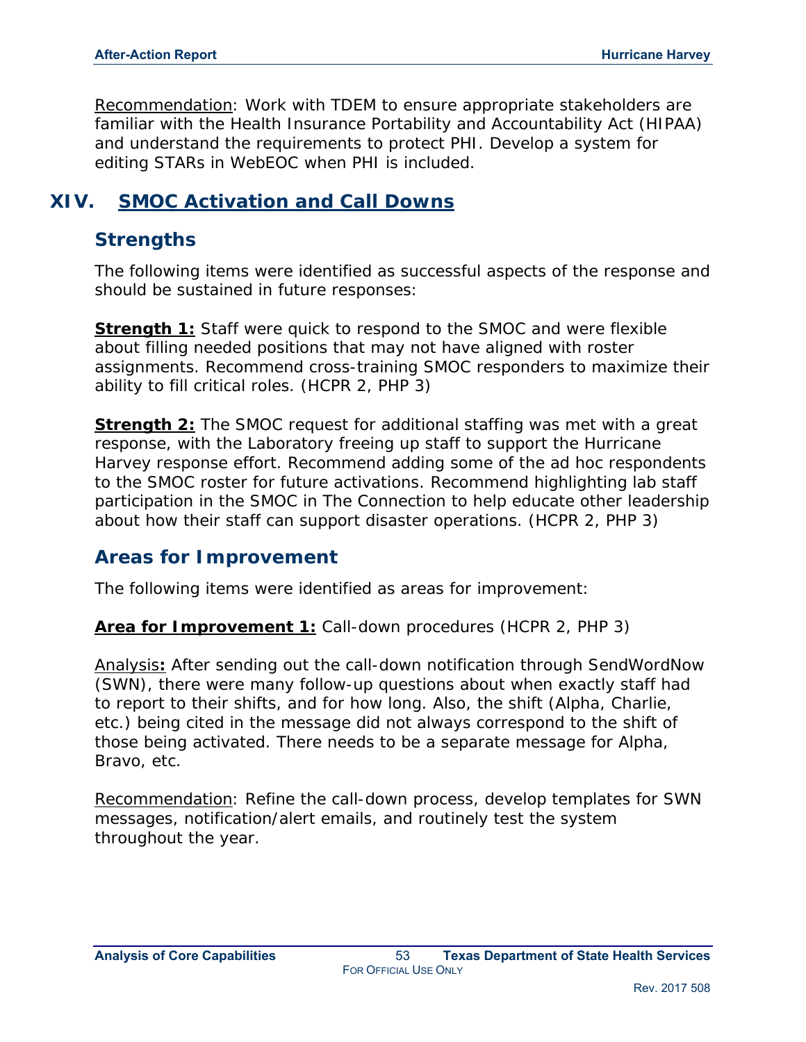Recommendation: Work with TDEM to ensure appropriate stakeholders are familiar with the Health Insurance Portability and Accountability Act (HIPAA) and understand the requirements to protect PHI. Develop a system for editing STARs in WebEOC when PHI is included.

# XIV. SMOC Activation and Call Downs

## Strengths

The following items were identified as successful aspects of the response and should be sustained in future responses:

**Strength 1:** Staff were quick to respond to the SMOC and were flexible about filling needed positions that may not have aligned with roster assignments. Recommend cross-training SMOC responders to maximize their ability to fill critical roles. (HCPR 2, PHP 3)

**Strength 2:** The SMOC request for additional staffing was met with a great response, with the Laboratory freeing up staff to support the Hurricane Harvey response effort. Recommend adding some of the ad hoc respondents to the SMOC roster for future activations. Recommend highlighting lab staff participation in the SMOC in The Connection to help educate other leadership about how their staff can support disaster operations. (HCPR 2, PHP 3)

## Areas for Improvement

The following items were identified as areas for improvement:

**Area for Improvement 1:** Call-down procedures (HCPR 2, PHP 3)

Analysis**:** After sending out the call-down notification through SendWordNow (SWN), there were many follow-up questions about when exactly staff had to report to their shifts, and for how long. Also, the shift (Alpha, Charlie, etc.) being cited in the message did not always correspond to the shift of those being activated. There needs to be a separate message for Alpha, Bravo, etc.

Recommendation: Refine the call-down process, develop templates for SWN messages, notification/alert emails, and routinely test the system throughout the year.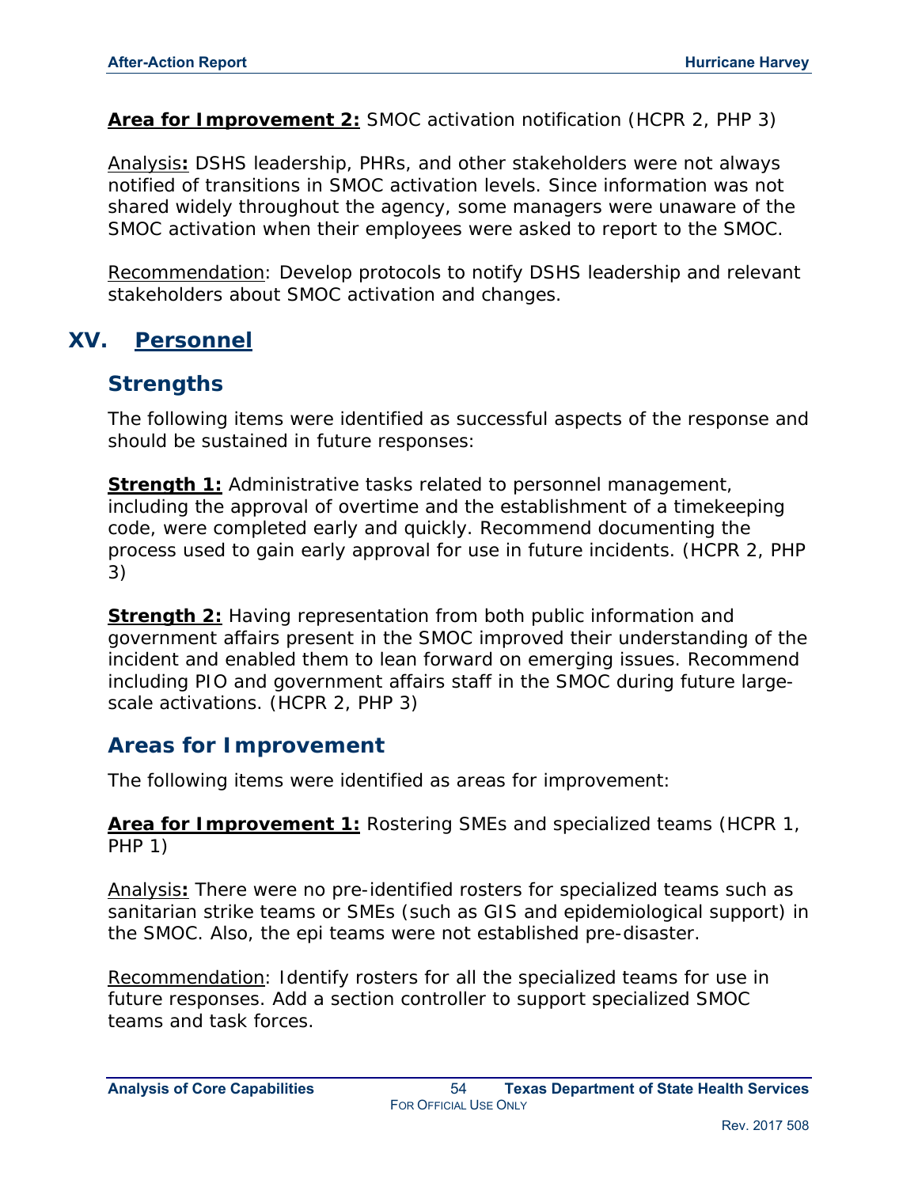**Area for Improvement 2:** SMOC activation notification (HCPR 2, PHP 3)

Analysis**:** DSHS leadership, PHRs, and other stakeholders were not always notified of transitions in SMOC activation levels. Since information was not shared widely throughout the agency, some managers were unaware of the SMOC activation when their employees were asked to report to the SMOC.

Recommendation: Develop protocols to notify DSHS leadership and relevant stakeholders about SMOC activation and changes.

## XV. Personnel

### Strengths

The following items were identified as successful aspects of the response and should be sustained in future responses:

**Strength 1:** Administrative tasks related to personnel management, including the approval of overtime and the establishment of a timekeeping code, were completed early and quickly. Recommend documenting the process used to gain early approval for use in future incidents. (HCPR 2, PHP 3)

**Strength 2:** Having representation from both public information and government affairs present in the SMOC improved their understanding of the incident and enabled them to lean forward on emerging issues. Recommend including PIO and government affairs staff in the SMOC during future large-scale activations. (HCPR 2, PHP 3)

### Areas for Improvement

The following items were identified as areas for improvement:

**Area for Improvement 1:** Rostering SMEs and specialized teams (HCPR 1, PHP 1)

Analysis**:** There were no pre-identified rosters for specialized teams such as sanitarian strike teams or SMEs (such as GIS and epidemiological support) in the SMOC. Also, the epi teams were not established pre-disaster.

Recommendation: Identify rosters for all the specialized teams for use in future responses. Add a section controller to support specialized SMOC teams and task forces.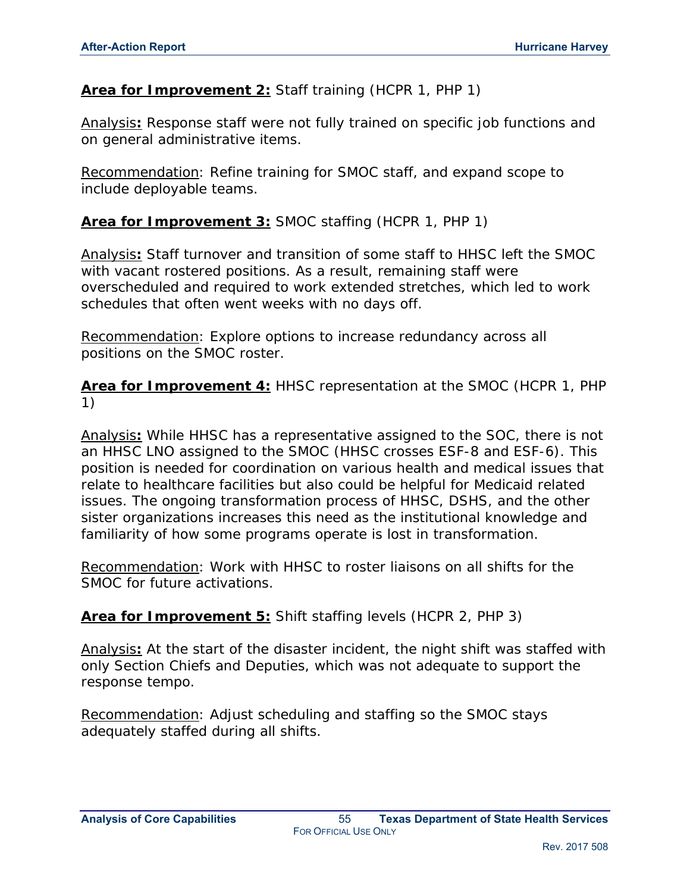**Area for Improvement 2:** Staff training (HCPR 1, PHP 1)

Analysis**:** Response staff were not fully trained on specific job functions and on general administrative items.

Recommendation: Refine training for SMOC staff, and expand scope to include deployable teams.

**Area for Improvement 3:** SMOC staffing (HCPR 1, PHP 1)

Analysis**:** Staff turnover and transition of some staff to HHSC left the SMOC with vacant rostered positions. As a result, remaining staff were overscheduled and required to work extended stretches, which led to work schedules that often went weeks with no days off.

Recommendation: Explore options to increase redundancy across all positions on the SMOC roster.

**Area for Improvement 4:** HHSC representation at the SMOC (HCPR 1, PHP 1)

Analysis**:** While HHSC has a representative assigned to the SOC, there is not an HHSC LNO assigned to the SMOC (HHSC crosses ESF-8 and ESF-6). This position is needed for coordination on various health and medical issues that relate to healthcare facilities but also could be helpful for Medicaid related issues. The ongoing transformation process of HHSC, DSHS, and the other sister organizations increases this need as the institutional knowledge and familiarity of how some programs operate is lost in transformation.

Recommendation: Work with HHSC to roster liaisons on all shifts for the SMOC for future activations.

**Area for Improvement 5:** Shift staffing levels (HCPR 2, PHP 3)

Analysis**:** At the start of the disaster incident, the night shift was staffed with only Section Chiefs and Deputies, which was not adequate to support the response tempo.

Recommendation: Adjust scheduling and staffing so the SMOC stays adequately staffed during all shifts.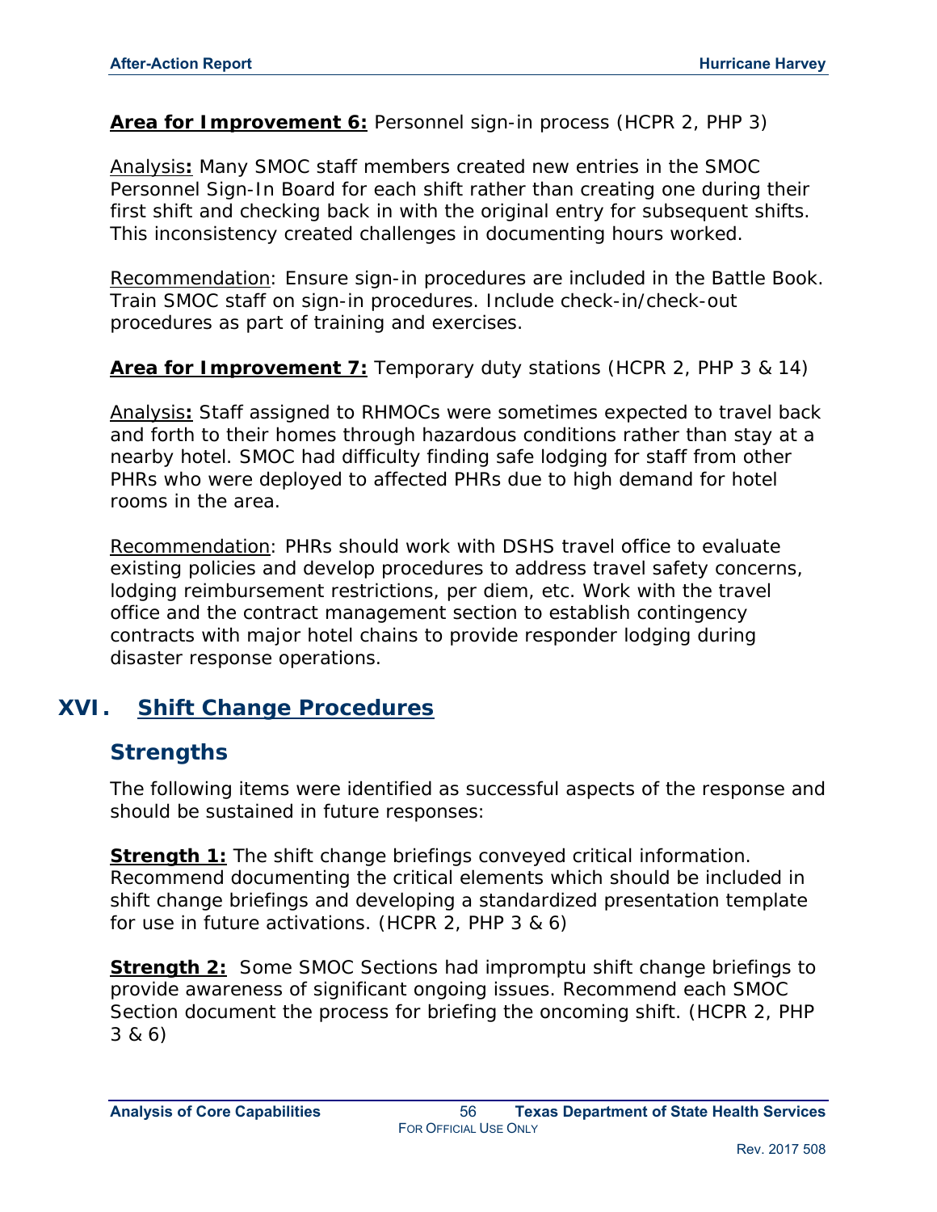**Area for Improvement 6:** Personnel sign-in process (HCPR 2, PHP 3)

Analysis**:** Many SMOC staff members created new entries in the SMOC Personnel Sign-In Board for each shift rather than creating one during their first shift and checking back in with the original entry for subsequent shifts. This inconsistency created challenges in documenting hours worked.

Recommendation: Ensure sign-in procedures are included in the Battle Book. Train SMOC staff on sign-in procedures. Include check-in/check-out procedures as part of training and exercises.

**Area for Improvement 7:** Temporary duty stations (HCPR 2, PHP 3 & 14)

Analysis**:** Staff assigned to RHMOCs were sometimes expected to travel back and forth to their homes through hazardous conditions rather than stay at a nearby hotel. SMOC had difficulty finding safe lodging for staff from other PHRs who were deployed to affected PHRs due to high demand for hotel rooms in the area.

Recommendation: PHRs should work with DSHS travel office to evaluate existing policies and develop procedures to address travel safety concerns, lodging reimbursement restrictions, per diem, etc. Work with the travel office and the contract management section to establish contingency contracts with major hotel chains to provide responder lodging during disaster response operations.

## XVI. Shift Change Procedures

### Strengths

The following items were identified as successful aspects of the response and should be sustained in future responses:

**Strength 1:** The shift change briefings conveyed critical information. Recommend documenting the critical elements which should be included in shift change briefings and developing a standardized presentation template for use in future activations. (HCPR 2, PHP 3 & 6)

**Strength 2:** Some SMOC Sections had impromptu shift change briefings to provide awareness of significant ongoing issues. Recommend each SMOC Section document the process for briefing the oncoming shift. (HCPR 2, PHP 3 & 6)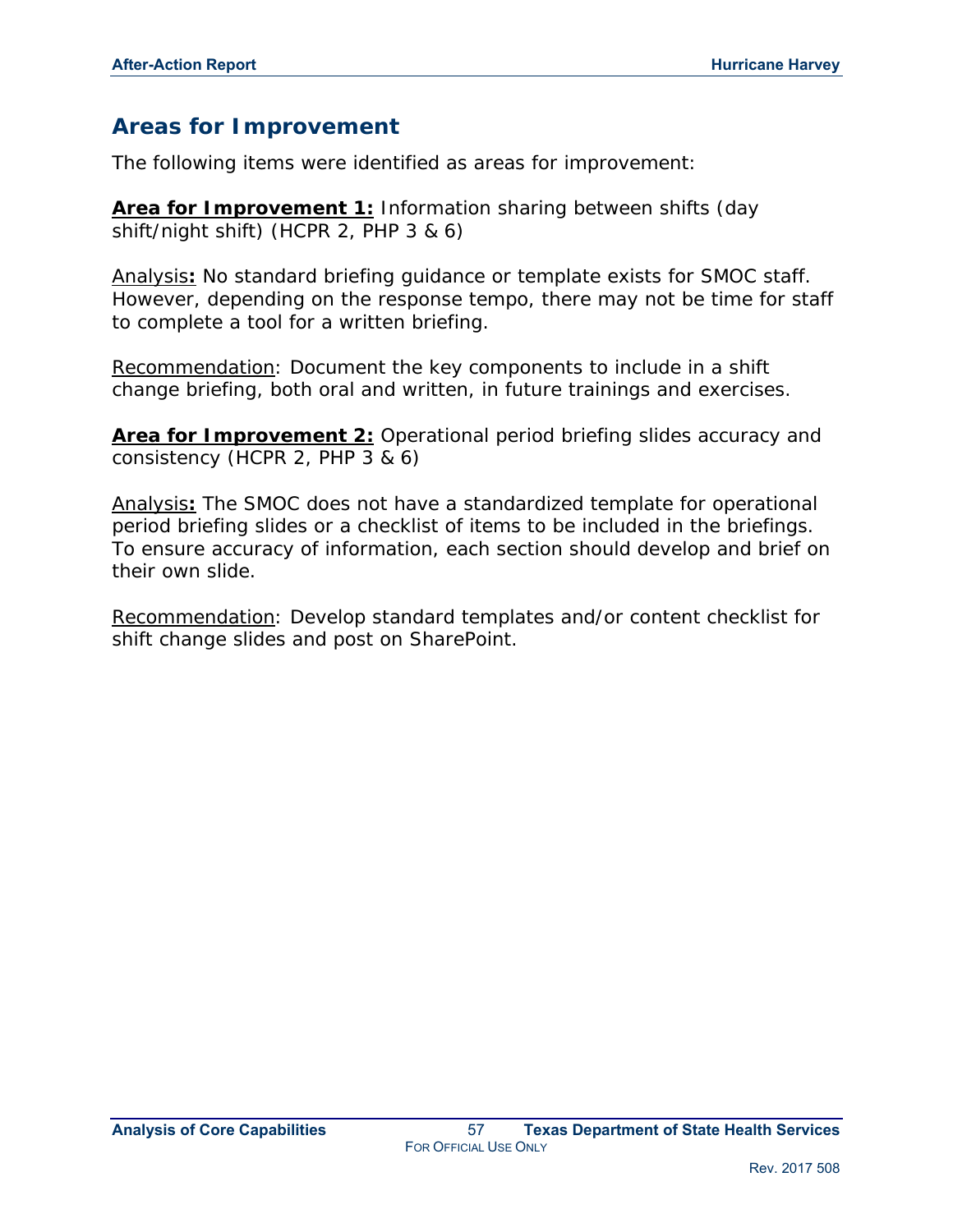## Areas for Improvement

The following items were identified as areas for improvement:

**Area for Improvement 1:** Information sharing between shifts (day shift/night shift) (HCPR 2, PHP 3 & 6)

Analysis**:** No standard briefing guidance or template exists for SMOC staff. However, depending on the response tempo, there may not be time for staff to complete a tool for a written briefing.

Recommendation: Document the key components to include in a shift change briefing, both oral and written, in future trainings and exercises.

**Area for Improvement 2:** Operational period briefing slides accuracy and consistency (HCPR 2, PHP 3 & 6)

Analysis**:** The SMOC does not have a standardized template for operational period briefing slides or a checklist of items to be included in the briefings. To ensure accuracy of information, each section should develop and brief on their own slide.

Recommendation: Develop standard templates and/or content checklist for shift change slides and post on SharePoint.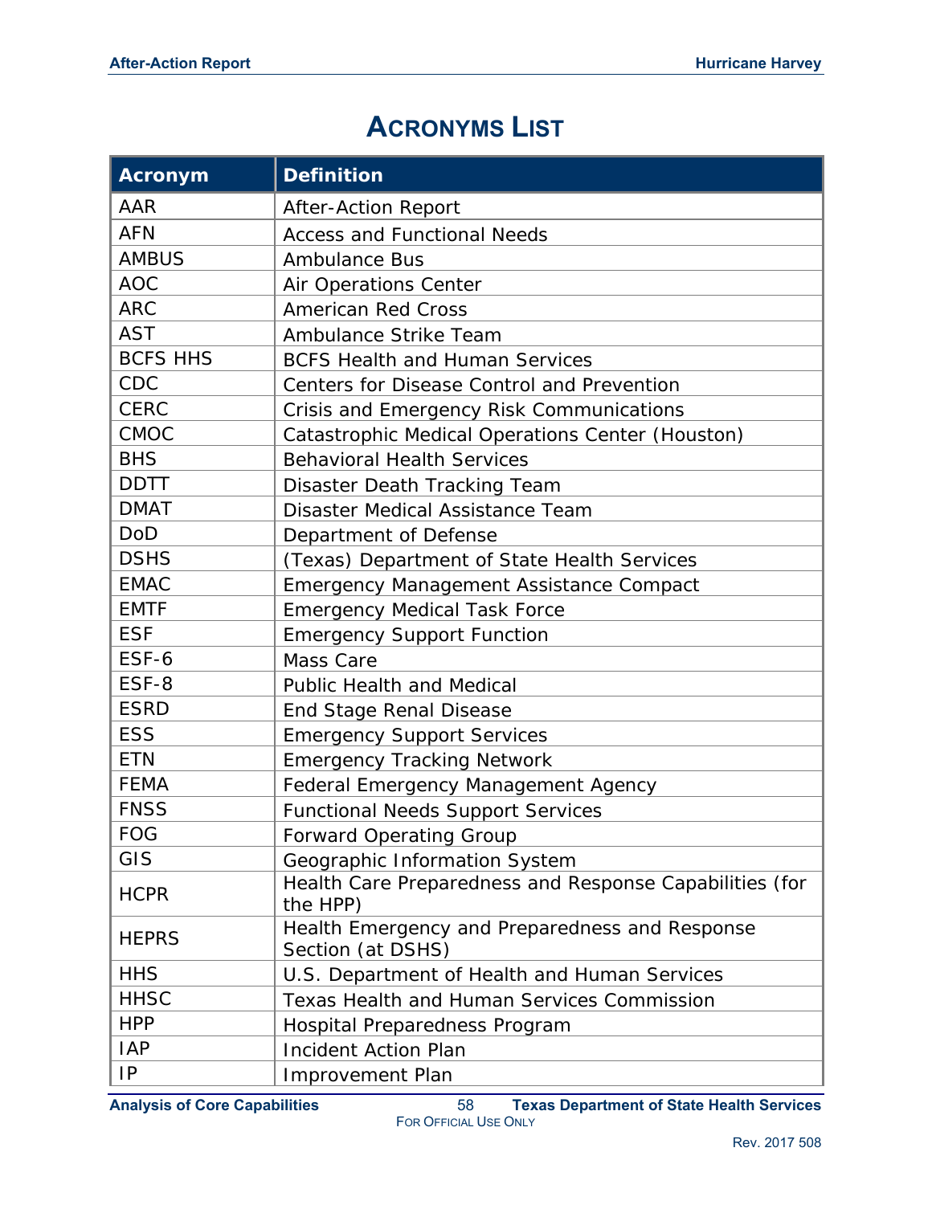# Acronyms List

| Acronym | Definition |
|---|---|
| AAR | After-Action Report |
| AFN | Access and Functional Needs |
| AMBUS | Ambulance Bus |
| AOC | Air Operations Center |
| ARC | American Red Cross |
| AST | Ambulance Strike Team |
| BCFS HHS | BCFS Health and Human Services |
| CDC | Centers for Disease Control and Prevention |
| CERC | Crisis and Emergency Risk Communications |
| CMOC | Catastrophic Medical Operations Center (Houston) |
| BHS | Behavioral Health Services |
| DDTT | Disaster Death Tracking Team |
| DMAT | Disaster Medical Assistance Team |
| DoD | Department of Defense |
| DSHS | (Texas) Department of State Health Services |
| EMAC | Emergency Management Assistance Compact |
| EMTF | Emergency Medical Task Force |
| ESF | Emergency Support Function |
| ESF-6 | Mass Care |
| ESF-8 | Public Health and Medical |
| ESRD | End Stage Renal Disease |
| ESS | Emergency Support Services |
| ETN | Emergency Tracking Network |
| FEMA | Federal Emergency Management Agency |
| FNSS | Functional Needs Support Services |
| FOG | Forward Operating Group |
| GIS | Geographic Information System |
| HCPR | Health Care Preparedness and Response Capabilities (for the HPP) |
| HEPRS | Health Emergency and Preparedness and Response Section (at DSHS) |
| HHS | U.S. Department of Health and Human Services |
| HHSC | Texas Health and Human Services Commission |
| HPP | Hospital Preparedness Program |
| IAP | Incident Action Plan |
| IP | Improvement Plan |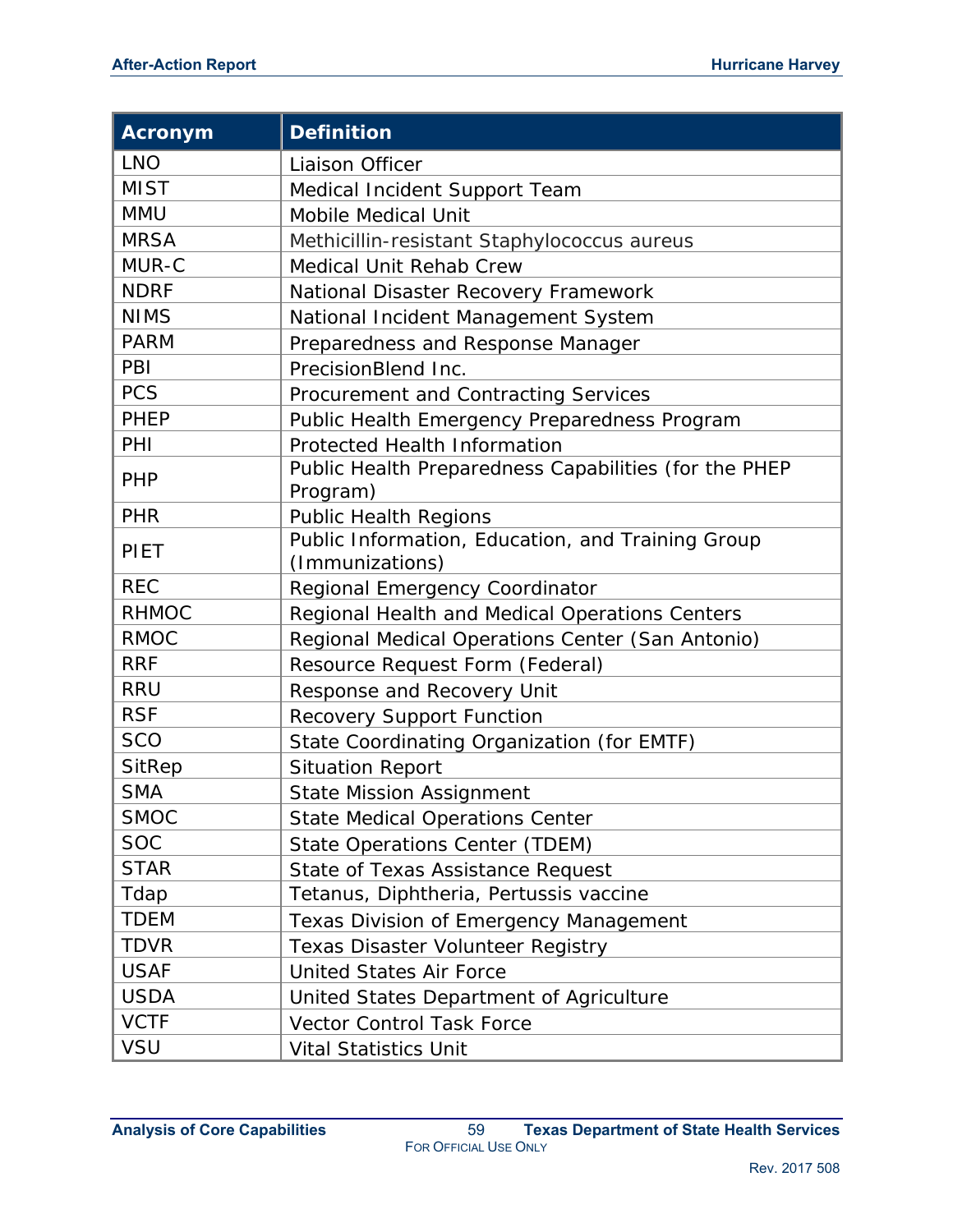| Acronym | Definition |
|---|---|
| LNO | Liaison Officer |
| MIST | Medical Incident Support Team |
| MMU | Mobile Medical Unit |
| MRSA | Methicillin-resistant Staphylococcus aureus |
| MUR-C | Medical Unit Rehab Crew |
| NDRF | National Disaster Recovery Framework |
| NIMS | National Incident Management System |
| PARM | Preparedness and Response Manager |
| PBI | PrecisionBlend Inc. |
| PCS | Procurement and Contracting Services |
| PHEP | Public Health Emergency Preparedness Program |
| PHI | Protected Health Information |
| PHP | Public Health Preparedness Capabilities (for the PHEP Program) |
| PHR | Public Health Regions |
| PIET | Public Information, Education, and Training Group (Immunizations) |
| REC | Regional Emergency Coordinator |
| RHMOC | Regional Health and Medical Operations Centers |
| RMOC | Regional Medical Operations Center (San Antonio) |
| RRF | Resource Request Form (Federal) |
| RRU | Response and Recovery Unit |
| RSF | Recovery Support Function |
| SCO | State Coordinating Organization (for EMTF) |
| SitRep | Situation Report |
| SMA | State Mission Assignment |
| SMOC | State Medical Operations Center |
| SOC | State Operations Center (TDEM) |
| STAR | State of Texas Assistance Request |
| Tdap | Tetanus, Diphtheria, Pertussis vaccine |
| TDEM | Texas Division of Emergency Management |
| TDVR | Texas Disaster Volunteer Registry |
| USAF | United States Air Force |
| USDA | United States Department of Agriculture |
| VCTF | Vector Control Task Force |
| VSU | Vital Statistics Unit |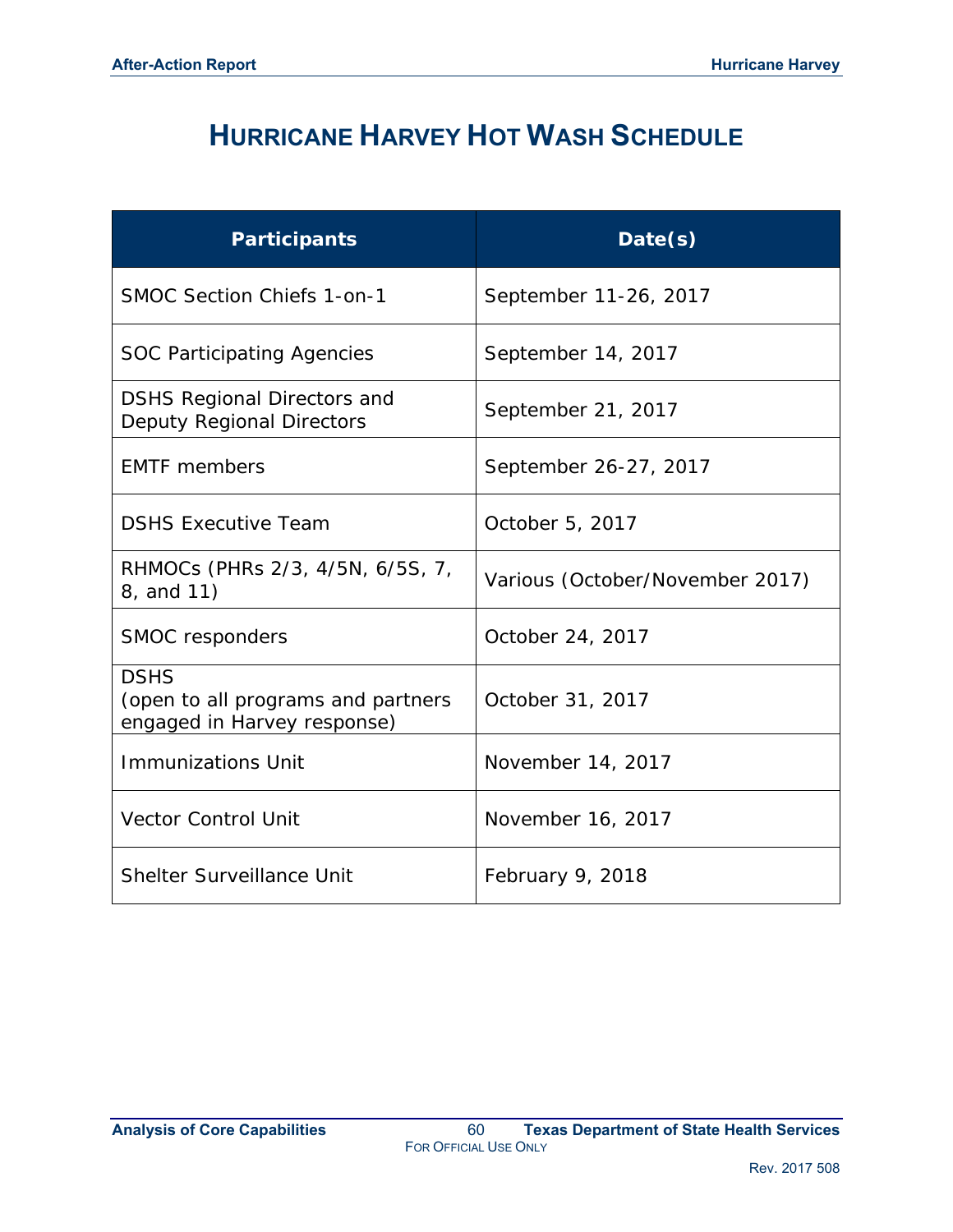# Hurricane Harvey Hot Wash Schedule

| Participants | Date(s) |
| --- | --- |
| SMOC Section Chiefs 1-on-1 | September 11-26, 2017 |
| SOC Participating Agencies | September 14, 2017 |
| DSHS Regional Directors and Deputy Regional Directors | September 21, 2017 |
| EMTF members | September 26-27, 2017 |
| DSHS Executive Team | October 5, 2017 |
| RHMOCs (PHRs 2/3, 4/5N, 6/5S, 7, 8, and 11) | Various (October/November 2017) |
| SMOC responders | October 24, 2017 |
| DSHS (open to all programs and partners engaged in Harvey response) | October 31, 2017 |
| Immunizations Unit | November 14, 2017 |
| Vector Control Unit | November 16, 2017 |
| Shelter Surveillance Unit | February 9, 2018 |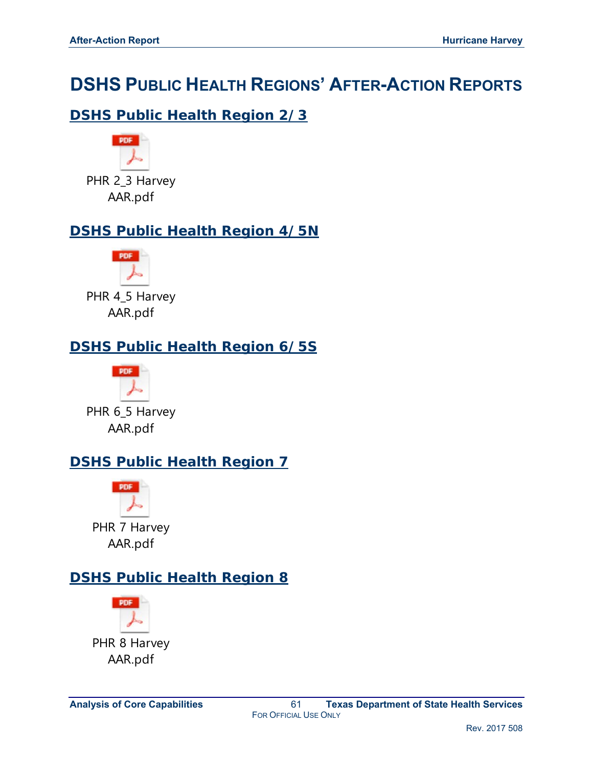# DSHS Public Health Regions' After-Action Reports

## DSHS Public Health Region 2/3

PHR 2_3 Harvey AAR.pdf

## DSHS Public Health Region 4/5N

PHR 4_5 Harvey AAR.pdf

## DSHS Public Health Region 6/5S

PHR 6_5 Harvey AAR.pdf

## DSHS Public Health Region 7

PHR 7 Harvey AAR.pdf

## DSHS Public Health Region 8

PHR 8 Harvey AAR.pdf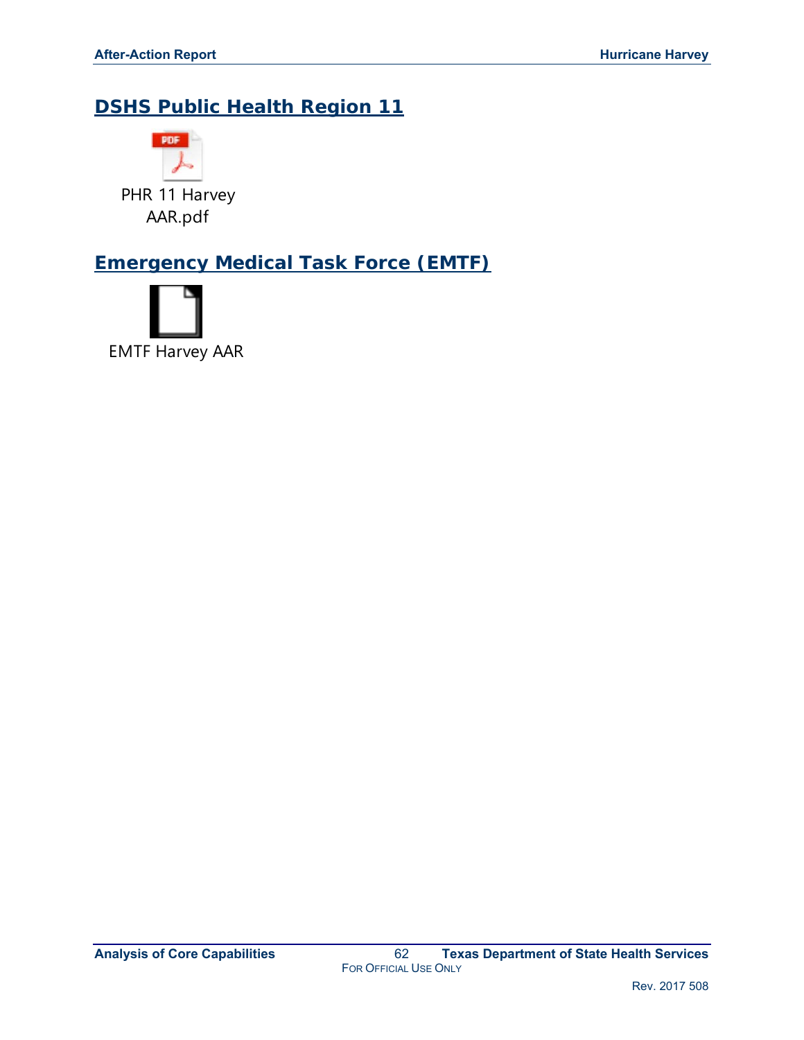## DSHS Public Health Region 11

PHR 11 Harvey AAR.pdf

## Emergency Medical Task Force (EMTF)

EMTF Harvey AAR